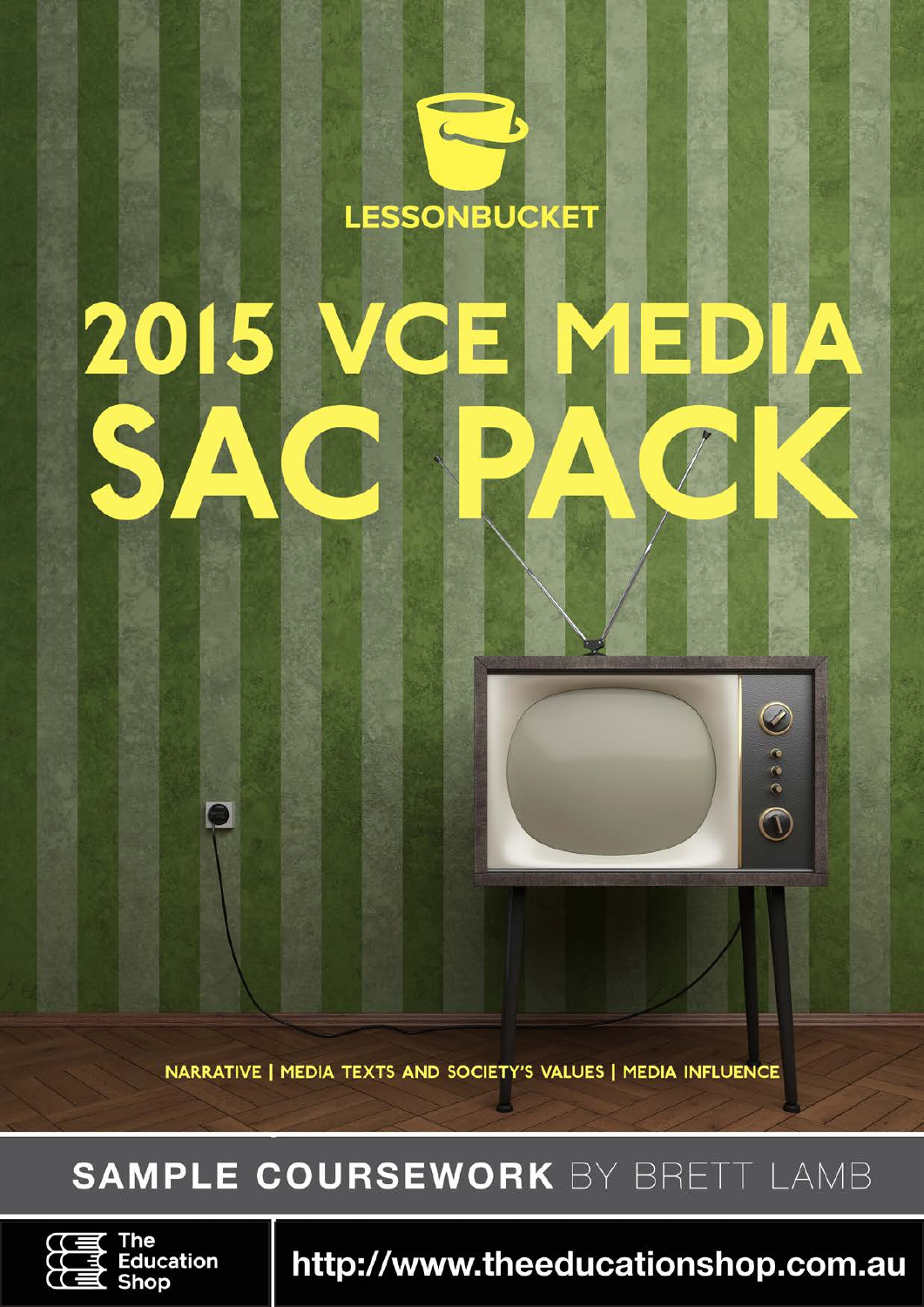LESSONBUCKET

# 2015 VCE MEDIA SAC PACK

NARRATIVE | MEDIA TEXTS AND SOCIETY'S VALUES | MEDIA INFLUENCE

## SAMPLE COURSEWORK BY BRETT LAMB

The Education Shop

http://www.theeducationshop.com.au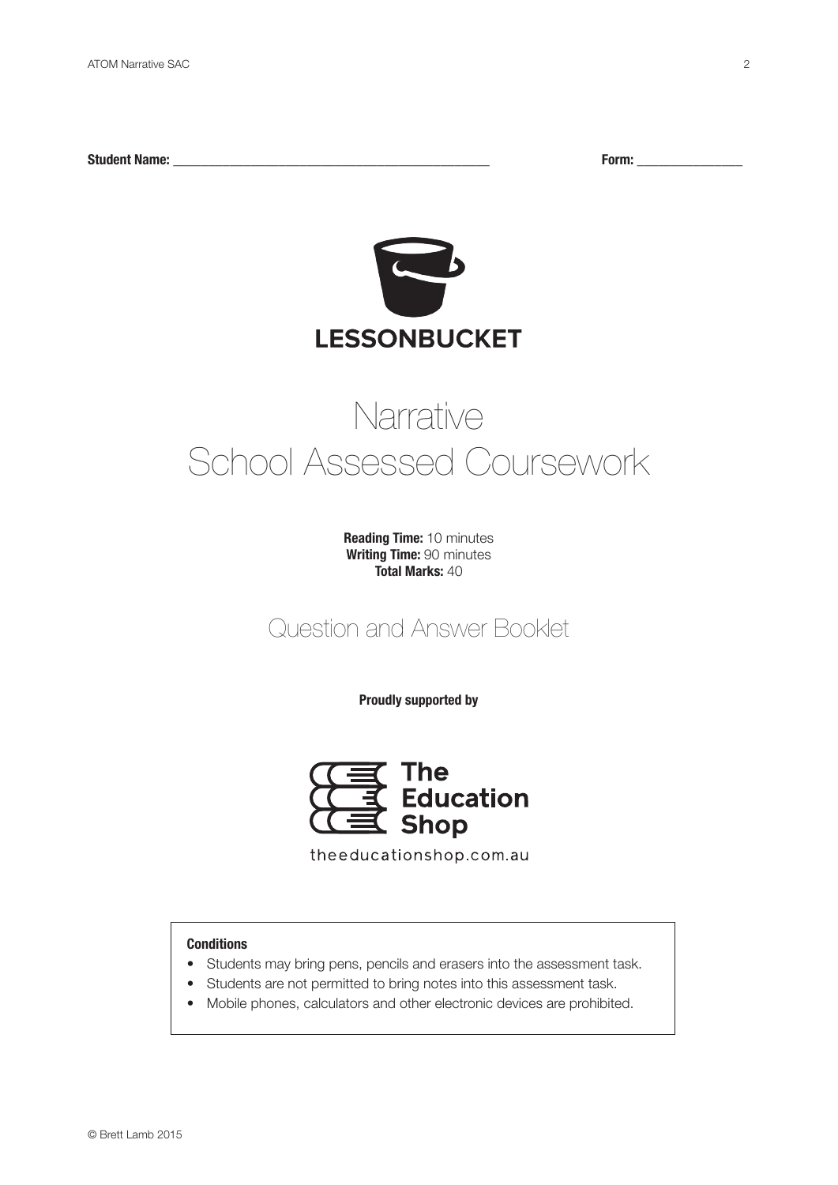**Student Name:** ____________________________________________ **Form:** _______________

**LESSONBUCKET**

# Narrative
# School Assessed Coursework

**Reading Time:** 10 minutes
**Writing Time:** 90 minutes
**Total Marks:** 40

## Question and Answer Booklet

**Proudly supported by**

**The Education Shop**

theeducationshop.com.au

**Conditions**

- Students may bring pens, pencils and erasers into the assessment task.
- Students are not permitted to bring notes into this assessment task.
- Mobile phones, calculators and other electronic devices are prohibited.

© Brett Lamb 2015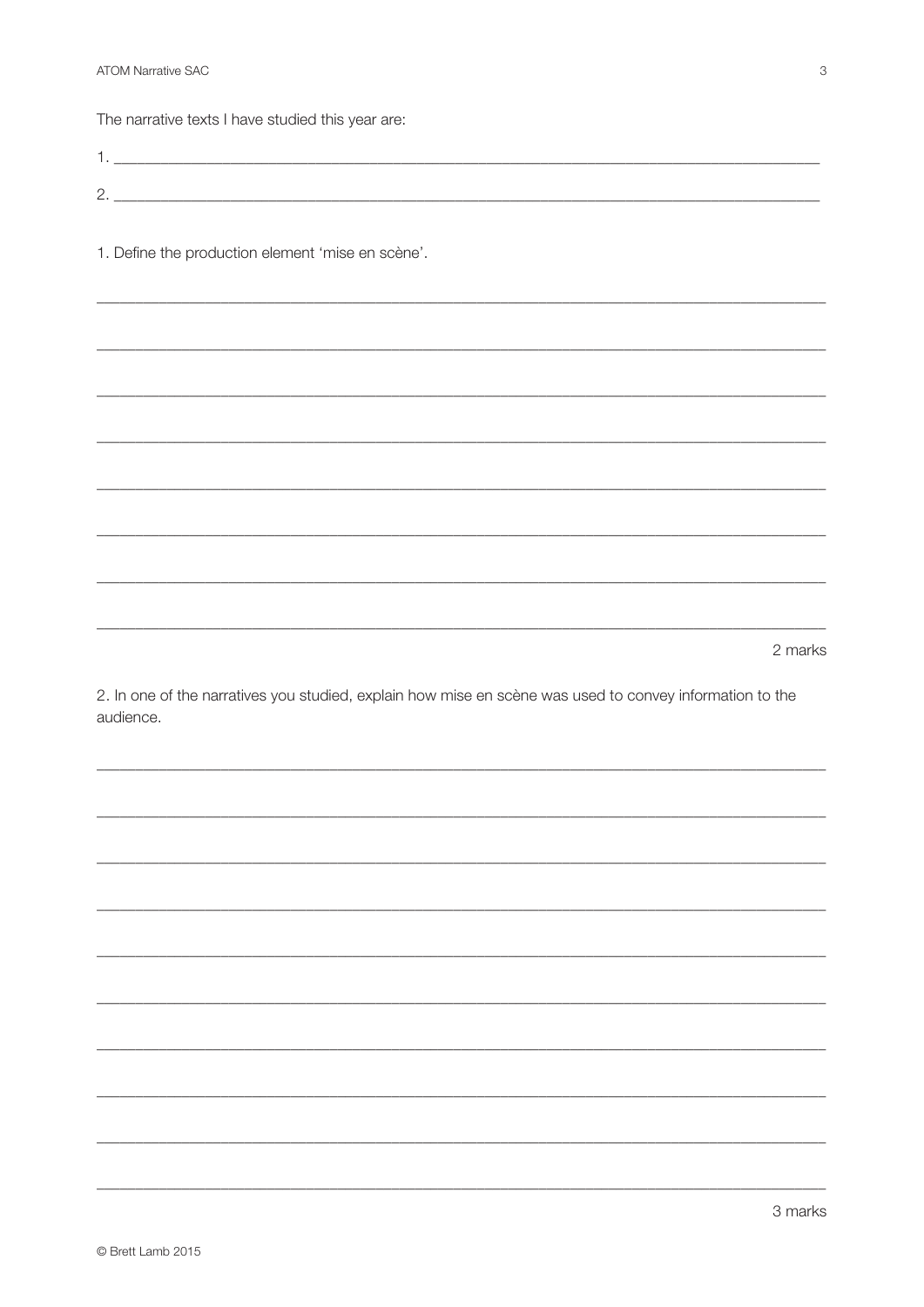The narrative texts I have studied this year are:

1. ______________________________________________

2. ______________________________________________

1. Define the production element 'mise en scène'.

______________________________________________

______________________________________________

______________________________________________

______________________________________________

______________________________________________

______________________________________________

______________________________________________

______________________________________________

2 marks

2. In one of the narratives you studied, explain how mise en scène was used to convey information to the audience.

______________________________________________

______________________________________________

______________________________________________

______________________________________________

______________________________________________

______________________________________________

______________________________________________

______________________________________________

______________________________________________

______________________________________________

3 marks

© Brett Lamb 2015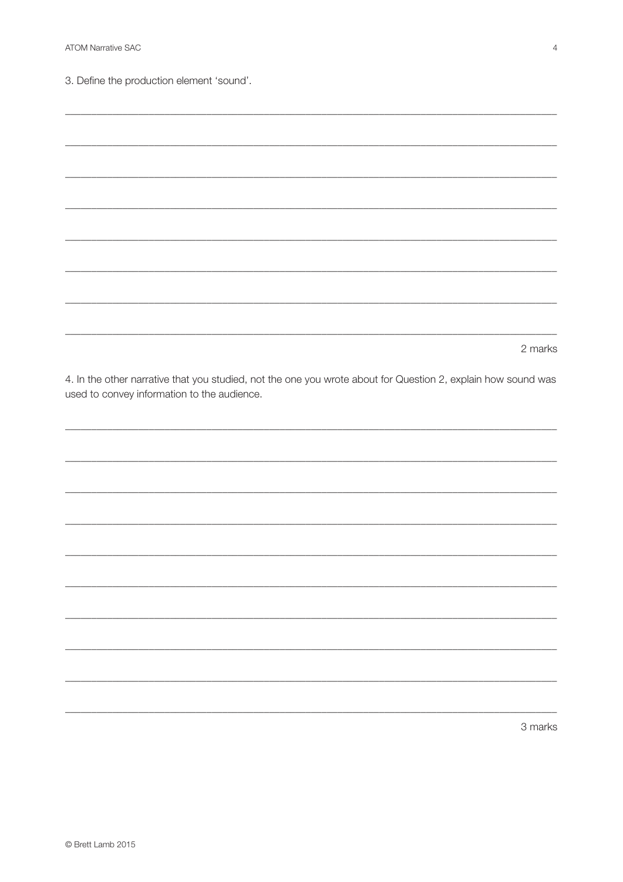3. Define the production element ‘sound’.

2 marks

4. In the other narrative that you studied, not the one you wrote about for Question 2, explain how sound was used to convey information to the audience.

3 marks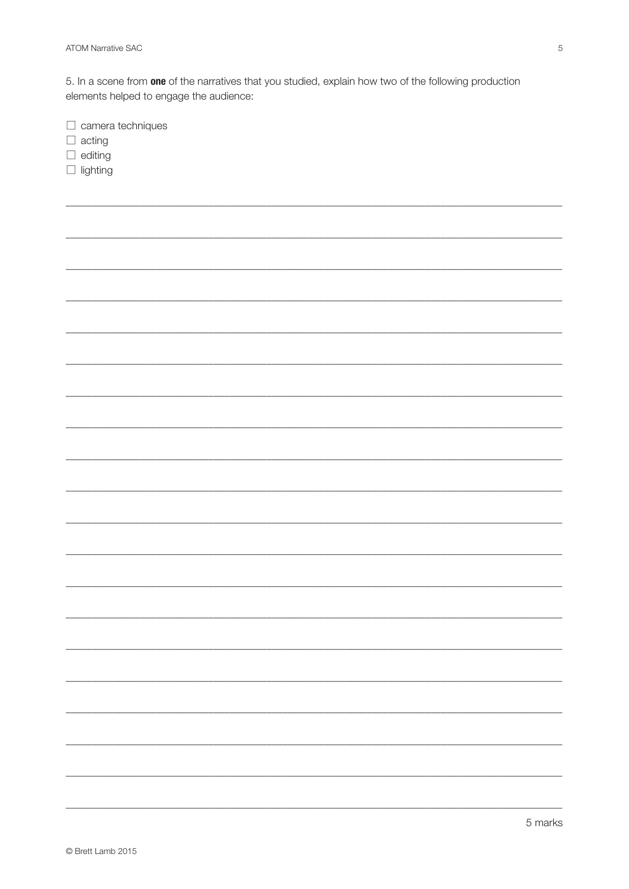5. In a scene from **one** of the narratives that you studied, explain how two of the following production elements helped to engage the audience:

- ☐ camera techniques
- ☐ acting
- ☐ editing
- ☐ lighting

5 marks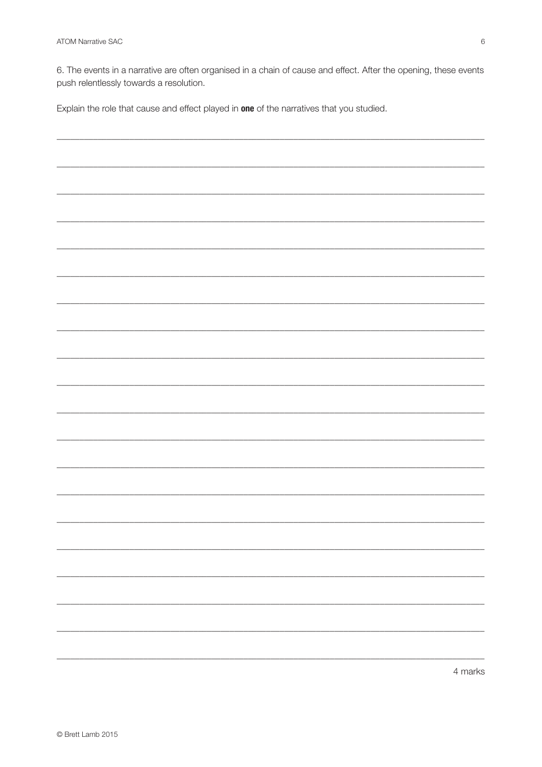6. The events in a narrative are often organised in a chain of cause and effect. After the opening, these events push relentlessly towards a resolution.

Explain the role that cause and effect played in **one** of the narratives that you studied.

\_\_\_\_\_\_\_\_\_\_\_\_\_\_\_\_\_\_\_\_\_\_\_\_\_\_\_\_\_\_\_\_\_\_\_\_\_\_\_\_\_\_\_\_\_\_\_\_\_\_\_\_\_\_\_\_\_\_\_\_\_\_\_\_\_\_\_\_\_\_\_\_

\_\_\_\_\_\_\_\_\_\_\_\_\_\_\_\_\_\_\_\_\_\_\_\_\_\_\_\_\_\_\_\_\_\_\_\_\_\_\_\_\_\_\_\_\_\_\_\_\_\_\_\_\_\_\_\_\_\_\_\_\_\_\_\_\_\_\_\_\_\_\_\_

\_\_\_\_\_\_\_\_\_\_\_\_\_\_\_\_\_\_\_\_\_\_\_\_\_\_\_\_\_\_\_\_\_\_\_\_\_\_\_\_\_\_\_\_\_\_\_\_\_\_\_\_\_\_\_\_\_\_\_\_\_\_\_\_\_\_\_\_\_\_\_\_

\_\_\_\_\_\_\_\_\_\_\_\_\_\_\_\_\_\_\_\_\_\_\_\_\_\_\_\_\_\_\_\_\_\_\_\_\_\_\_\_\_\_\_\_\_\_\_\_\_\_\_\_\_\_\_\_\_\_\_\_\_\_\_\_\_\_\_\_\_\_\_\_

\_\_\_\_\_\_\_\_\_\_\_\_\_\_\_\_\_\_\_\_\_\_\_\_\_\_\_\_\_\_\_\_\_\_\_\_\_\_\_\_\_\_\_\_\_\_\_\_\_\_\_\_\_\_\_\_\_\_\_\_\_\_\_\_\_\_\_\_\_\_\_\_

\_\_\_\_\_\_\_\_\_\_\_\_\_\_\_\_\_\_\_\_\_\_\_\_\_\_\_\_\_\_\_\_\_\_\_\_\_\_\_\_\_\_\_\_\_\_\_\_\_\_\_\_\_\_\_\_\_\_\_\_\_\_\_\_\_\_\_\_\_\_\_\_

\_\_\_\_\_\_\_\_\_\_\_\_\_\_\_\_\_\_\_\_\_\_\_\_\_\_\_\_\_\_\_\_\_\_\_\_\_\_\_\_\_\_\_\_\_\_\_\_\_\_\_\_\_\_\_\_\_\_\_\_\_\_\_\_\_\_\_\_\_\_\_\_

\_\_\_\_\_\_\_\_\_\_\_\_\_\_\_\_\_\_\_\_\_\_\_\_\_\_\_\_\_\_\_\_\_\_\_\_\_\_\_\_\_\_\_\_\_\_\_\_\_\_\_\_\_\_\_\_\_\_\_\_\_\_\_\_\_\_\_\_\_\_\_\_

\_\_\_\_\_\_\_\_\_\_\_\_\_\_\_\_\_\_\_\_\_\_\_\_\_\_\_\_\_\_\_\_\_\_\_\_\_\_\_\_\_\_\_\_\_\_\_\_\_\_\_\_\_\_\_\_\_\_\_\_\_\_\_\_\_\_\_\_\_\_\_\_

\_\_\_\_\_\_\_\_\_\_\_\_\_\_\_\_\_\_\_\_\_\_\_\_\_\_\_\_\_\_\_\_\_\_\_\_\_\_\_\_\_\_\_\_\_\_\_\_\_\_\_\_\_\_\_\_\_\_\_\_\_\_\_\_\_\_\_\_\_\_\_\_

\_\_\_\_\_\_\_\_\_\_\_\_\_\_\_\_\_\_\_\_\_\_\_\_\_\_\_\_\_\_\_\_\_\_\_\_\_\_\_\_\_\_\_\_\_\_\_\_\_\_\_\_\_\_\_\_\_\_\_\_\_\_\_\_\_\_\_\_\_\_\_\_

\_\_\_\_\_\_\_\_\_\_\_\_\_\_\_\_\_\_\_\_\_\_\_\_\_\_\_\_\_\_\_\_\_\_\_\_\_\_\_\_\_\_\_\_\_\_\_\_\_\_\_\_\_\_\_\_\_\_\_\_\_\_\_\_\_\_\_\_\_\_\_\_

\_\_\_\_\_\_\_\_\_\_\_\_\_\_\_\_\_\_\_\_\_\_\_\_\_\_\_\_\_\_\_\_\_\_\_\_\_\_\_\_\_\_\_\_\_\_\_\_\_\_\_\_\_\_\_\_\_\_\_\_\_\_\_\_\_\_\_\_\_\_\_\_

\_\_\_\_\_\_\_\_\_\_\_\_\_\_\_\_\_\_\_\_\_\_\_\_\_\_\_\_\_\_\_\_\_\_\_\_\_\_\_\_\_\_\_\_\_\_\_\_\_\_\_\_\_\_\_\_\_\_\_\_\_\_\_\_\_\_\_\_\_\_\_\_

\_\_\_\_\_\_\_\_\_\_\_\_\_\_\_\_\_\_\_\_\_\_\_\_\_\_\_\_\_\_\_\_\_\_\_\_\_\_\_\_\_\_\_\_\_\_\_\_\_\_\_\_\_\_\_\_\_\_\_\_\_\_\_\_\_\_\_\_\_\_\_\_

\_\_\_\_\_\_\_\_\_\_\_\_\_\_\_\_\_\_\_\_\_\_\_\_\_\_\_\_\_\_\_\_\_\_\_\_\_\_\_\_\_\_\_\_\_\_\_\_\_\_\_\_\_\_\_\_\_\_\_\_\_\_\_\_\_\_\_\_\_\_\_\_

\_\_\_\_\_\_\_\_\_\_\_\_\_\_\_\_\_\_\_\_\_\_\_\_\_\_\_\_\_\_\_\_\_\_\_\_\_\_\_\_\_\_\_\_\_\_\_\_\_\_\_\_\_\_\_\_\_\_\_\_\_\_\_\_\_\_\_\_\_\_\_\_

\_\_\_\_\_\_\_\_\_\_\_\_\_\_\_\_\_\_\_\_\_\_\_\_\_\_\_\_\_\_\_\_\_\_\_\_\_\_\_\_\_\_\_\_\_\_\_\_\_\_\_\_\_\_\_\_\_\_\_\_\_\_\_\_\_\_\_\_\_\_\_\_

\_\_\_\_\_\_\_\_\_\_\_\_\_\_\_\_\_\_\_\_\_\_\_\_\_\_\_\_\_\_\_\_\_\_\_\_\_\_\_\_\_\_\_\_\_\_\_\_\_\_\_\_\_\_\_\_\_\_\_\_\_\_\_\_\_\_\_\_\_\_\_\_

\_\_\_\_\_\_\_\_\_\_\_\_\_\_\_\_\_\_\_\_\_\_\_\_\_\_\_\_\_\_\_\_\_\_\_\_\_\_\_\_\_\_\_\_\_\_\_\_\_\_\_\_\_\_\_\_\_\_\_\_\_\_\_\_\_\_\_\_\_\_\_\_

4 marks

© Brett Lamb 2015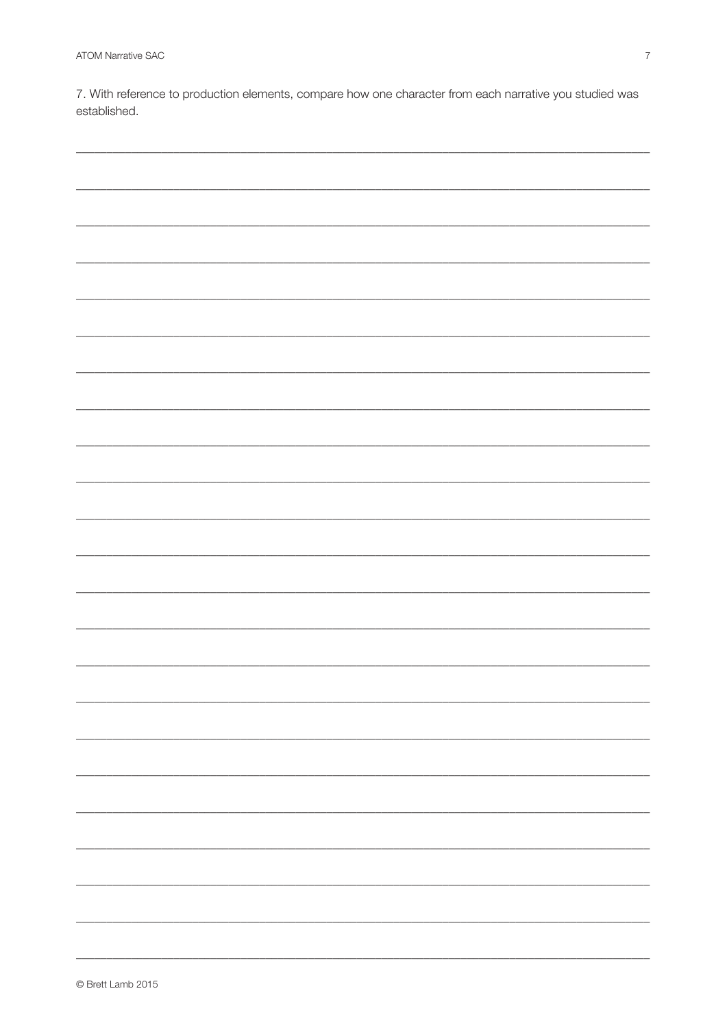7. With reference to production elements, compare how one character from each narrative you studied was established.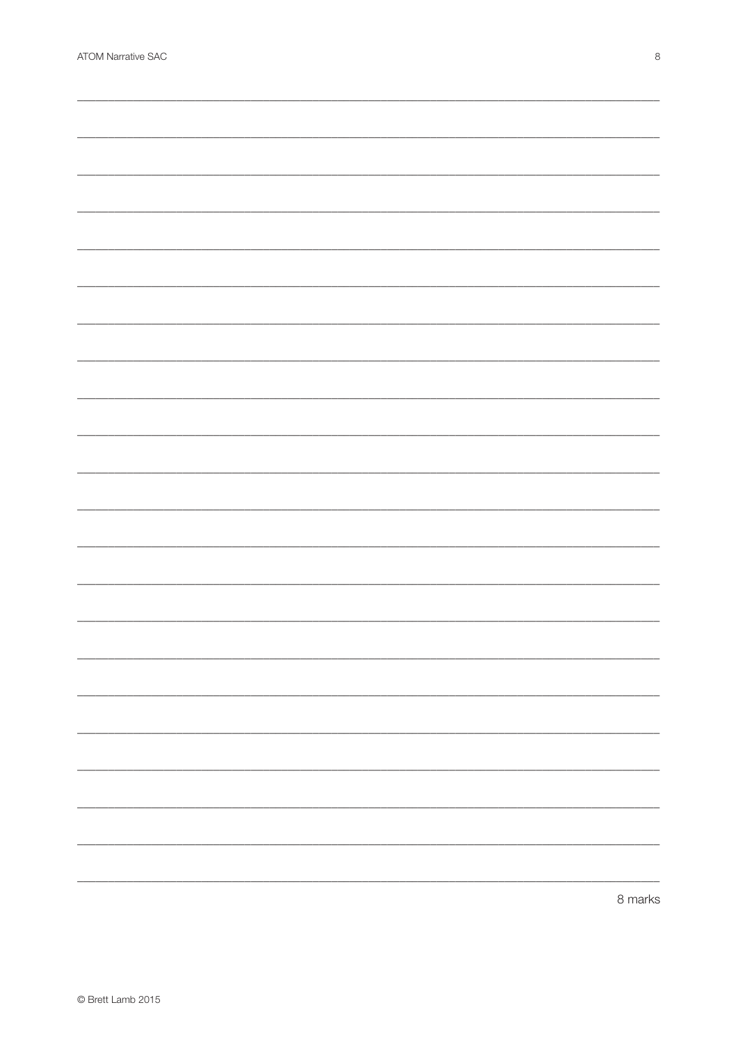8 marks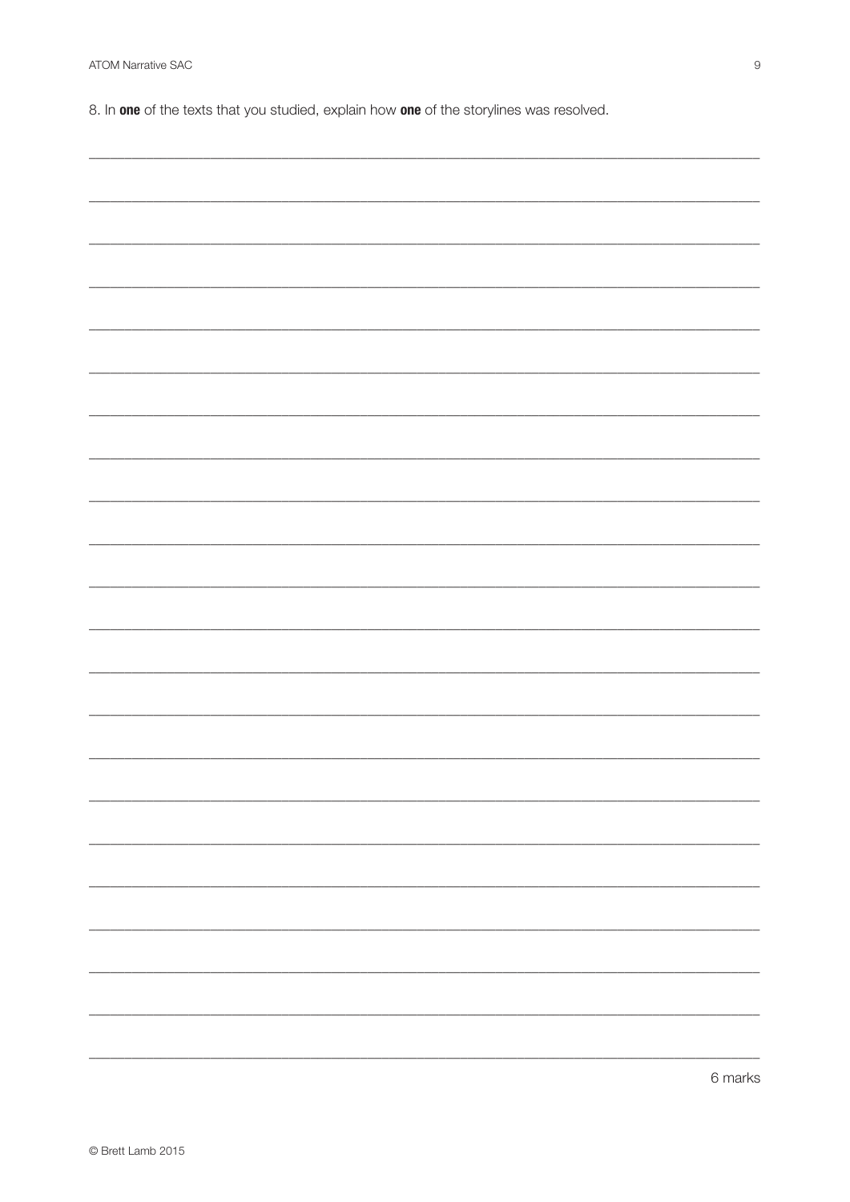8. In **one** of the texts that you studied, explain how **one** of the storylines was resolved.

6 marks

© Brett Lamb 2015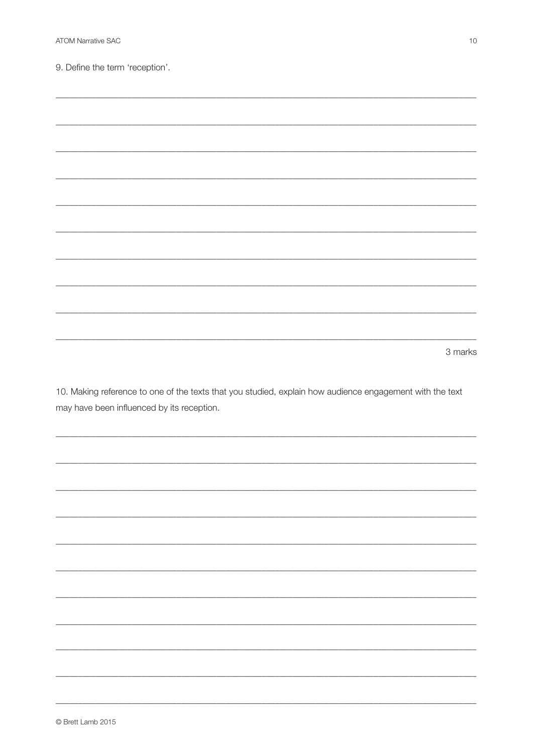9. Define the term 'reception'.

3 marks

10. Making reference to one of the texts that you studied, explain how audience engagement with the text may have been influenced by its reception.

© Brett Lamb 2015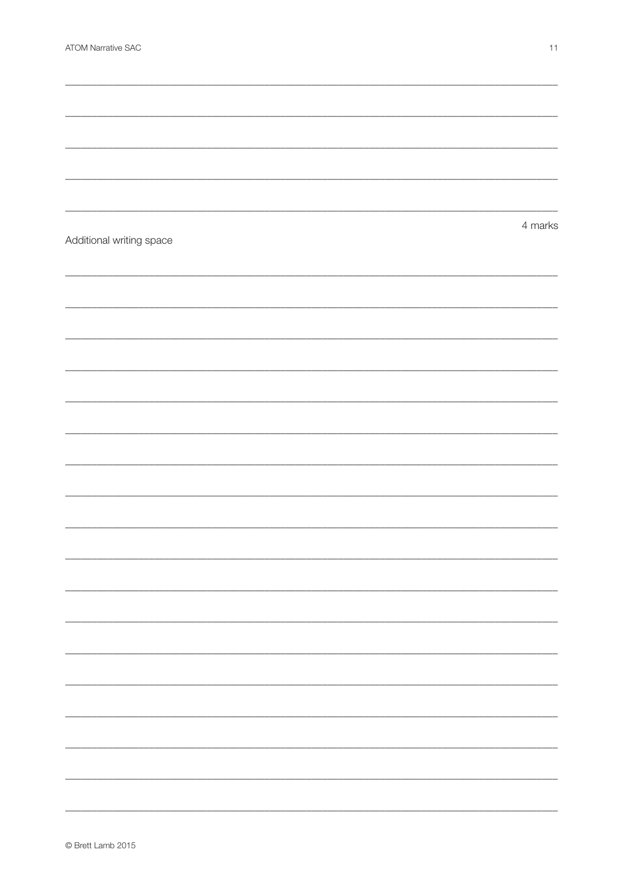4 marks

Additional writing space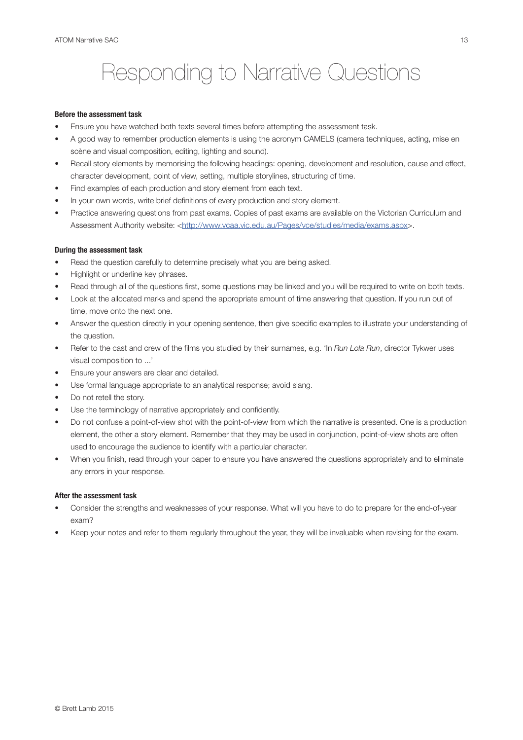# Responding to Narrative Questions

**Before the assessment task**

- Ensure you have watched both texts several times before attempting the assessment task.
- A good way to remember production elements is using the acronym CAMELS (camera techniques, acting, mise en scène and visual composition, editing, lighting and sound).
- Recall story elements by memorising the following headings: opening, development and resolution, cause and effect, character development, point of view, setting, multiple storylines, structuring of time.
- Find examples of each production and story element from each text.
- In your own words, write brief definitions of every production and story element.
- Practice answering questions from past exams. Copies of past exams are available on the Victorian Curriculum and Assessment Authority website: <[http://www.vcaa.vic.edu.au/Pages/vce/studies/media/exams.aspx](http://www.vcaa.vic.edu.au/Pages/vce/studies/media/exams.aspx)>.

**During the assessment task**

- Read the question carefully to determine precisely what you are being asked.
- Highlight or underline key phrases.
- Read through all of the questions first, some questions may be linked and you will be required to write on both texts.
- Look at the allocated marks and spend the appropriate amount of time answering that question. If you run out of time, move onto the next one.
- Answer the question directly in your opening sentence, then give specific examples to illustrate your understanding of the question.
- Refer to the cast and crew of the films you studied by their surnames, e.g. 'In *Run Lola Run*, director Tykwer uses visual composition to ...'
- Ensure your answers are clear and detailed.
- Use formal language appropriate to an analytical response; avoid slang.
- Do not retell the story.
- Use the terminology of narrative appropriately and confidently.
- Do not confuse a point-of-view shot with the point-of-view from which the narrative is presented. One is a production element, the other a story element. Remember that they may be used in conjunction, point-of-view shots are often used to encourage the audience to identify with a particular character.
- When you finish, read through your paper to ensure you have answered the questions appropriately and to eliminate any errors in your response.

**After the assessment task**

- Consider the strengths and weaknesses of your response. What will you have to do to prepare for the end-of-year exam?
- Keep your notes and refer to them regularly throughout the year, they will be invaluable when revising for the exam.

© Brett Lamb 2015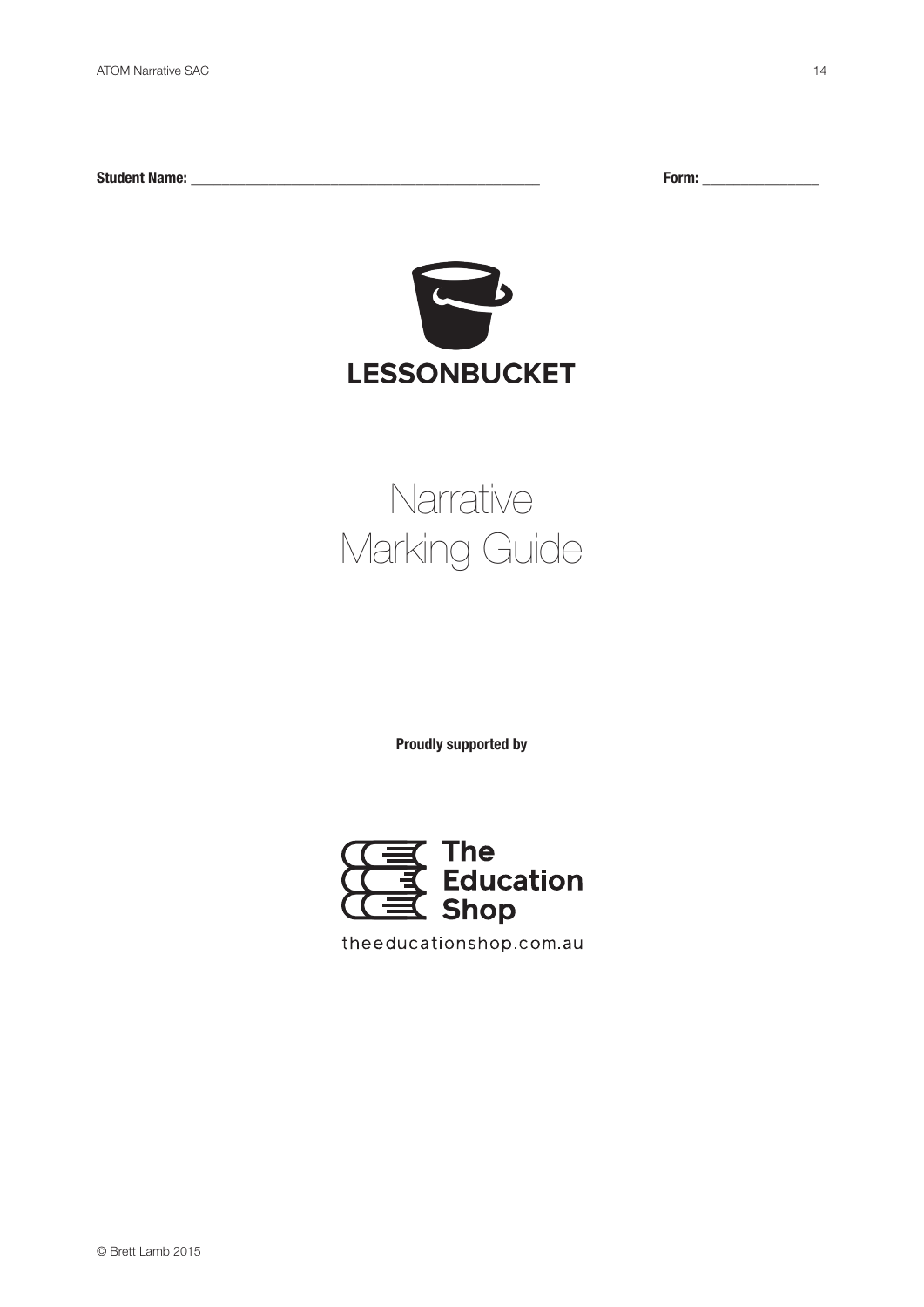**Student Name:** ______________________________________________ **Form:** ________________

LESSONBUCKET

# Narrative Marking Guide

**Proudly supported by**

The Education Shop

theeducationshop.com.au

© Brett Lamb 2015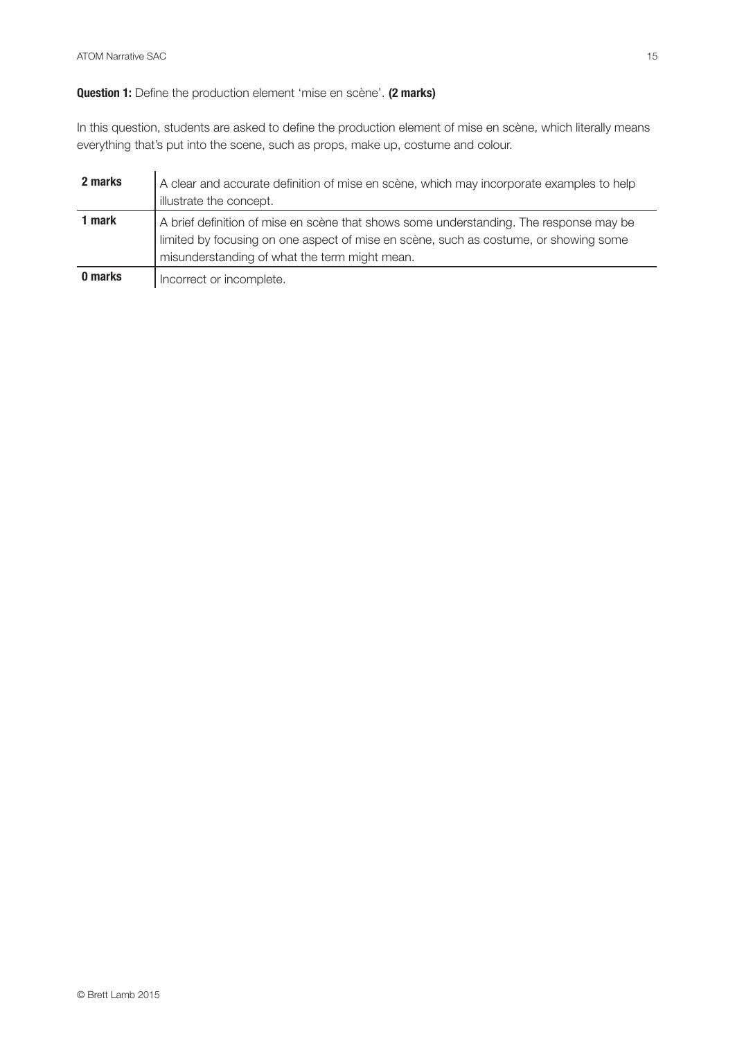**Question 1:** Define the production element 'mise en scène'. **(2 marks)**

In this question, students are asked to define the production element of mise en scène, which literally means everything that's put into the scene, such as props, make up, costume and colour.

| | |
|---|---|
| **2 marks** | A clear and accurate definition of mise en scène, which may incorporate examples to help illustrate the concept. |
| **1 mark** | A brief definition of mise en scène that shows some understanding. The response may be limited by focusing on one aspect of mise en scène, such as costume, or showing some misunderstanding of what the term might mean. |
| **0 marks** | Incorrect or incomplete. |

© Brett Lamb 2015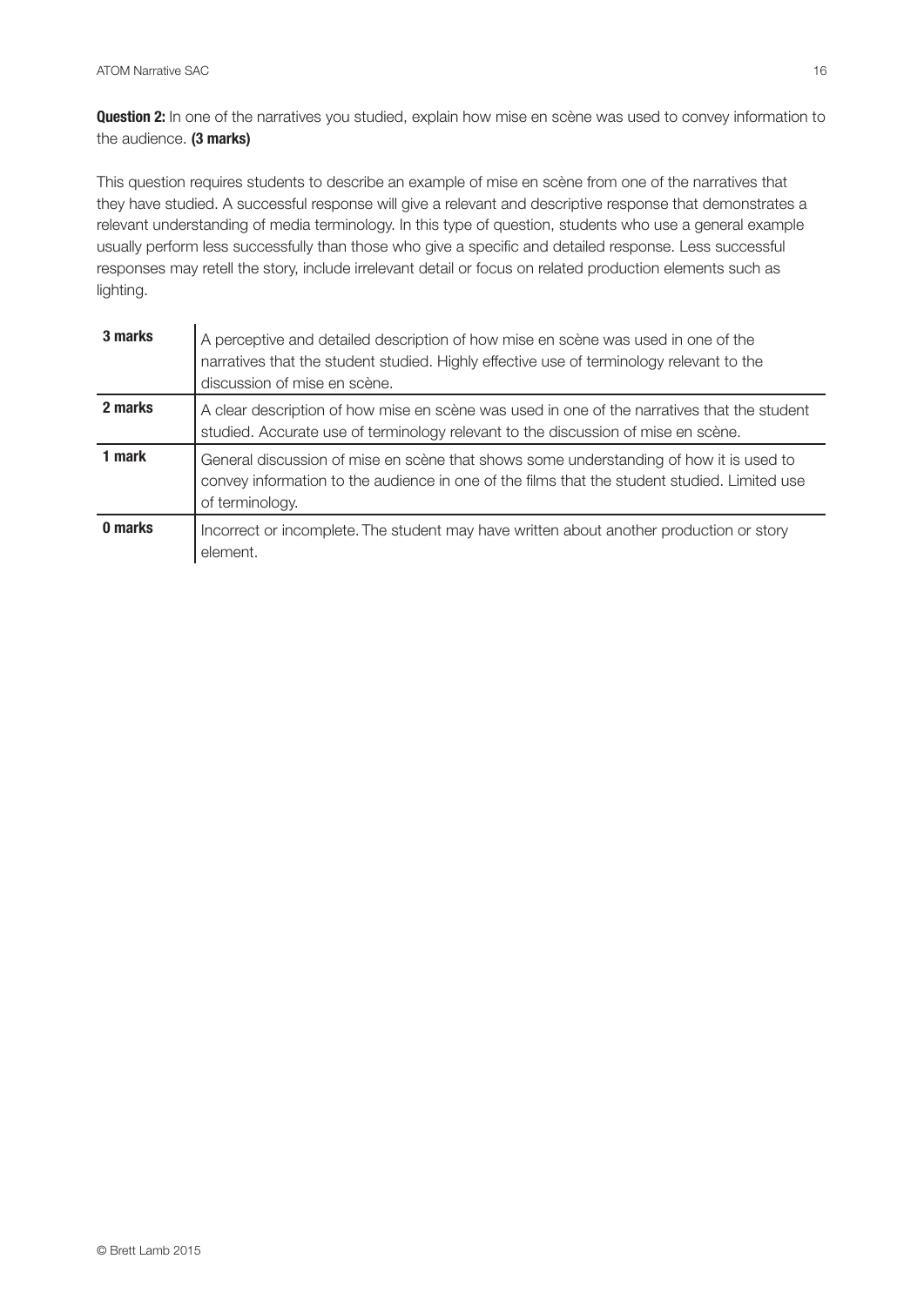**Question 2:** In one of the narratives you studied, explain how mise en scène was used to convey information to the audience. **(3 marks)**

This question requires students to describe an example of mise en scène from one of the narratives that they have studied. A successful response will give a relevant and descriptive response that demonstrates a relevant understanding of media terminology. In this type of question, students who use a general example usually perform less successfully than those who give a specific and detailed response. Less successful responses may retell the story, include irrelevant detail or focus on related production elements such as lighting.

| | |
|---|---|
| **3 marks** | A perceptive and detailed description of how mise en scène was used in one of the narratives that the student studied. Highly effective use of terminology relevant to the discussion of mise en scène. |
| **2 marks** | A clear description of how mise en scène was used in one of the narratives that the student studied. Accurate use of terminology relevant to the discussion of mise en scène. |
| **1 mark** | General discussion of mise en scène that shows some understanding of how it is used to convey information to the audience in one of the films that the student studied. Limited use of terminology. |
| **0 marks** | Incorrect or incomplete. The student may have written about another production or story element. |

© Brett Lamb 2015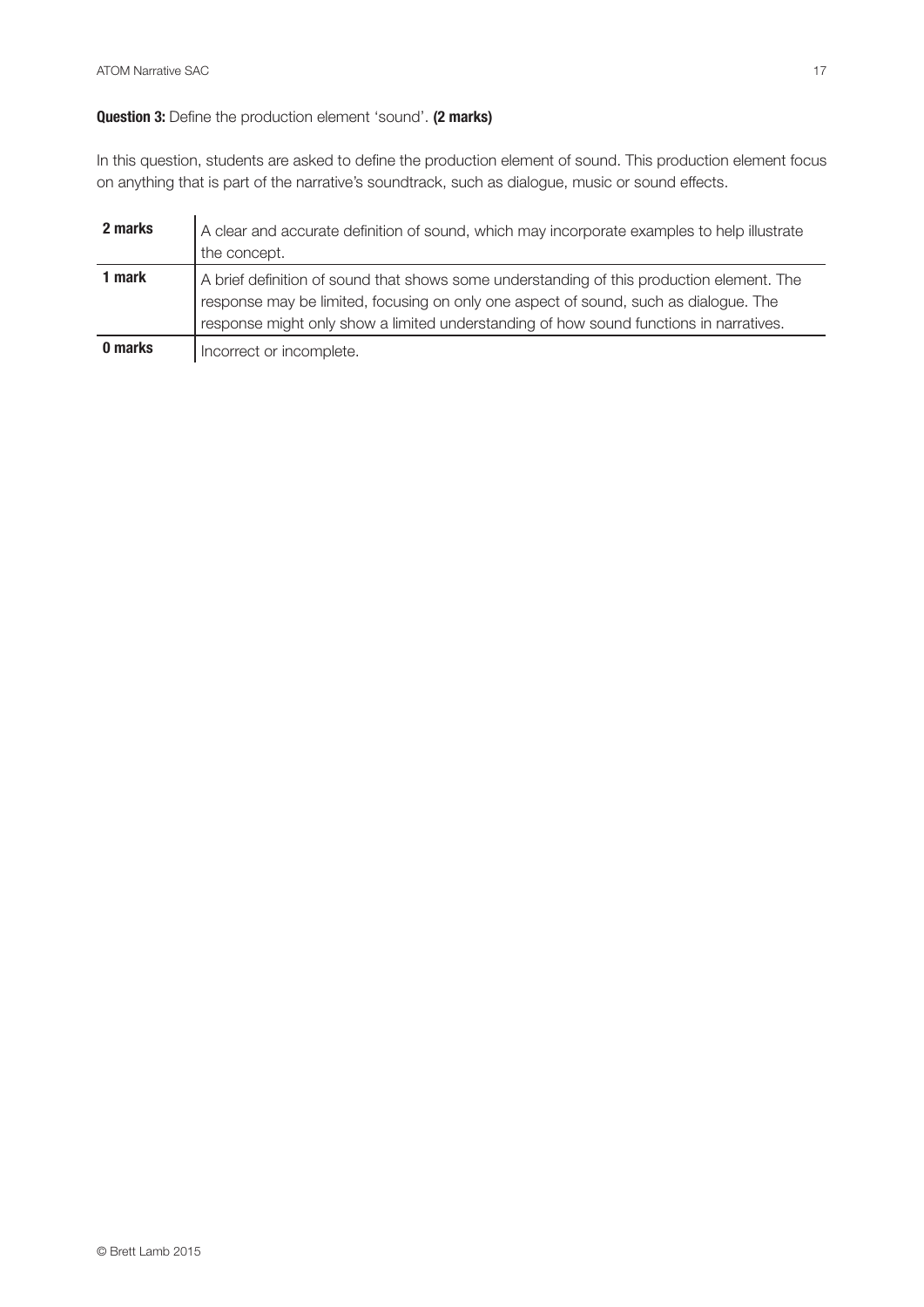**Question 3:** Define the production element 'sound'. **(2 marks)**

In this question, students are asked to define the production element of sound. This production element focus on anything that is part of the narrative's soundtrack, such as dialogue, music or sound effects.

| | |
|---|---|
| **2 marks** | A clear and accurate definition of sound, which may incorporate examples to help illustrate the concept. |
| **1 mark** | A brief definition of sound that shows some understanding of this production element. The response may be limited, focusing on only one aspect of sound, such as dialogue. The response might only show a limited understanding of how sound functions in narratives. |
| **0 marks** | Incorrect or incomplete. |

© Brett Lamb 2015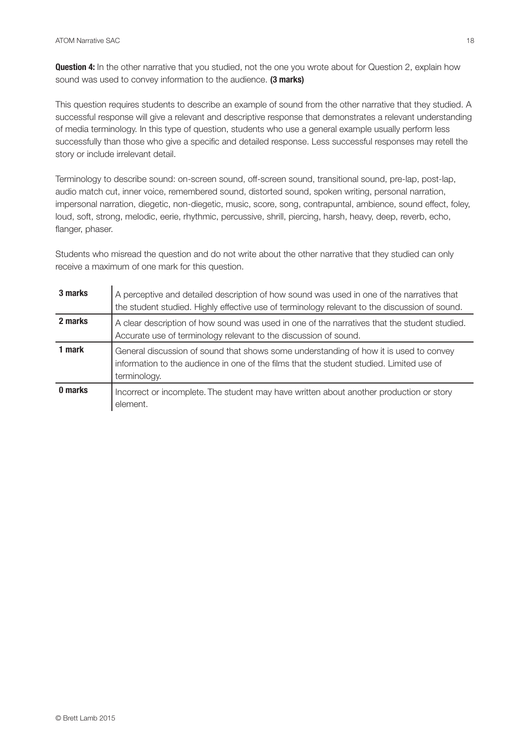**Question 4:** In the other narrative that you studied, not the one you wrote about for Question 2, explain how sound was used to convey information to the audience. **(3 marks)**

This question requires students to describe an example of sound from the other narrative that they studied. A successful response will give a relevant and descriptive response that demonstrates a relevant understanding of media terminology. In this type of question, students who use a general example usually perform less successfully than those who give a specific and detailed response. Less successful responses may retell the story or include irrelevant detail.

Terminology to describe sound: on-screen sound, off-screen sound, transitional sound, pre-lap, post-lap, audio match cut, inner voice, remembered sound, distorted sound, spoken writing, personal narration, impersonal narration, diegetic, non-diegetic, music, score, song, contrapuntal, ambience, sound effect, foley, loud, soft, strong, melodic, eerie, rhythmic, percussive, shrill, piercing, harsh, heavy, deep, reverb, echo, flanger, phaser.

Students who misread the question and do not write about the other narrative that they studied can only receive a maximum of one mark for this question.

| | |
|---|---|
| **3 marks** | A perceptive and detailed description of how sound was used in one of the narratives that the student studied. Highly effective use of terminology relevant to the discussion of sound. |
| **2 marks** | A clear description of how sound was used in one of the narratives that the student studied. Accurate use of terminology relevant to the discussion of sound. |
| **1 mark** | General discussion of sound that shows some understanding of how it is used to convey information to the audience in one of the films that the student studied. Limited use of terminology. |
| **0 marks** | Incorrect or incomplete. The student may have written about another production or story element. |

© Brett Lamb 2015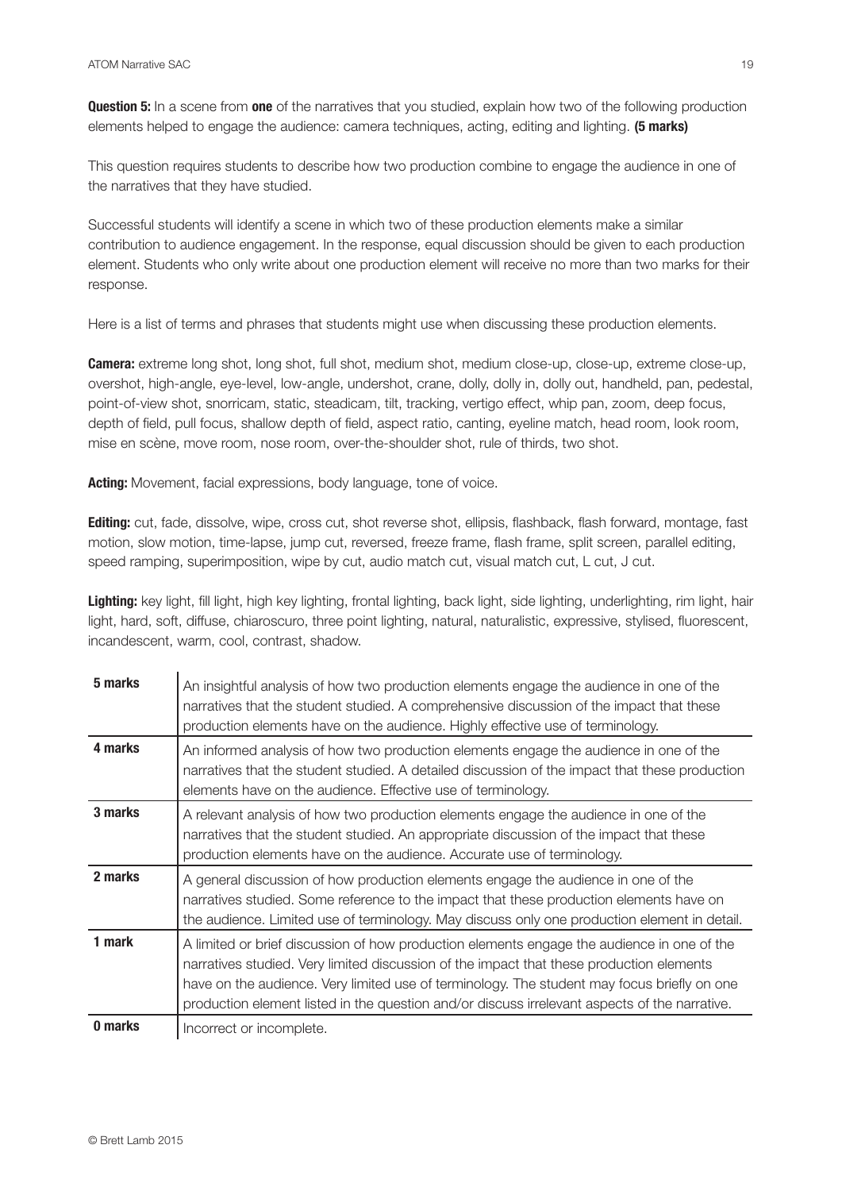**Question 5:** In a scene from **one** of the narratives that you studied, explain how two of the following production elements helped to engage the audience: camera techniques, acting, editing and lighting. **(5 marks)**

This question requires students to describe how two production combine to engage the audience in one of the narratives that they have studied.

Successful students will identify a scene in which two of these production elements make a similar contribution to audience engagement. In the response, equal discussion should be given to each production element. Students who only write about one production element will receive no more than two marks for their response.

Here is a list of terms and phrases that students might use when discussing these production elements.

**Camera:** extreme long shot, long shot, full shot, medium shot, medium close-up, close-up, extreme close-up, overshot, high-angle, eye-level, low-angle, undershot, crane, dolly, dolly in, dolly out, handheld, pan, pedestal, point-of-view shot, snorricam, static, steadicam, tilt, tracking, vertigo effect, whip pan, zoom, deep focus, depth of field, pull focus, shallow depth of field, aspect ratio, canting, eyeline match, head room, look room, mise en scène, move room, nose room, over-the-shoulder shot, rule of thirds, two shot.

**Acting:** Movement, facial expressions, body language, tone of voice.

**Editing:** cut, fade, dissolve, wipe, cross cut, shot reverse shot, ellipsis, flashback, flash forward, montage, fast motion, slow motion, time-lapse, jump cut, reversed, freeze frame, flash frame, split screen, parallel editing, speed ramping, superimposition, wipe by cut, audio match cut, visual match cut, L cut, J cut.

**Lighting:** key light, fill light, high key lighting, frontal lighting, back light, side lighting, underlighting, rim light, hair light, hard, soft, diffuse, chiaroscuro, three point lighting, natural, naturalistic, expressive, stylised, fluorescent, incandescent, warm, cool, contrast, shadow.

| Marks | Description |
| --- | --- |
| **5 marks** | An insightful analysis of how two production elements engage the audience in one of the narratives that the student studied. A comprehensive discussion of the impact that these production elements have on the audience. Highly effective use of terminology. |
| **4 marks** | An informed analysis of how two production elements engage the audience in one of the narratives that the student studied. A detailed discussion of the impact that these production elements have on the audience. Effective use of terminology. |
| **3 marks** | A relevant analysis of how two production elements engage the audience in one of the narratives that the student studied. An appropriate discussion of the impact that these production elements have on the audience. Accurate use of terminology. |
| **2 marks** | A general discussion of how production elements engage the audience in one of the narratives studied. Some reference to the impact that these production elements have on the audience. Limited use of terminology. May discuss only one production element in detail. |
| **1 mark** | A limited or brief discussion of how production elements engage the audience in one of the narratives studied. Very limited discussion of the impact that these production elements have on the audience. Very limited use of terminology. The student may focus briefly on one production element listed in the question and/or discuss irrelevant aspects of the narrative. |
| **0 marks** | Incorrect or incomplete. |

© Brett Lamb 2015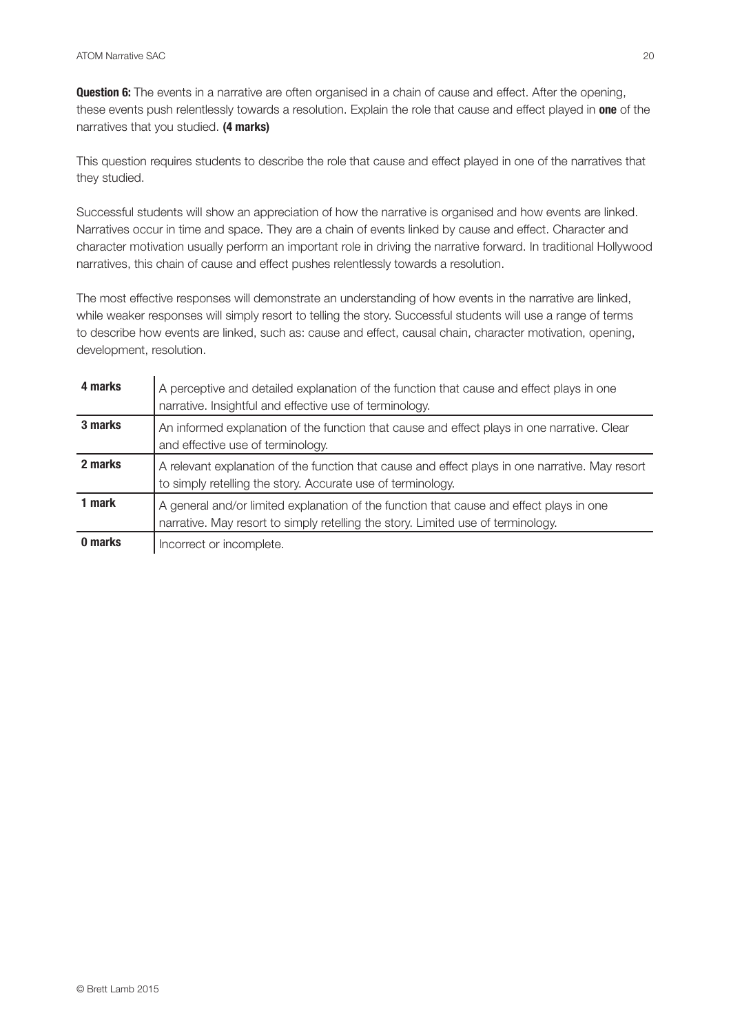**Question 6:** The events in a narrative are often organised in a chain of cause and effect. After the opening, these events push relentlessly towards a resolution. Explain the role that cause and effect played in **one** of the narratives that you studied. **(4 marks)**

This question requires students to describe the role that cause and effect played in one of the narratives that they studied.

Successful students will show an appreciation of how the narrative is organised and how events are linked. Narratives occur in time and space. They are a chain of events linked by cause and effect. Character and character motivation usually perform an important role in driving the narrative forward. In traditional Hollywood narratives, this chain of cause and effect pushes relentlessly towards a resolution.

The most effective responses will demonstrate an understanding of how events in the narrative are linked, while weaker responses will simply resort to telling the story. Successful students will use a range of terms to describe how events are linked, such as: cause and effect, causal chain, character motivation, opening, development, resolution.

| | |
|---|---|
| **4 marks** | A perceptive and detailed explanation of the function that cause and effect plays in one narrative. Insightful and effective use of terminology. |
| **3 marks** | An informed explanation of the function that cause and effect plays in one narrative. Clear and effective use of terminology. |
| **2 marks** | A relevant explanation of the function that cause and effect plays in one narrative. May resort to simply retelling the story. Accurate use of terminology. |
| **1 mark** | A general and/or limited explanation of the function that cause and effect plays in one narrative. May resort to simply retelling the story. Limited use of terminology. |
| **0 marks** | Incorrect or incomplete. |

© Brett Lamb 2015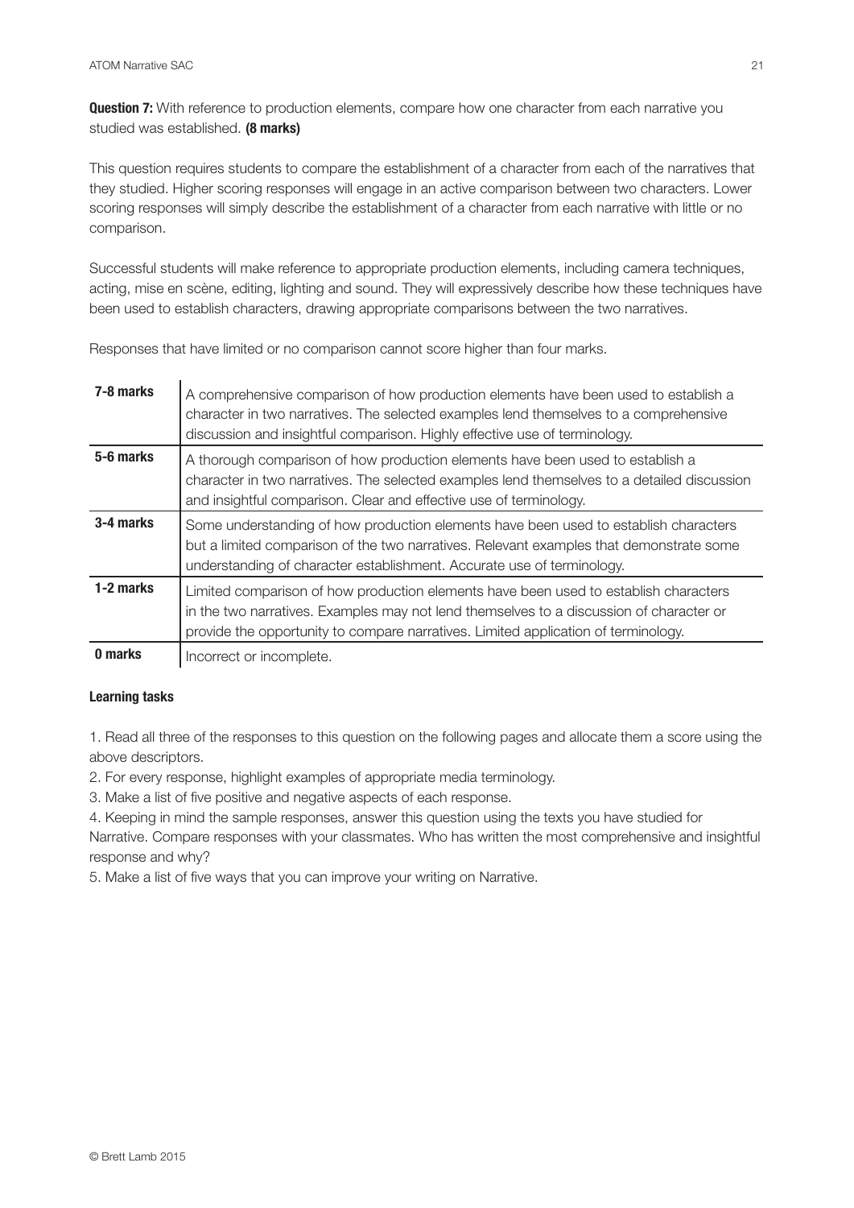**Question 7:** With reference to production elements, compare how one character from each narrative you studied was established. **(8 marks)**

This question requires students to compare the establishment of a character from each of the narratives that they studied. Higher scoring responses will engage in an active comparison between two characters. Lower scoring responses will simply describe the establishment of a character from each narrative with little or no comparison.

Successful students will make reference to appropriate production elements, including camera techniques, acting, mise en scène, editing, lighting and sound. They will expressively describe how these techniques have been used to establish characters, drawing appropriate comparisons between the two narratives.

Responses that have limited or no comparison cannot score higher than four marks.

| | |
|---|---|
| **7-8 marks** | A comprehensive comparison of how production elements have been used to establish a character in two narratives. The selected examples lend themselves to a comprehensive discussion and insightful comparison. Highly effective use of terminology. |
| **5-6 marks** | A thorough comparison of how production elements have been used to establish a character in two narratives. The selected examples lend themselves to a detailed discussion and insightful comparison. Clear and effective use of terminology. |
| **3-4 marks** | Some understanding of how production elements have been used to establish characters but a limited comparison of the two narratives. Relevant examples that demonstrate some understanding of character establishment. Accurate use of terminology. |
| **1-2 marks** | Limited comparison of how production elements have been used to establish characters in the two narratives. Examples may not lend themselves to a discussion of character or provide the opportunity to compare narratives. Limited application of terminology. |
| **0 marks** | Incorrect or incomplete. |

**Learning tasks**

1. Read all three of the responses to this question on the following pages and allocate them a score using the above descriptors.
2. For every response, highlight examples of appropriate media terminology.
3. Make a list of five positive and negative aspects of each response.
4. Keeping in mind the sample responses, answer this question using the texts you have studied for Narrative. Compare responses with your classmates. Who has written the most comprehensive and insightful response and why?
5. Make a list of five ways that you can improve your writing on Narrative.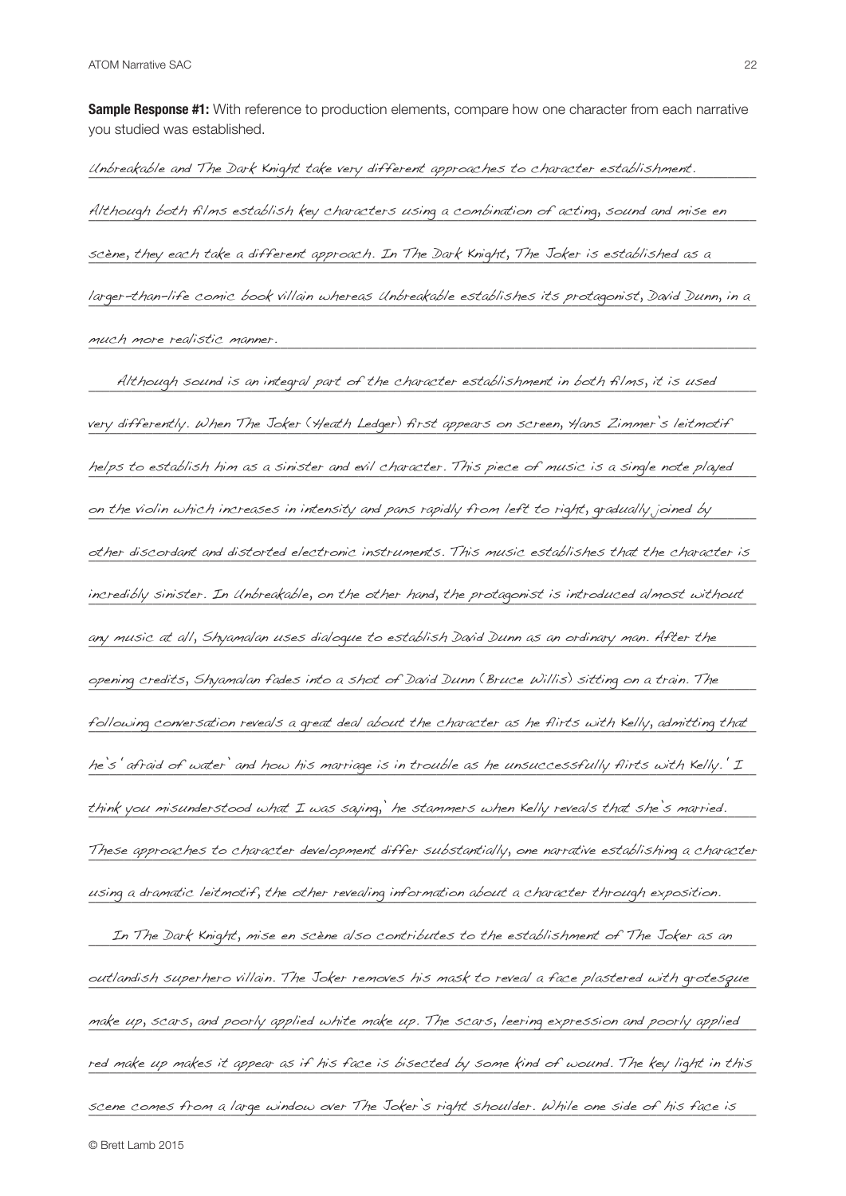**Sample Response #1:** With reference to production elements, compare how one character from each narrative you studied was established.

*Unbreakable and The Dark Knight take very different approaches to character establishment. Although both films establish key characters using a combination of acting, sound and mise en scène, they each take a different approach. In The Dark Knight, The Joker is established as a larger-than-life comic book villain whereas Unbreakable establishes its protagonist, David Dunn, in a much more realistic manner.*

*Although sound is an integral part of the character establishment in both films, it is used very differently. When The Joker (Heath Ledger) first appears on screen, Hans Zimmer's leitmotif helps to establish him as a sinister and evil character. This piece of music is a single note played on the violin which increases in intensity and pans rapidly from left to right, gradually joined by other discordant and distorted electronic instruments. This music establishes that the character is incredibly sinister. In Unbreakable, on the other hand, the protagonist is introduced almost without any music at all, Shyamalan uses dialogue to establish David Dunn as an ordinary man. After the opening credits, Shyamalan fades into a shot of David Dunn (Bruce Willis) sitting on a train. The following conversation reveals a great deal about the character as he flirts with Kelly, admitting that he's 'afraid of water' and how his marriage is in trouble as he unsuccessfully flirts with Kelly. 'I think you misunderstood what I was saying,' he stammers when Kelly reveals that she's married. These approaches to character development differ substantially, one narrative establishing a character using a dramatic leitmotif, the other revealing information about a character through exposition.*

*In The Dark Knight, mise en scène also contributes to the establishment of The Joker as an outlandish superhero villain. The Joker removes his mask to reveal a face plastered with grotesque make up, scars, and poorly applied white make up. The scars, leering expression and poorly applied red make up makes it appear as if his face is bisected by some kind of wound. The key light in this scene comes from a large window over The Joker's right shoulder. While one side of his face is*

© Brett Lamb 2015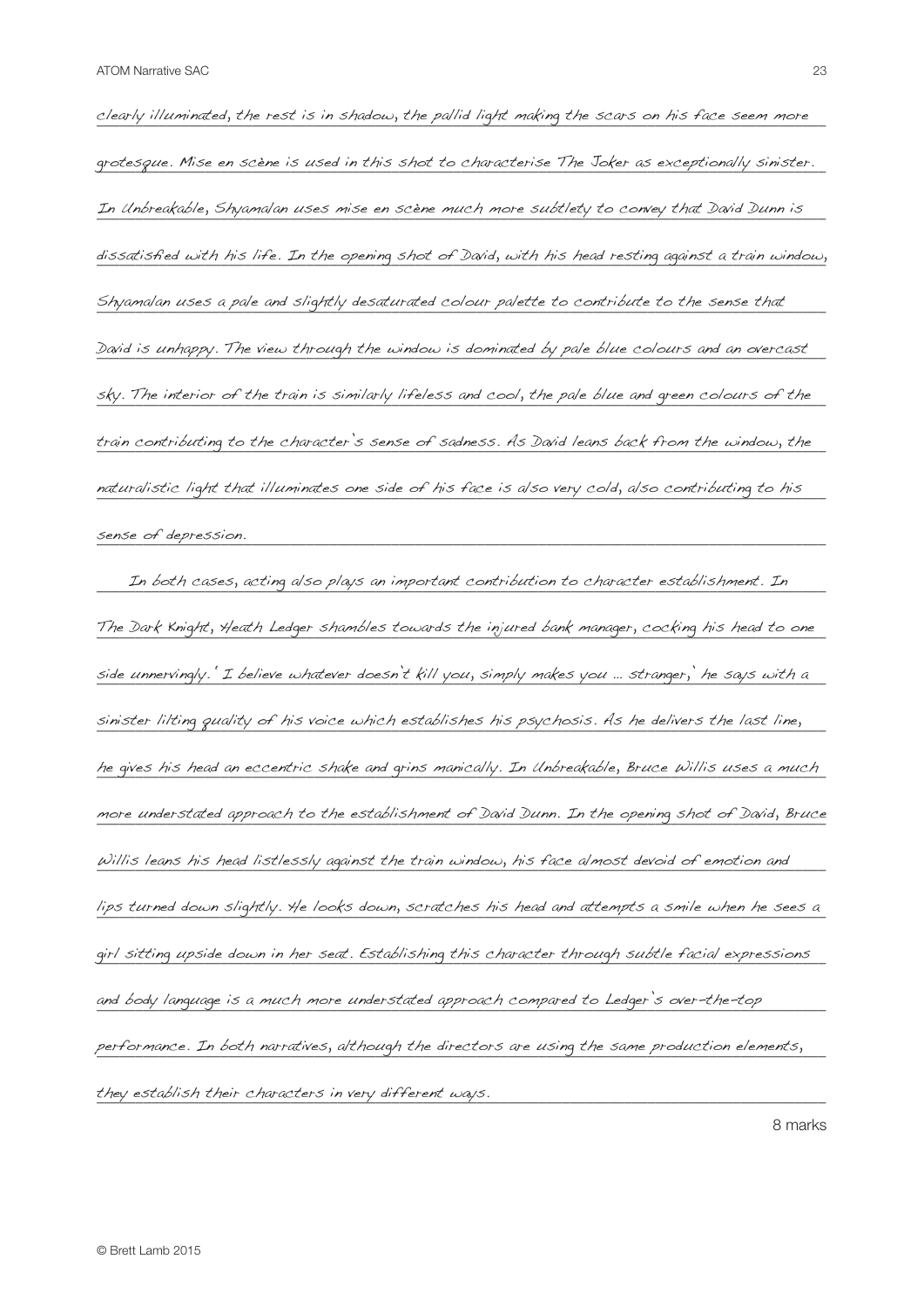clearly illuminated, the rest is in shadow, the pallid light making the scars on his face seem more grotesque. Mise en scène is used in this shot to characterise The Joker as exceptionally sinister. In Unbreakable, Shyamalan uses mise en scène much more subtlety to convey that David Dunn is dissatisfied with his life. In the opening shot of David, with his head resting against a train window, Shyamalan uses a pale and slightly desaturated colour palette to contribute to the sense that David is unhappy. The view through the window is dominated by pale blue colours and an overcast sky. The interior of the train is similarly lifeless and cool, the pale blue and green colours of the train contributing to the character's sense of sadness. As David leans back from the window, the naturalistic light that illuminates one side of his face is also very cold, also contributing to his sense of depression.

In both cases, acting also plays an important contribution to character establishment. In The Dark Knight, Heath Ledger shambles towards the injured bank manager, cocking his head to one side unnervingly. 'I believe whatever doesn't kill you, simply makes you ... stranger,' he says with a sinister lilting quality of his voice which establishes his psychosis. As he delivers the last line, he gives his head an eccentric shake and grins manically. In Unbreakable, Bruce Willis uses a much more understated approach to the establishment of David Dunn. In the opening shot of David, Bruce Willis leans his head listlessly against the train window, his face almost devoid of emotion and lips turned down slightly. He looks down, scratches his head and attempts a smile when he sees a girl sitting upside down in her seat. Establishing this character through subtle facial expressions and body language is a much more understated approach compared to Ledger's over-the-top performance. In both narratives, although the directors are using the same production elements, they establish their characters in very different ways.

8 marks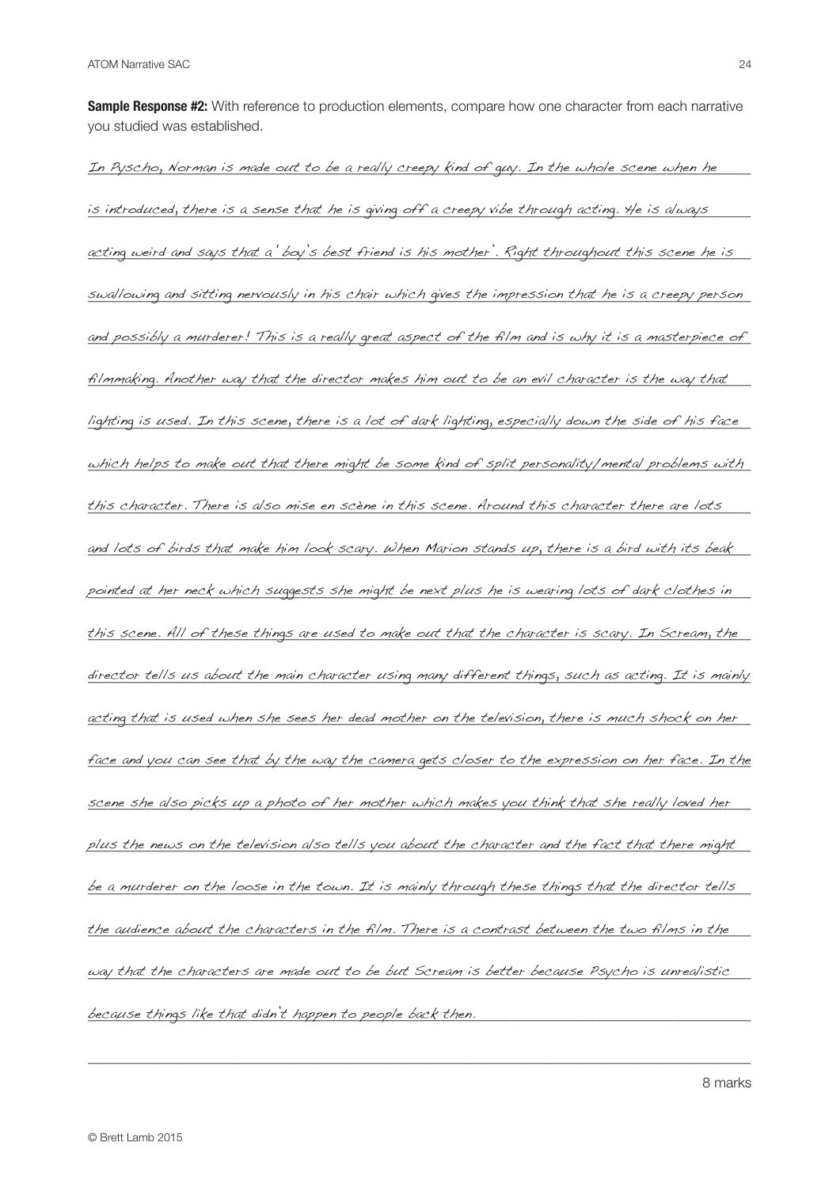**Sample Response #2:** With reference to production elements, compare how one character from each narrative you studied was established.

In Pyscho, Norman is made out to be a really creepy kind of guy. In the whole scene when he is introduced, there is a sense that he is giving off a creepy vibe through acting. He is always acting weird and says that a 'boy's best friend is his mother'. Right throughout this scene he is swallowing and sitting nervously in his chair which gives the impression that he is a creepy person and possibly a murderer! This is a really great aspect of the film and is why it is a masterpiece of filmmaking. Another way that the director makes him out to be an evil character is the way that lighting is used. In this scene, there is a lot of dark lighting, especially down the side of his face which helps to make out that there might be some kind of split personality/mental problems with this character. There is also mise en scène in this scene. Around this character there are lots and lots of birds that make him look scary. When Marion stands up, there is a bird with its beak pointed at her neck which suggests she might be next plus he is wearing lots of dark clothes in this scene. All of these things are used to make out that the character is scary. In Scream, the director tells us about the main character using many different things, such as acting. It is mainly acting that is used when she sees her dead mother on the television, there is much shock on her face and you can see that by the way the camera gets closer to the expression on her face. In the scene she also picks up a photo of her mother which makes you think that she really loved her plus the news on the television also tells you about the character and the fact that there might be a murderer on the loose in the town. It is mainly through these things that the director tells the audience about the characters in the film. There is a contrast between the two films in the way that the characters are made out to be but Scream is better because Psycho is unrealistic because things like that didn't happen to people back then.

8 marks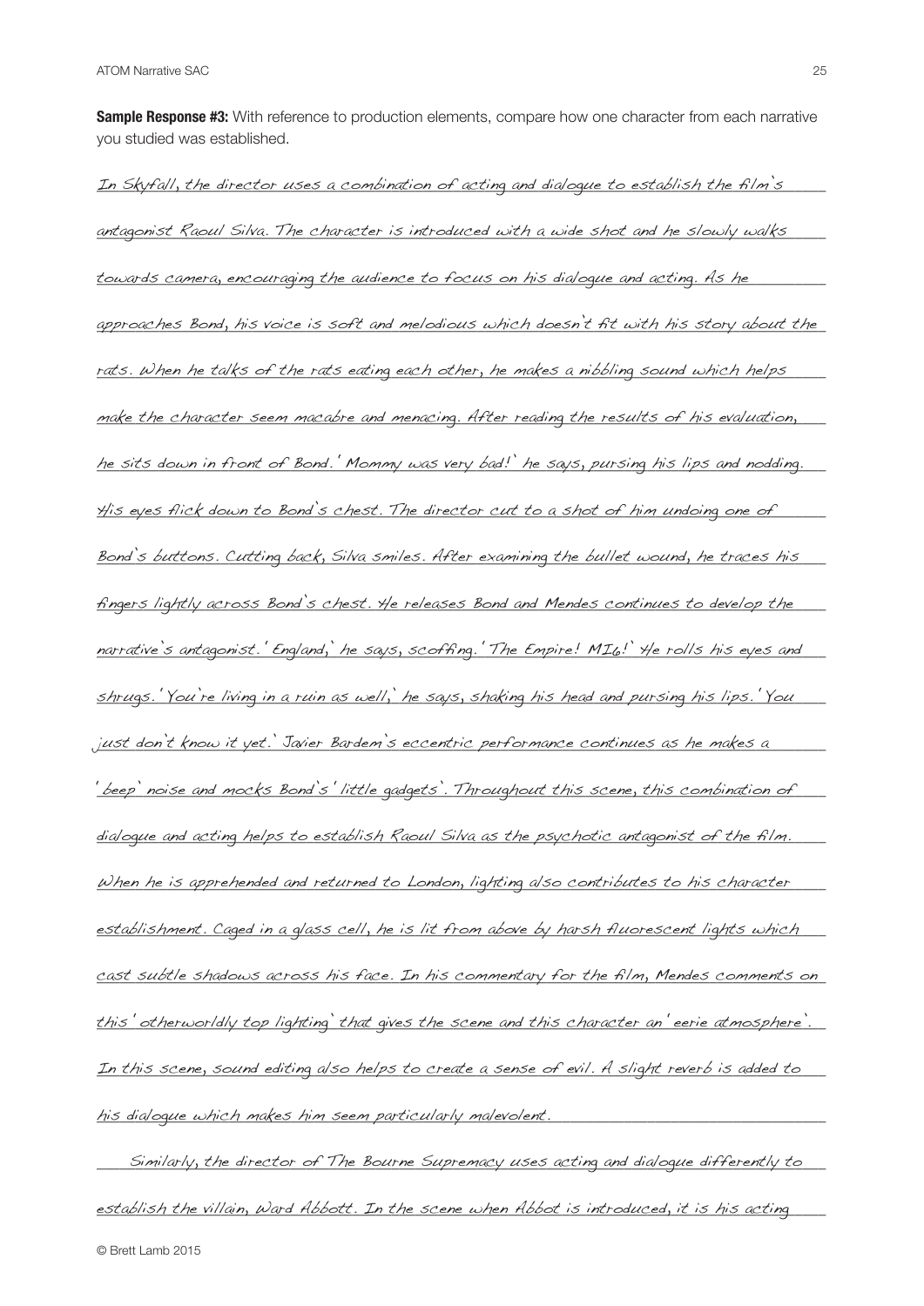**Sample Response #3:** With reference to production elements, compare how one character from each narrative you studied was established.

*In Skyfall, the director uses a combination of acting and dialogue to establish the film's antagonist Raoul Silva. The character is introduced with a wide shot and he slowly walks towards camera, encouraging the audience to focus on his dialogue and acting. As he approaches Bond, his voice is soft and melodious which doesn't fit with his story about the rats. When he talks of the rats eating each other, he makes a nibbling sound which helps make the character seem macabre and menacing. After reading the results of his evaluation, he sits down in front of Bond. 'Mommy was very bad!' he says, pursing his lips and nodding. His eyes flick down to Bond's chest. The director cut to a shot of him undoing one of Bond's buttons. Cutting back, Silva smiles. After examining the bullet wound, he traces his fingers lightly across Bond's chest. He releases Bond and Mendes continues to develop the narrative's antagonist. 'England,' he says, scoffing. 'The Empire! MI6!' He rolls his eyes and shrugs. 'You're living in a ruin as well,' he says, shaking his head and pursing his lips. 'You just don't know it yet.' Javier Bardem's eccentric performance continues as he makes a 'beep' noise and mocks Bond's 'little gadgets'. Throughout this scene, this combination of dialogue and acting helps to establish Raoul Silva as the psychotic antagonist of the film. When he is apprehended and returned to London, lighting also contributes to his character establishment. Caged in a glass cell, he is lit from above by harsh fluorescent lights which cast subtle shadows across his face. In his commentary for the film, Mendes comments on this 'otherworldly top lighting' that gives the scene and this character an 'eerie atmosphere'. In this scene, sound editing also helps to create a sense of evil. A slight reverb is added to his dialogue which makes him seem particularly malevolent.*

*Similarly, the director of The Bourne Supremacy uses acting and dialogue differently to establish the villain, Ward Abbott. In the scene when Abbot is introduced, it is his acting*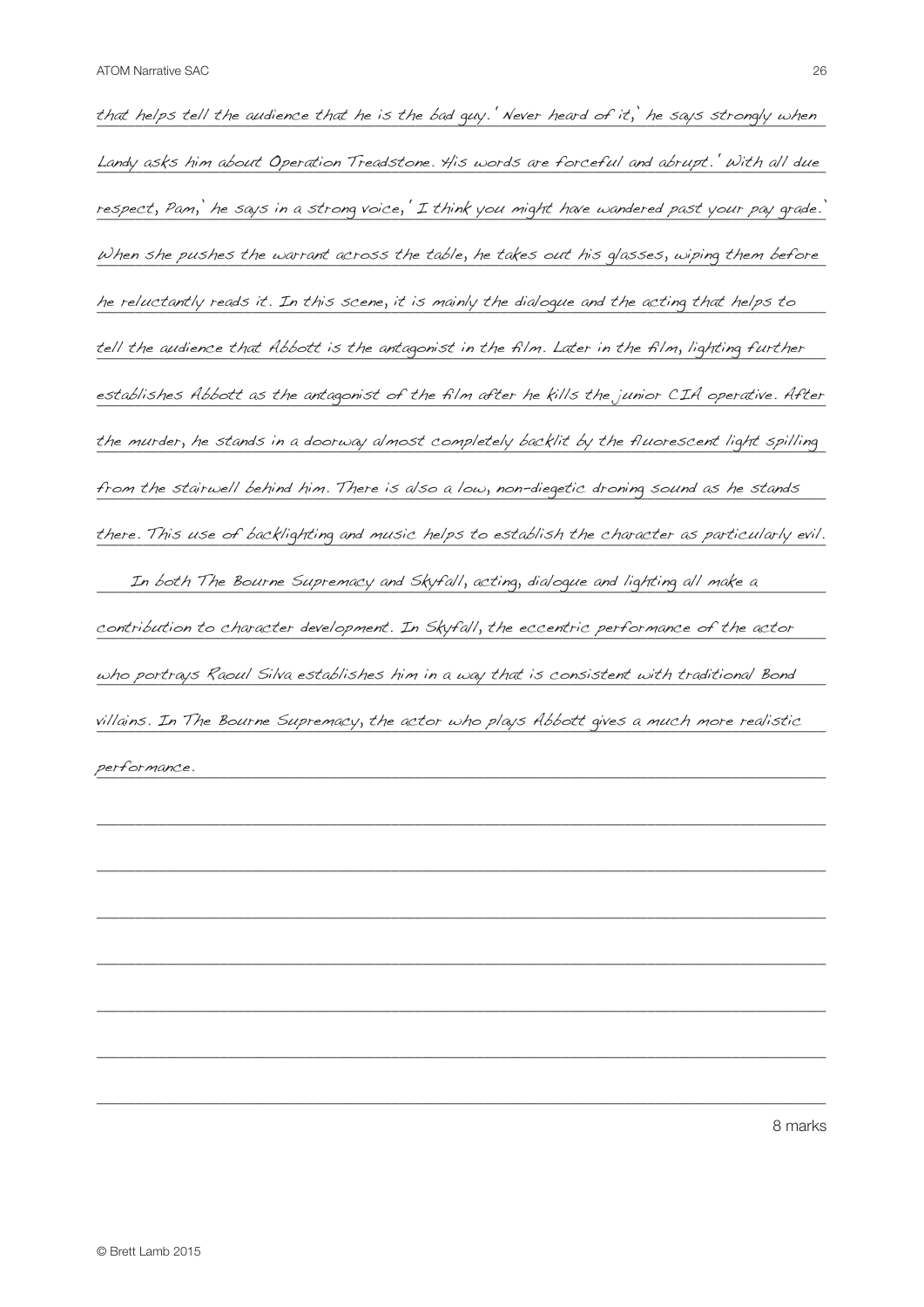that helps tell the audience that he is the bad guy. 'Never heard of it,' he says strongly when Landy asks him about Operation Treadstone. His words are forceful and abrupt. 'With all due respect, Pam,' he says in a strong voice, 'I think you might have wandered past your pay grade.' When she pushes the warrant across the table, he takes out his glasses, wiping them before he reluctantly reads it. In this scene, it is mainly the dialogue and the acting that helps to tell the audience that Abbott is the antagonist in the film. Later in the film, lighting further establishes Abbott as the antagonist of the film after he kills the junior CIA operative. After the murder, he stands in a doorway almost completely backlit by the fluorescent light spilling from the stairwell behind him. There is also a low, non-diegetic droning sound as he stands there. This use of backlighting and music helps to establish the character as particularly evil.

In both The Bourne Supremacy and Skyfall, acting, dialogue and lighting all make a contribution to character development. In Skyfall, the eccentric performance of the actor who portrays Raoul Silva establishes him in a way that is consistent with traditional Bond villains. In The Bourne Supremacy, the actor who plays Abbott gives a much more realistic performance.

8 marks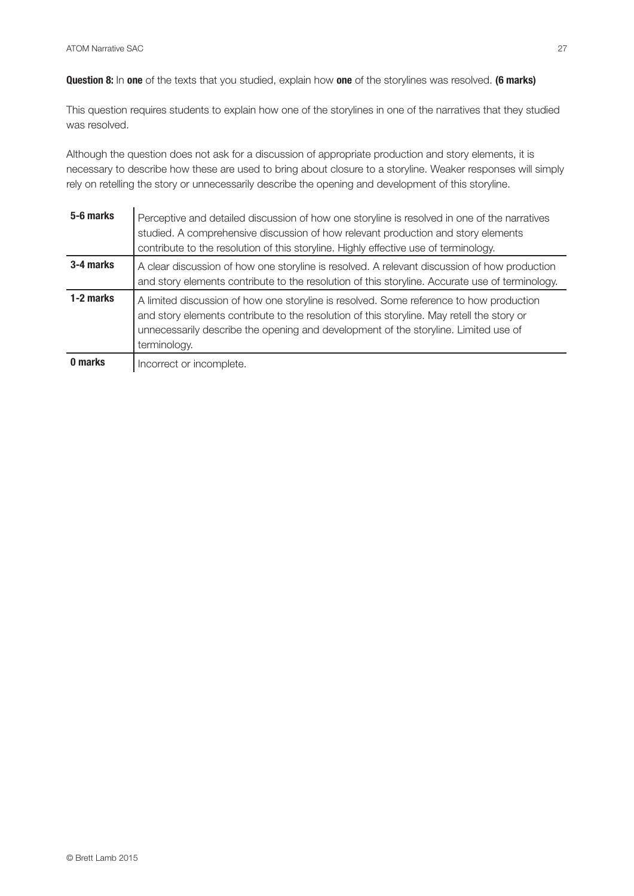**Question 8:** In **one** of the texts that you studied, explain how **one** of the storylines was resolved. **(6 marks)**

This question requires students to explain how one of the storylines in one of the narratives that they studied was resolved.

Although the question does not ask for a discussion of appropriate production and story elements, it is necessary to describe how these are used to bring about closure to a storyline. Weaker responses will simply rely on retelling the story or unnecessarily describe the opening and development of this storyline.

| | |
|---|---|
| **5-6 marks** | Perceptive and detailed discussion of how one storyline is resolved in one of the narratives studied. A comprehensive discussion of how relevant production and story elements contribute to the resolution of this storyline. Highly effective use of terminology. |
| **3-4 marks** | A clear discussion of how one storyline is resolved. A relevant discussion of how production and story elements contribute to the resolution of this storyline. Accurate use of terminology. |
| **1-2 marks** | A limited discussion of how one storyline is resolved. Some reference to how production and story elements contribute to the resolution of this storyline. May retell the story or unnecessarily describe the opening and development of the storyline. Limited use of terminology. |
| **0 marks** | Incorrect or incomplete. |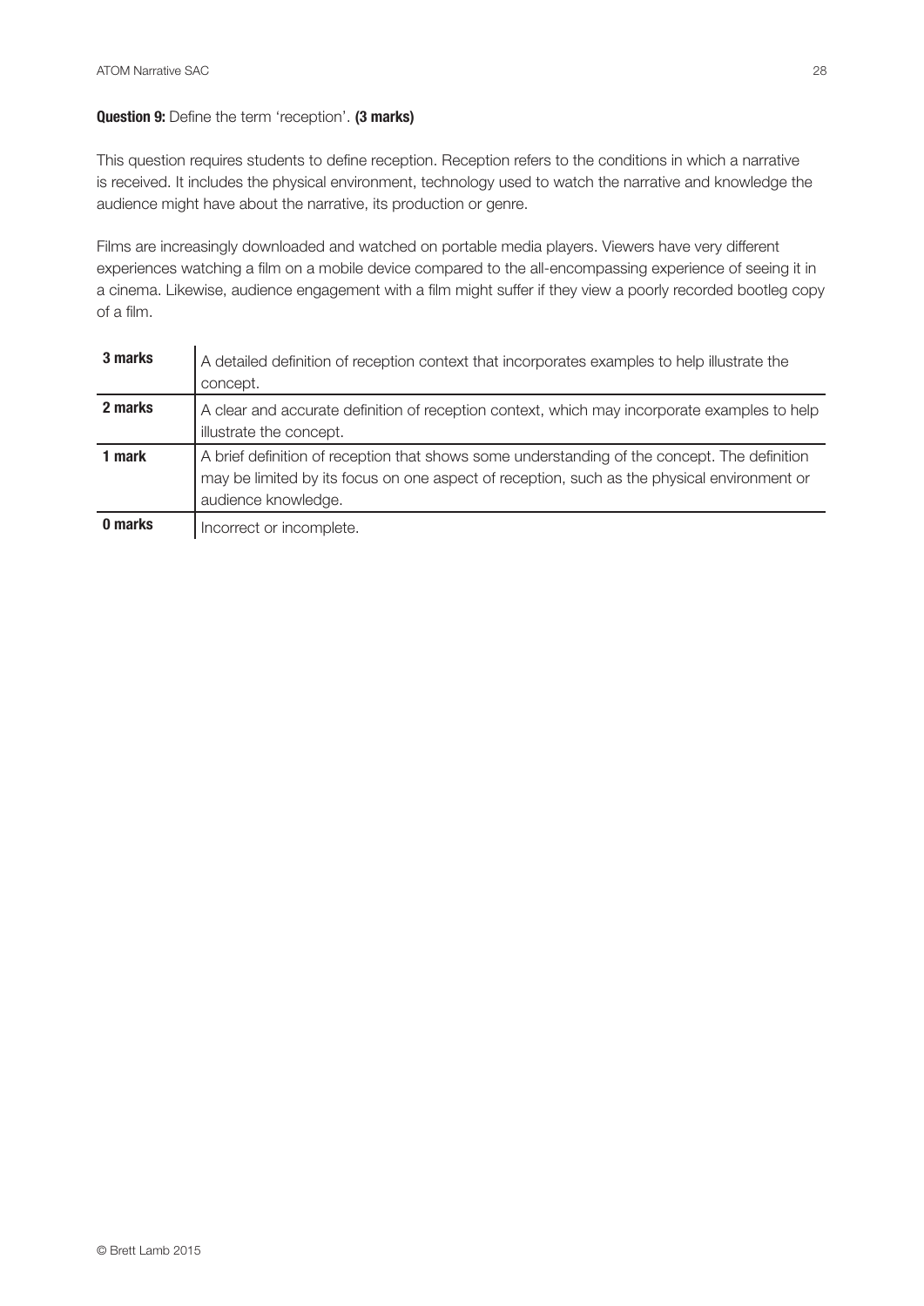**Question 9:** Define the term 'reception'. **(3 marks)**

This question requires students to define reception. Reception refers to the conditions in which a narrative is received. It includes the physical environment, technology used to watch the narrative and knowledge the audience might have about the narrative, its production or genre.

Films are increasingly downloaded and watched on portable media players. Viewers have very different experiences watching a film on a mobile device compared to the all-encompassing experience of seeing it in a cinema. Likewise, audience engagement with a film might suffer if they view a poorly recorded bootleg copy of a film.

| | |
|---|---|
| **3 marks** | A detailed definition of reception context that incorporates examples to help illustrate the concept. |
| **2 marks** | A clear and accurate definition of reception context, which may incorporate examples to help illustrate the concept. |
| **1 mark** | A brief definition of reception that shows some understanding of the concept. The definition may be limited by its focus on one aspect of reception, such as the physical environment or audience knowledge. |
| **0 marks** | Incorrect or incomplete. |

© Brett Lamb 2015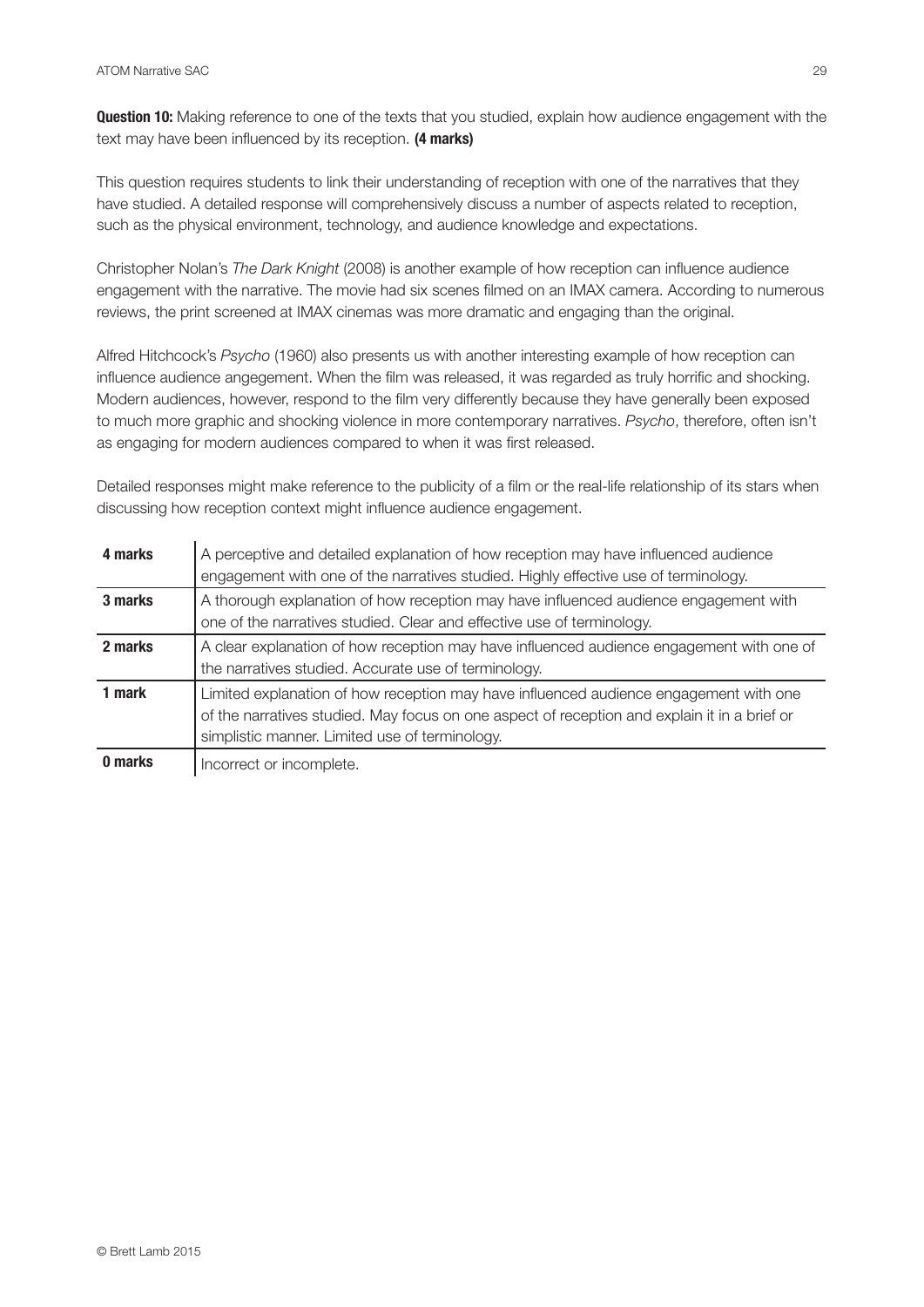**Question 10:** Making reference to one of the texts that you studied, explain how audience engagement with the text may have been influenced by its reception. **(4 marks)**

This question requires students to link their understanding of reception with one of the narratives that they have studied. A detailed response will comprehensively discuss a number of aspects related to reception, such as the physical environment, technology, and audience knowledge and expectations.

Christopher Nolan's *The Dark Knight* (2008) is another example of how reception can influence audience engagement with the narrative. The movie had six scenes filmed on an IMAX camera. According to numerous reviews, the print screened at IMAX cinemas was more dramatic and engaging than the original.

Alfred Hitchcock's *Psycho* (1960) also presents us with another interesting example of how reception can influence audience angegement. When the film was released, it was regarded as truly horrific and shocking. Modern audiences, however, respond to the film very differently because they have generally been exposed to much more graphic and shocking violence in more contemporary narratives. *Psycho*, therefore, often isn't as engaging for modern audiences compared to when it was first released.

Detailed responses might make reference to the publicity of a film or the real-life relationship of its stars when discussing how reception context might influence audience engagement.

| | |
|---|---|
| **4 marks** | A perceptive and detailed explanation of how reception may have influenced audience engagement with one of the narratives studied. Highly effective use of terminology. |
| **3 marks** | A thorough explanation of how reception may have influenced audience engagement with one of the narratives studied. Clear and effective use of terminology. |
| **2 marks** | A clear explanation of how reception may have influenced audience engagement with one of the narratives studied. Accurate use of terminology. |
| **1 mark** | Limited explanation of how reception may have influenced audience engagement with one of the narratives studied. May focus on one aspect of reception and explain it in a brief or simplistic manner. Limited use of terminology. |
| **0 marks** | Incorrect or incomplete. |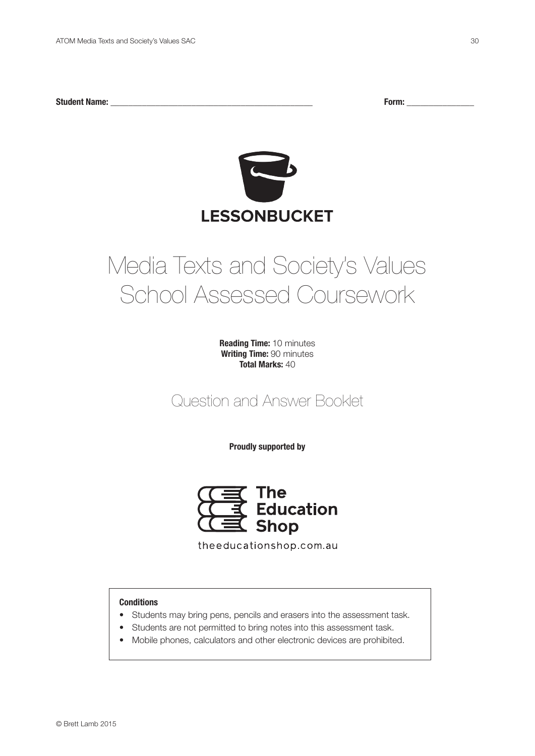**Student Name:** ____________________________________________ **Form:** _______________

**LESSONBUCKET**

# Media Texts and Society's Values School Assessed Coursework

**Reading Time:** 10 minutes
**Writing Time:** 90 minutes
**Total Marks:** 40

## Question and Answer Booklet

**Proudly supported by**

The Education Shop

theeducationshop.com.au

**Conditions**

- Students may bring pens, pencils and erasers into the assessment task.
- Students are not permitted to bring notes into this assessment task.
- Mobile phones, calculators and other electronic devices are prohibited.

© Brett Lamb 2015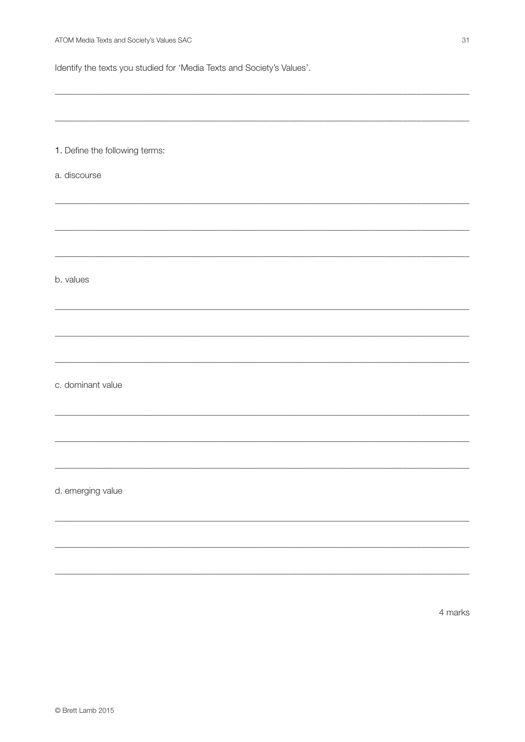Identify the texts you studied for 'Media Texts and Society's Values'.

\_\_\_\_\_\_\_\_\_\_\_\_\_\_\_\_\_\_\_\_\_\_\_\_\_\_\_\_\_\_\_\_\_\_\_\_\_\_\_\_\_\_\_\_\_\_\_\_\_\_\_\_\_\_\_\_\_\_\_\_\_\_\_\_\_\_\_\_\_\_\_\_\_\_\_\_\_\_

\_\_\_\_\_\_\_\_\_\_\_\_\_\_\_\_\_\_\_\_\_\_\_\_\_\_\_\_\_\_\_\_\_\_\_\_\_\_\_\_\_\_\_\_\_\_\_\_\_\_\_\_\_\_\_\_\_\_\_\_\_\_\_\_\_\_\_\_\_\_\_\_\_\_\_\_\_\_

**1.** Define the following terms:

a. discourse

\_\_\_\_\_\_\_\_\_\_\_\_\_\_\_\_\_\_\_\_\_\_\_\_\_\_\_\_\_\_\_\_\_\_\_\_\_\_\_\_\_\_\_\_\_\_\_\_\_\_\_\_\_\_\_\_\_\_\_\_\_\_\_\_\_\_\_\_\_\_\_\_\_\_\_\_\_\_

\_\_\_\_\_\_\_\_\_\_\_\_\_\_\_\_\_\_\_\_\_\_\_\_\_\_\_\_\_\_\_\_\_\_\_\_\_\_\_\_\_\_\_\_\_\_\_\_\_\_\_\_\_\_\_\_\_\_\_\_\_\_\_\_\_\_\_\_\_\_\_\_\_\_\_\_\_\_

\_\_\_\_\_\_\_\_\_\_\_\_\_\_\_\_\_\_\_\_\_\_\_\_\_\_\_\_\_\_\_\_\_\_\_\_\_\_\_\_\_\_\_\_\_\_\_\_\_\_\_\_\_\_\_\_\_\_\_\_\_\_\_\_\_\_\_\_\_\_\_\_\_\_\_\_\_\_

b. values

\_\_\_\_\_\_\_\_\_\_\_\_\_\_\_\_\_\_\_\_\_\_\_\_\_\_\_\_\_\_\_\_\_\_\_\_\_\_\_\_\_\_\_\_\_\_\_\_\_\_\_\_\_\_\_\_\_\_\_\_\_\_\_\_\_\_\_\_\_\_\_\_\_\_\_\_\_\_

\_\_\_\_\_\_\_\_\_\_\_\_\_\_\_\_\_\_\_\_\_\_\_\_\_\_\_\_\_\_\_\_\_\_\_\_\_\_\_\_\_\_\_\_\_\_\_\_\_\_\_\_\_\_\_\_\_\_\_\_\_\_\_\_\_\_\_\_\_\_\_\_\_\_\_\_\_\_

\_\_\_\_\_\_\_\_\_\_\_\_\_\_\_\_\_\_\_\_\_\_\_\_\_\_\_\_\_\_\_\_\_\_\_\_\_\_\_\_\_\_\_\_\_\_\_\_\_\_\_\_\_\_\_\_\_\_\_\_\_\_\_\_\_\_\_\_\_\_\_\_\_\_\_\_\_\_

c. dominant value

\_\_\_\_\_\_\_\_\_\_\_\_\_\_\_\_\_\_\_\_\_\_\_\_\_\_\_\_\_\_\_\_\_\_\_\_\_\_\_\_\_\_\_\_\_\_\_\_\_\_\_\_\_\_\_\_\_\_\_\_\_\_\_\_\_\_\_\_\_\_\_\_\_\_\_\_\_\_

\_\_\_\_\_\_\_\_\_\_\_\_\_\_\_\_\_\_\_\_\_\_\_\_\_\_\_\_\_\_\_\_\_\_\_\_\_\_\_\_\_\_\_\_\_\_\_\_\_\_\_\_\_\_\_\_\_\_\_\_\_\_\_\_\_\_\_\_\_\_\_\_\_\_\_\_\_\_

\_\_\_\_\_\_\_\_\_\_\_\_\_\_\_\_\_\_\_\_\_\_\_\_\_\_\_\_\_\_\_\_\_\_\_\_\_\_\_\_\_\_\_\_\_\_\_\_\_\_\_\_\_\_\_\_\_\_\_\_\_\_\_\_\_\_\_\_\_\_\_\_\_\_\_\_\_\_

d. emerging value

\_\_\_\_\_\_\_\_\_\_\_\_\_\_\_\_\_\_\_\_\_\_\_\_\_\_\_\_\_\_\_\_\_\_\_\_\_\_\_\_\_\_\_\_\_\_\_\_\_\_\_\_\_\_\_\_\_\_\_\_\_\_\_\_\_\_\_\_\_\_\_\_\_\_\_\_\_\_

\_\_\_\_\_\_\_\_\_\_\_\_\_\_\_\_\_\_\_\_\_\_\_\_\_\_\_\_\_\_\_\_\_\_\_\_\_\_\_\_\_\_\_\_\_\_\_\_\_\_\_\_\_\_\_\_\_\_\_\_\_\_\_\_\_\_\_\_\_\_\_\_\_\_\_\_\_\_

\_\_\_\_\_\_\_\_\_\_\_\_\_\_\_\_\_\_\_\_\_\_\_\_\_\_\_\_\_\_\_\_\_\_\_\_\_\_\_\_\_\_\_\_\_\_\_\_\_\_\_\_\_\_\_\_\_\_\_\_\_\_\_\_\_\_\_\_\_\_\_\_\_\_\_\_\_\_

4 marks

© Brett Lamb 2015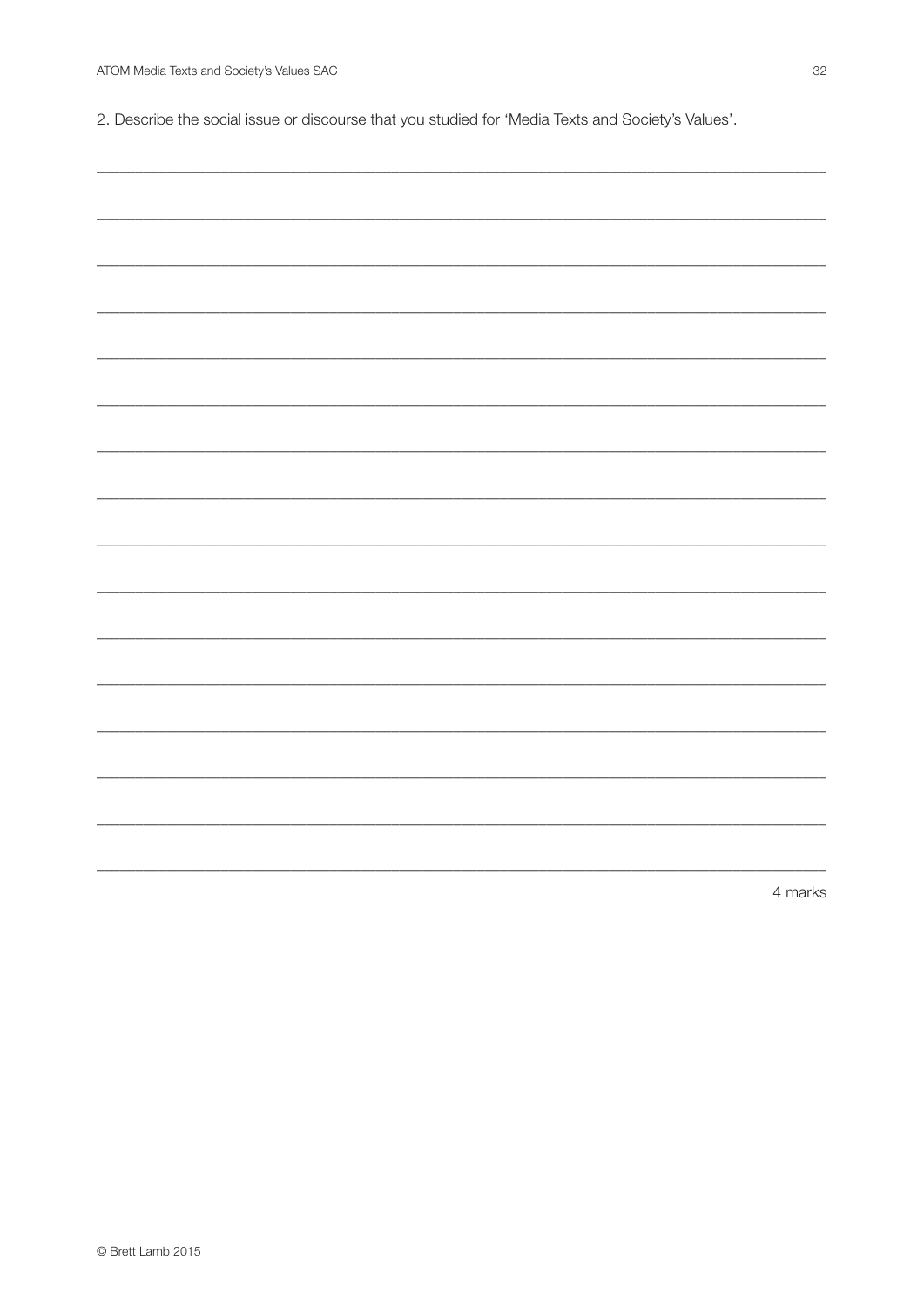2. Describe the social issue or discourse that you studied for 'Media Texts and Society's Values'.

\_\_\_\_\_\_\_\_\_\_\_\_\_\_\_\_\_\_\_\_\_\_\_\_\_\_\_\_\_\_\_\_\_\_\_\_\_\_\_\_\_\_\_\_\_\_\_\_\_\_\_\_\_\_\_\_\_\_\_\_\_\_\_\_\_\_\_\_\_\_\_\_\_\_\_\_\_\_

\_\_\_\_\_\_\_\_\_\_\_\_\_\_\_\_\_\_\_\_\_\_\_\_\_\_\_\_\_\_\_\_\_\_\_\_\_\_\_\_\_\_\_\_\_\_\_\_\_\_\_\_\_\_\_\_\_\_\_\_\_\_\_\_\_\_\_\_\_\_\_\_\_\_\_\_\_\_

\_\_\_\_\_\_\_\_\_\_\_\_\_\_\_\_\_\_\_\_\_\_\_\_\_\_\_\_\_\_\_\_\_\_\_\_\_\_\_\_\_\_\_\_\_\_\_\_\_\_\_\_\_\_\_\_\_\_\_\_\_\_\_\_\_\_\_\_\_\_\_\_\_\_\_\_\_\_

\_\_\_\_\_\_\_\_\_\_\_\_\_\_\_\_\_\_\_\_\_\_\_\_\_\_\_\_\_\_\_\_\_\_\_\_\_\_\_\_\_\_\_\_\_\_\_\_\_\_\_\_\_\_\_\_\_\_\_\_\_\_\_\_\_\_\_\_\_\_\_\_\_\_\_\_\_\_

\_\_\_\_\_\_\_\_\_\_\_\_\_\_\_\_\_\_\_\_\_\_\_\_\_\_\_\_\_\_\_\_\_\_\_\_\_\_\_\_\_\_\_\_\_\_\_\_\_\_\_\_\_\_\_\_\_\_\_\_\_\_\_\_\_\_\_\_\_\_\_\_\_\_\_\_\_\_

\_\_\_\_\_\_\_\_\_\_\_\_\_\_\_\_\_\_\_\_\_\_\_\_\_\_\_\_\_\_\_\_\_\_\_\_\_\_\_\_\_\_\_\_\_\_\_\_\_\_\_\_\_\_\_\_\_\_\_\_\_\_\_\_\_\_\_\_\_\_\_\_\_\_\_\_\_\_

\_\_\_\_\_\_\_\_\_\_\_\_\_\_\_\_\_\_\_\_\_\_\_\_\_\_\_\_\_\_\_\_\_\_\_\_\_\_\_\_\_\_\_\_\_\_\_\_\_\_\_\_\_\_\_\_\_\_\_\_\_\_\_\_\_\_\_\_\_\_\_\_\_\_\_\_\_\_

\_\_\_\_\_\_\_\_\_\_\_\_\_\_\_\_\_\_\_\_\_\_\_\_\_\_\_\_\_\_\_\_\_\_\_\_\_\_\_\_\_\_\_\_\_\_\_\_\_\_\_\_\_\_\_\_\_\_\_\_\_\_\_\_\_\_\_\_\_\_\_\_\_\_\_\_\_\_

\_\_\_\_\_\_\_\_\_\_\_\_\_\_\_\_\_\_\_\_\_\_\_\_\_\_\_\_\_\_\_\_\_\_\_\_\_\_\_\_\_\_\_\_\_\_\_\_\_\_\_\_\_\_\_\_\_\_\_\_\_\_\_\_\_\_\_\_\_\_\_\_\_\_\_\_\_\_

\_\_\_\_\_\_\_\_\_\_\_\_\_\_\_\_\_\_\_\_\_\_\_\_\_\_\_\_\_\_\_\_\_\_\_\_\_\_\_\_\_\_\_\_\_\_\_\_\_\_\_\_\_\_\_\_\_\_\_\_\_\_\_\_\_\_\_\_\_\_\_\_\_\_\_\_\_\_

\_\_\_\_\_\_\_\_\_\_\_\_\_\_\_\_\_\_\_\_\_\_\_\_\_\_\_\_\_\_\_\_\_\_\_\_\_\_\_\_\_\_\_\_\_\_\_\_\_\_\_\_\_\_\_\_\_\_\_\_\_\_\_\_\_\_\_\_\_\_\_\_\_\_\_\_\_\_

\_\_\_\_\_\_\_\_\_\_\_\_\_\_\_\_\_\_\_\_\_\_\_\_\_\_\_\_\_\_\_\_\_\_\_\_\_\_\_\_\_\_\_\_\_\_\_\_\_\_\_\_\_\_\_\_\_\_\_\_\_\_\_\_\_\_\_\_\_\_\_\_\_\_\_\_\_\_

\_\_\_\_\_\_\_\_\_\_\_\_\_\_\_\_\_\_\_\_\_\_\_\_\_\_\_\_\_\_\_\_\_\_\_\_\_\_\_\_\_\_\_\_\_\_\_\_\_\_\_\_\_\_\_\_\_\_\_\_\_\_\_\_\_\_\_\_\_\_\_\_\_\_\_\_\_\_

\_\_\_\_\_\_\_\_\_\_\_\_\_\_\_\_\_\_\_\_\_\_\_\_\_\_\_\_\_\_\_\_\_\_\_\_\_\_\_\_\_\_\_\_\_\_\_\_\_\_\_\_\_\_\_\_\_\_\_\_\_\_\_\_\_\_\_\_\_\_\_\_\_\_\_\_\_\_

\_\_\_\_\_\_\_\_\_\_\_\_\_\_\_\_\_\_\_\_\_\_\_\_\_\_\_\_\_\_\_\_\_\_\_\_\_\_\_\_\_\_\_\_\_\_\_\_\_\_\_\_\_\_\_\_\_\_\_\_\_\_\_\_\_\_\_\_\_\_\_\_\_\_\_\_\_\_

\_\_\_\_\_\_\_\_\_\_\_\_\_\_\_\_\_\_\_\_\_\_\_\_\_\_\_\_\_\_\_\_\_\_\_\_\_\_\_\_\_\_\_\_\_\_\_\_\_\_\_\_\_\_\_\_\_\_\_\_\_\_\_\_\_\_\_\_\_\_\_\_\_\_\_\_\_\_

4 marks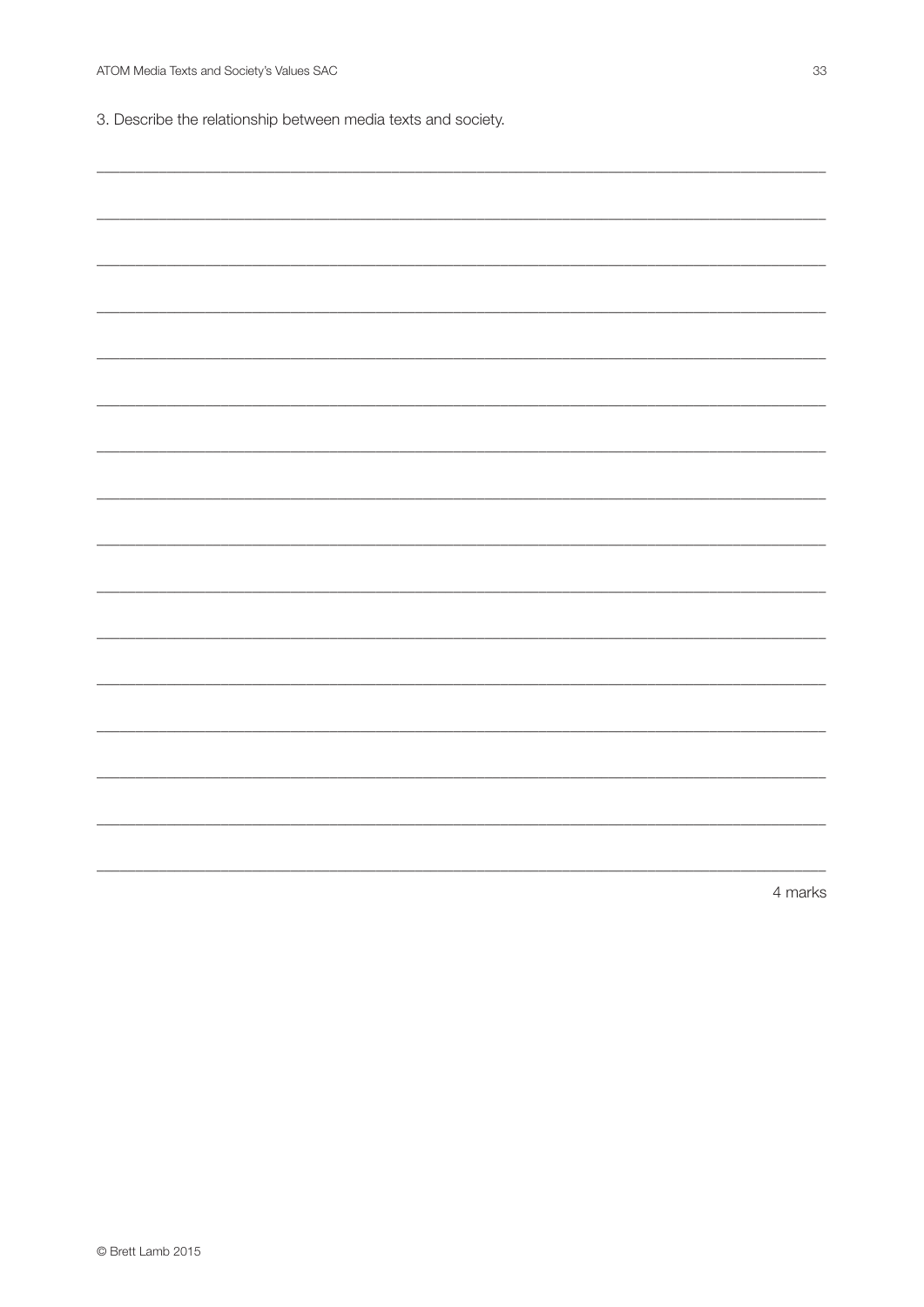3. Describe the relationship between media texts and society.

4 marks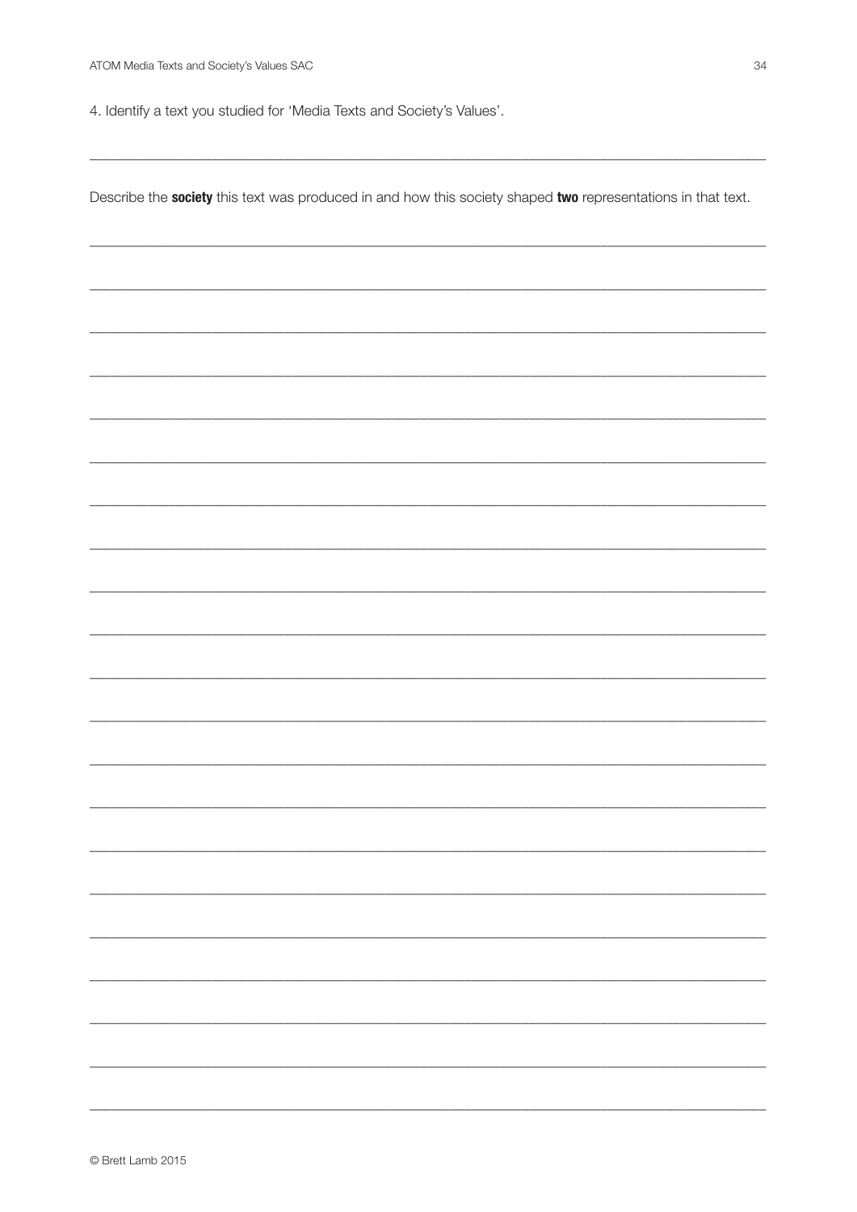4. Identify a text you studied for 'Media Texts and Society's Values'.

Describe the **society** this text was produced in and how this society shaped **two** representations in that text.

© Brett Lamb 2015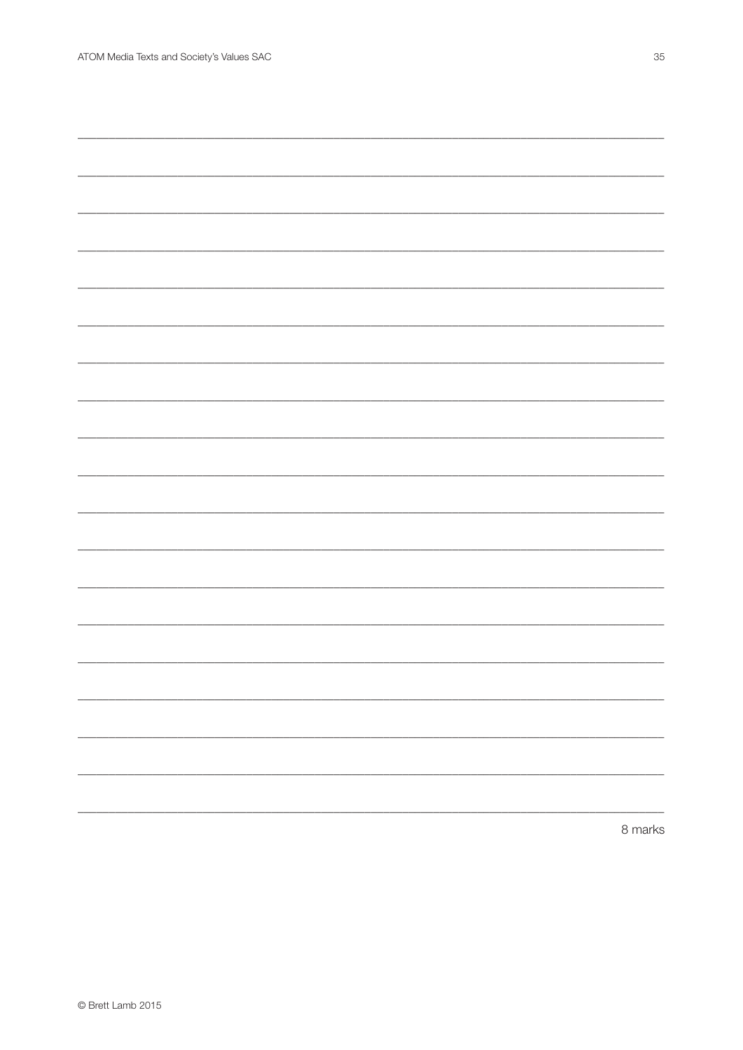8 marks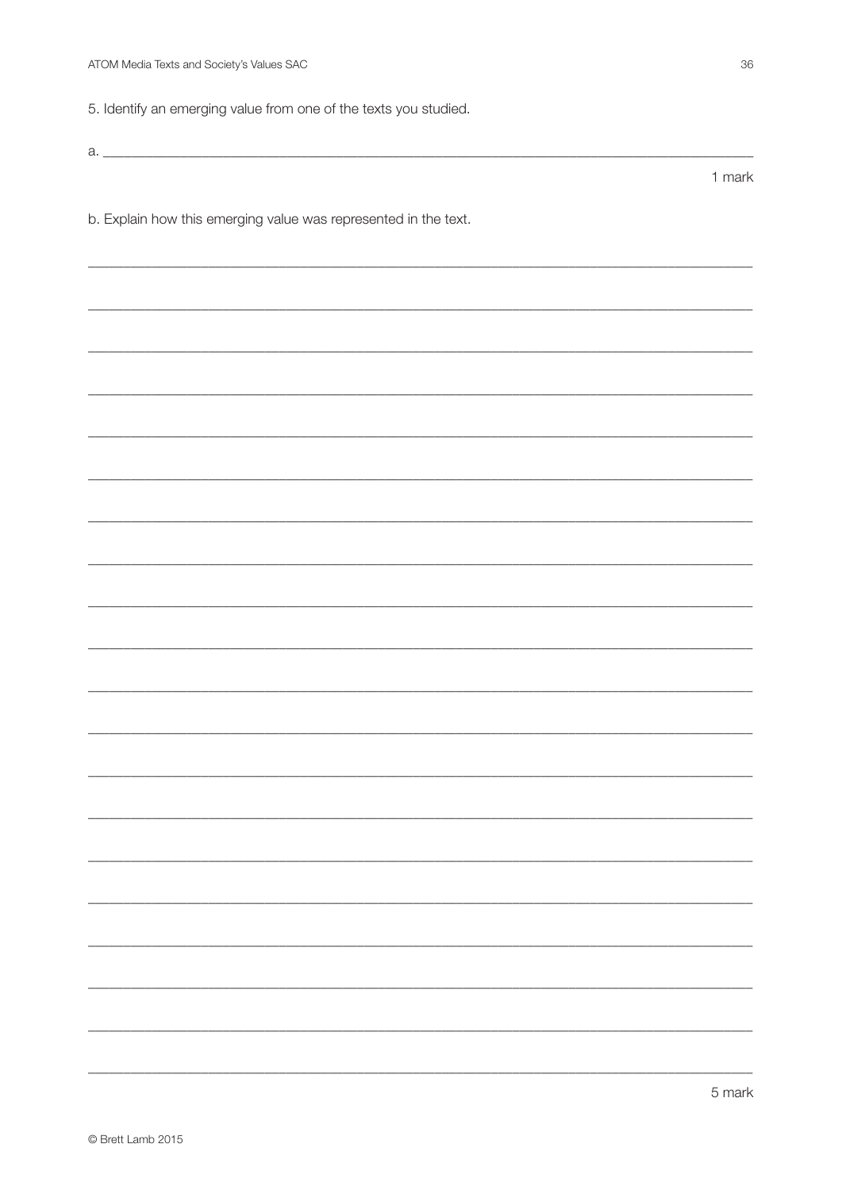5. Identify an emerging value from one of the texts you studied.

a. \_\_\_\_\_\_\_\_\_\_\_\_\_\_\_\_\_\_\_\_\_\_\_\_\_\_\_\_\_\_\_\_\_\_\_\_\_\_\_\_

1 mark

b. Explain how this emerging value was represented in the text.

\_\_\_\_\_\_\_\_\_\_\_\_\_\_\_\_\_\_\_\_\_\_\_\_\_\_\_\_\_\_\_\_\_\_\_\_\_\_\_\_

\_\_\_\_\_\_\_\_\_\_\_\_\_\_\_\_\_\_\_\_\_\_\_\_\_\_\_\_\_\_\_\_\_\_\_\_\_\_\_\_

\_\_\_\_\_\_\_\_\_\_\_\_\_\_\_\_\_\_\_\_\_\_\_\_\_\_\_\_\_\_\_\_\_\_\_\_\_\_\_\_

\_\_\_\_\_\_\_\_\_\_\_\_\_\_\_\_\_\_\_\_\_\_\_\_\_\_\_\_\_\_\_\_\_\_\_\_\_\_\_\_

\_\_\_\_\_\_\_\_\_\_\_\_\_\_\_\_\_\_\_\_\_\_\_\_\_\_\_\_\_\_\_\_\_\_\_\_\_\_\_\_

\_\_\_\_\_\_\_\_\_\_\_\_\_\_\_\_\_\_\_\_\_\_\_\_\_\_\_\_\_\_\_\_\_\_\_\_\_\_\_\_

\_\_\_\_\_\_\_\_\_\_\_\_\_\_\_\_\_\_\_\_\_\_\_\_\_\_\_\_\_\_\_\_\_\_\_\_\_\_\_\_

\_\_\_\_\_\_\_\_\_\_\_\_\_\_\_\_\_\_\_\_\_\_\_\_\_\_\_\_\_\_\_\_\_\_\_\_\_\_\_\_

\_\_\_\_\_\_\_\_\_\_\_\_\_\_\_\_\_\_\_\_\_\_\_\_\_\_\_\_\_\_\_\_\_\_\_\_\_\_\_\_

\_\_\_\_\_\_\_\_\_\_\_\_\_\_\_\_\_\_\_\_\_\_\_\_\_\_\_\_\_\_\_\_\_\_\_\_\_\_\_\_

\_\_\_\_\_\_\_\_\_\_\_\_\_\_\_\_\_\_\_\_\_\_\_\_\_\_\_\_\_\_\_\_\_\_\_\_\_\_\_\_

\_\_\_\_\_\_\_\_\_\_\_\_\_\_\_\_\_\_\_\_\_\_\_\_\_\_\_\_\_\_\_\_\_\_\_\_\_\_\_\_

\_\_\_\_\_\_\_\_\_\_\_\_\_\_\_\_\_\_\_\_\_\_\_\_\_\_\_\_\_\_\_\_\_\_\_\_\_\_\_\_

\_\_\_\_\_\_\_\_\_\_\_\_\_\_\_\_\_\_\_\_\_\_\_\_\_\_\_\_\_\_\_\_\_\_\_\_\_\_\_\_

\_\_\_\_\_\_\_\_\_\_\_\_\_\_\_\_\_\_\_\_\_\_\_\_\_\_\_\_\_\_\_\_\_\_\_\_\_\_\_\_

\_\_\_\_\_\_\_\_\_\_\_\_\_\_\_\_\_\_\_\_\_\_\_\_\_\_\_\_\_\_\_\_\_\_\_\_\_\_\_\_

\_\_\_\_\_\_\_\_\_\_\_\_\_\_\_\_\_\_\_\_\_\_\_\_\_\_\_\_\_\_\_\_\_\_\_\_\_\_\_\_

\_\_\_\_\_\_\_\_\_\_\_\_\_\_\_\_\_\_\_\_\_\_\_\_\_\_\_\_\_\_\_\_\_\_\_\_\_\_\_\_

\_\_\_\_\_\_\_\_\_\_\_\_\_\_\_\_\_\_\_\_\_\_\_\_\_\_\_\_\_\_\_\_\_\_\_\_\_\_\_\_

\_\_\_\_\_\_\_\_\_\_\_\_\_\_\_\_\_\_\_\_\_\_\_\_\_\_\_\_\_\_\_\_\_\_\_\_\_\_\_\_

5 mark

© Brett Lamb 2015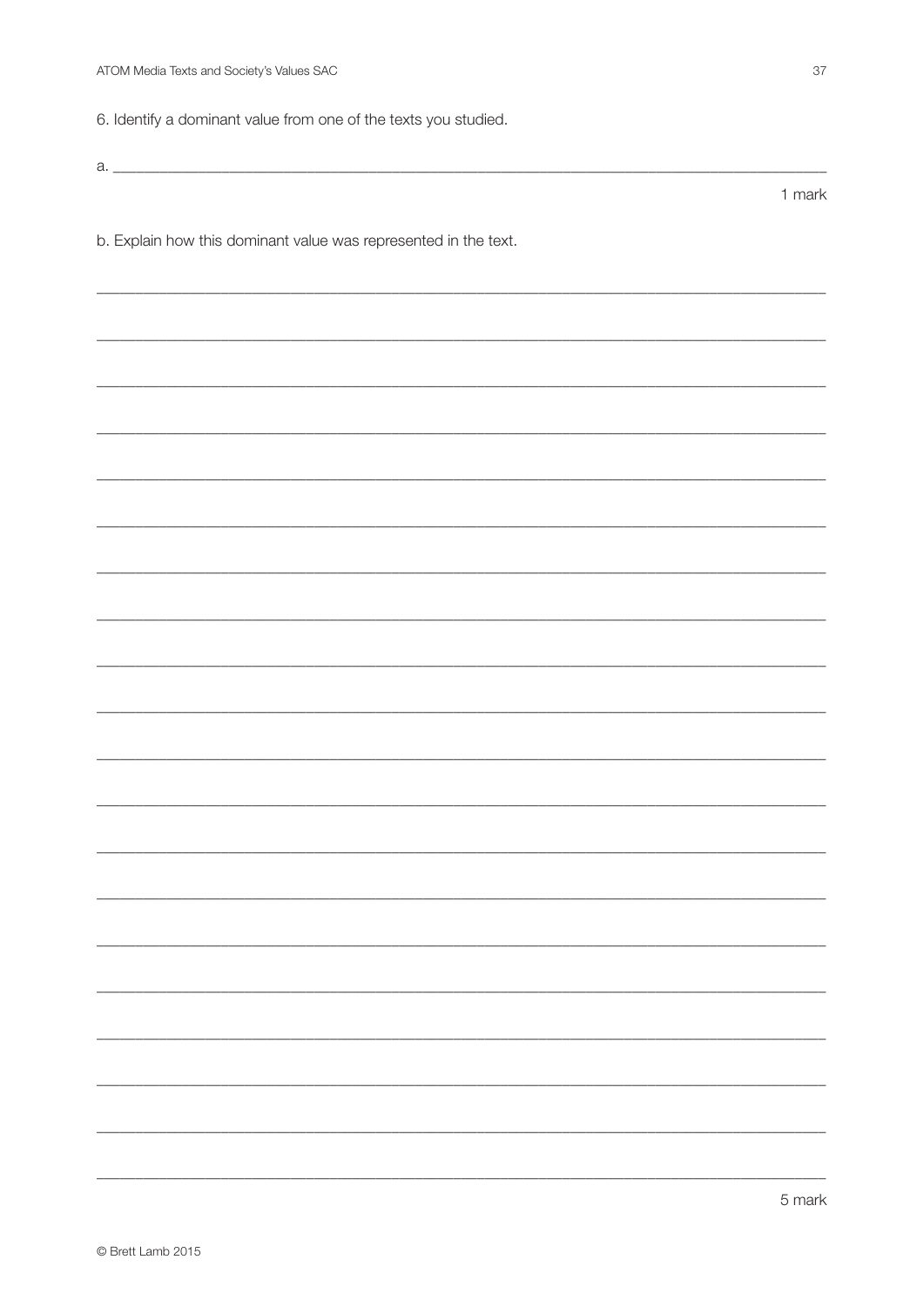6. Identify a dominant value from one of the texts you studied.

a. ______________________________________________________________________________

1 mark

b. Explain how this dominant value was represented in the text.

______________________________________________________________________________

______________________________________________________________________________

______________________________________________________________________________

______________________________________________________________________________

______________________________________________________________________________

______________________________________________________________________________

______________________________________________________________________________

______________________________________________________________________________

______________________________________________________________________________

______________________________________________________________________________

______________________________________________________________________________

______________________________________________________________________________

______________________________________________________________________________

______________________________________________________________________________

______________________________________________________________________________

______________________________________________________________________________

______________________________________________________________________________

______________________________________________________________________________

______________________________________________________________________________

______________________________________________________________________________

5 mark

© Brett Lamb 2015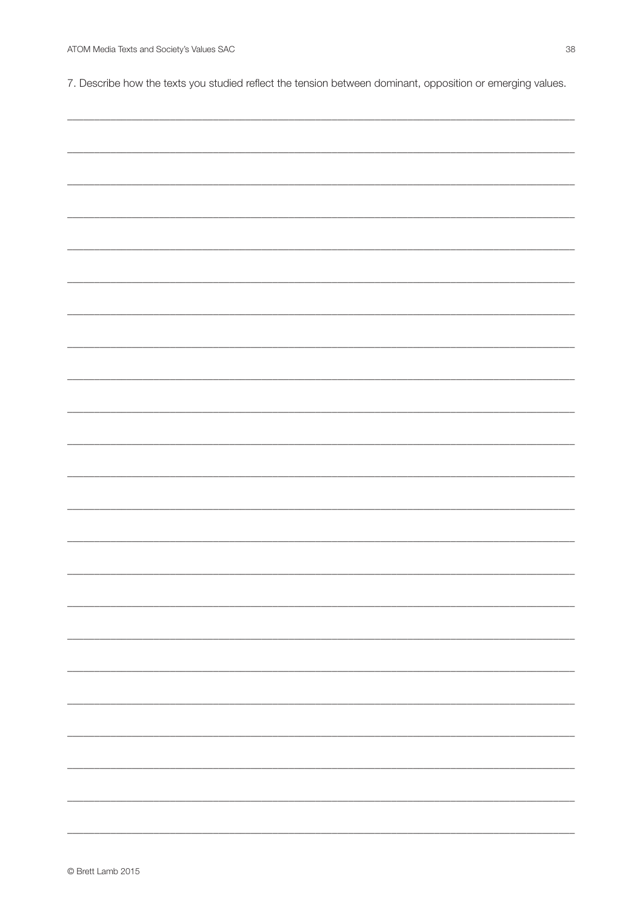7. Describe how the texts you studied reflect the tension between dominant, opposition or emerging values.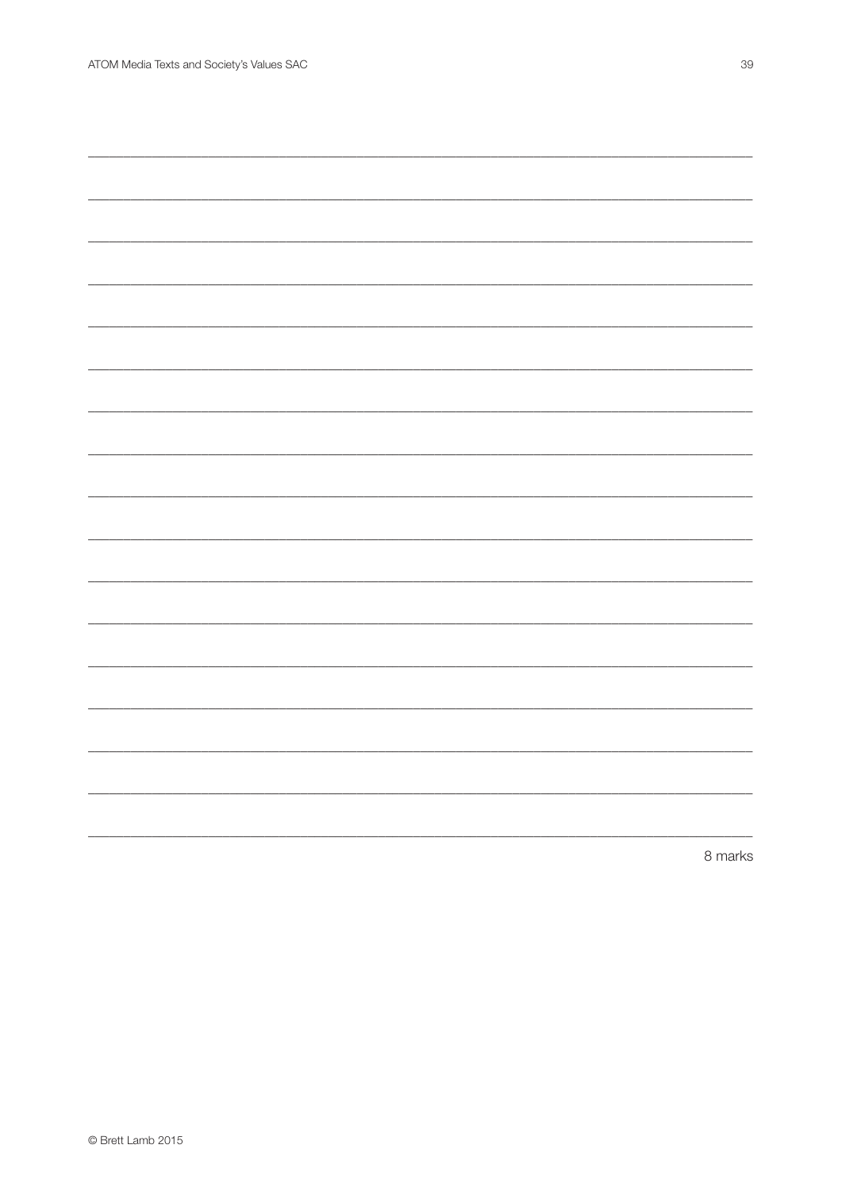8 marks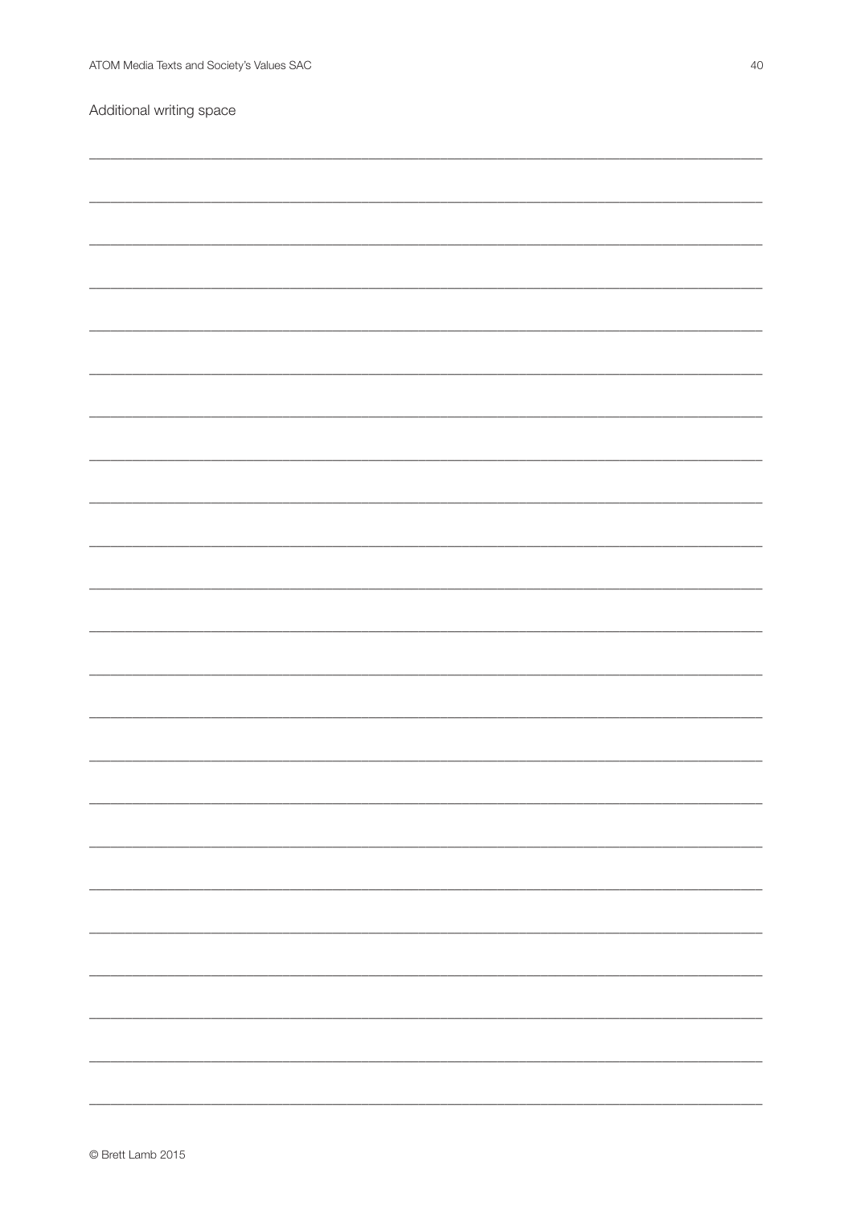Additional writing space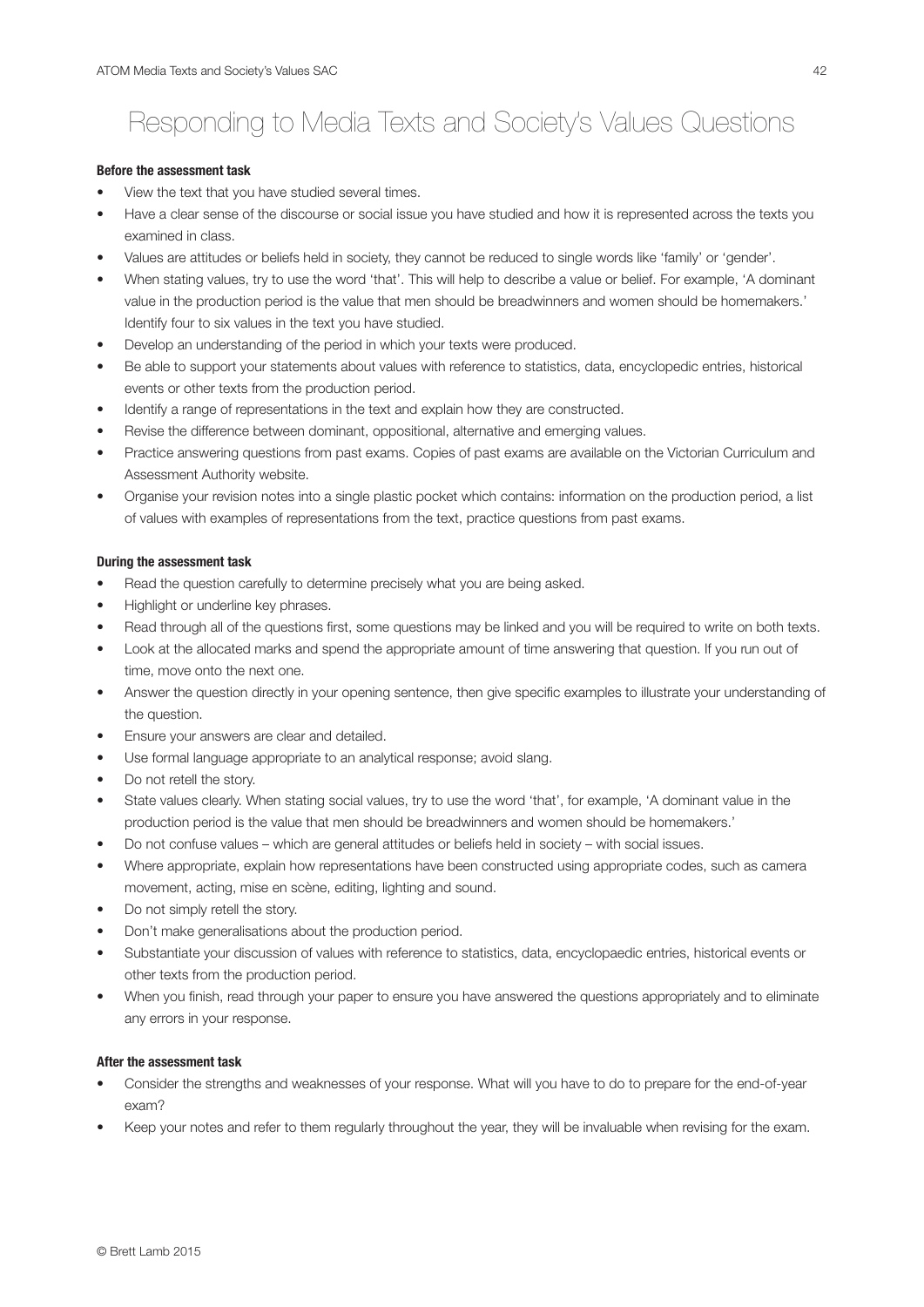# Responding to Media Texts and Society's Values Questions

**Before the assessment task**

- View the text that you have studied several times.
- Have a clear sense of the discourse or social issue you have studied and how it is represented across the texts you examined in class.
- Values are attitudes or beliefs held in society, they cannot be reduced to single words like 'family' or 'gender'.
- When stating values, try to use the word 'that'. This will help to describe a value or belief. For example, 'A dominant value in the production period is the value that men should be breadwinners and women should be homemakers.' Identify four to six values in the text you have studied.
- Develop an understanding of the period in which your texts were produced.
- Be able to support your statements about values with reference to statistics, data, encyclopedic entries, historical events or other texts from the production period.
- Identify a range of representations in the text and explain how they are constructed.
- Revise the difference between dominant, oppositional, alternative and emerging values.
- Practice answering questions from past exams. Copies of past exams are available on the Victorian Curriculum and Assessment Authority website.
- Organise your revision notes into a single plastic pocket which contains: information on the production period, a list of values with examples of representations from the text, practice questions from past exams.

**During the assessment task**

- Read the question carefully to determine precisely what you are being asked.
- Highlight or underline key phrases.
- Read through all of the questions first, some questions may be linked and you will be required to write on both texts.
- Look at the allocated marks and spend the appropriate amount of time answering that question. If you run out of time, move onto the next one.
- Answer the question directly in your opening sentence, then give specific examples to illustrate your understanding of the question.
- Ensure your answers are clear and detailed.
- Use formal language appropriate to an analytical response; avoid slang.
- Do not retell the story.
- State values clearly. When stating social values, try to use the word 'that', for example, 'A dominant value in the production period is the value that men should be breadwinners and women should be homemakers.'
- Do not confuse values – which are general attitudes or beliefs held in society – with social issues.
- Where appropriate, explain how representations have been constructed using appropriate codes, such as camera movement, acting, mise en scène, editing, lighting and sound.
- Do not simply retell the story.
- Don't make generalisations about the production period.
- Substantiate your discussion of values with reference to statistics, data, encyclopaedic entries, historical events or other texts from the production period.
- When you finish, read through your paper to ensure you have answered the questions appropriately and to eliminate any errors in your response.

**After the assessment task**

- Consider the strengths and weaknesses of your response. What will you have to do to prepare for the end-of-year exam?
- Keep your notes and refer to them regularly throughout the year, they will be invaluable when revising for the exam.

© Brett Lamb 2015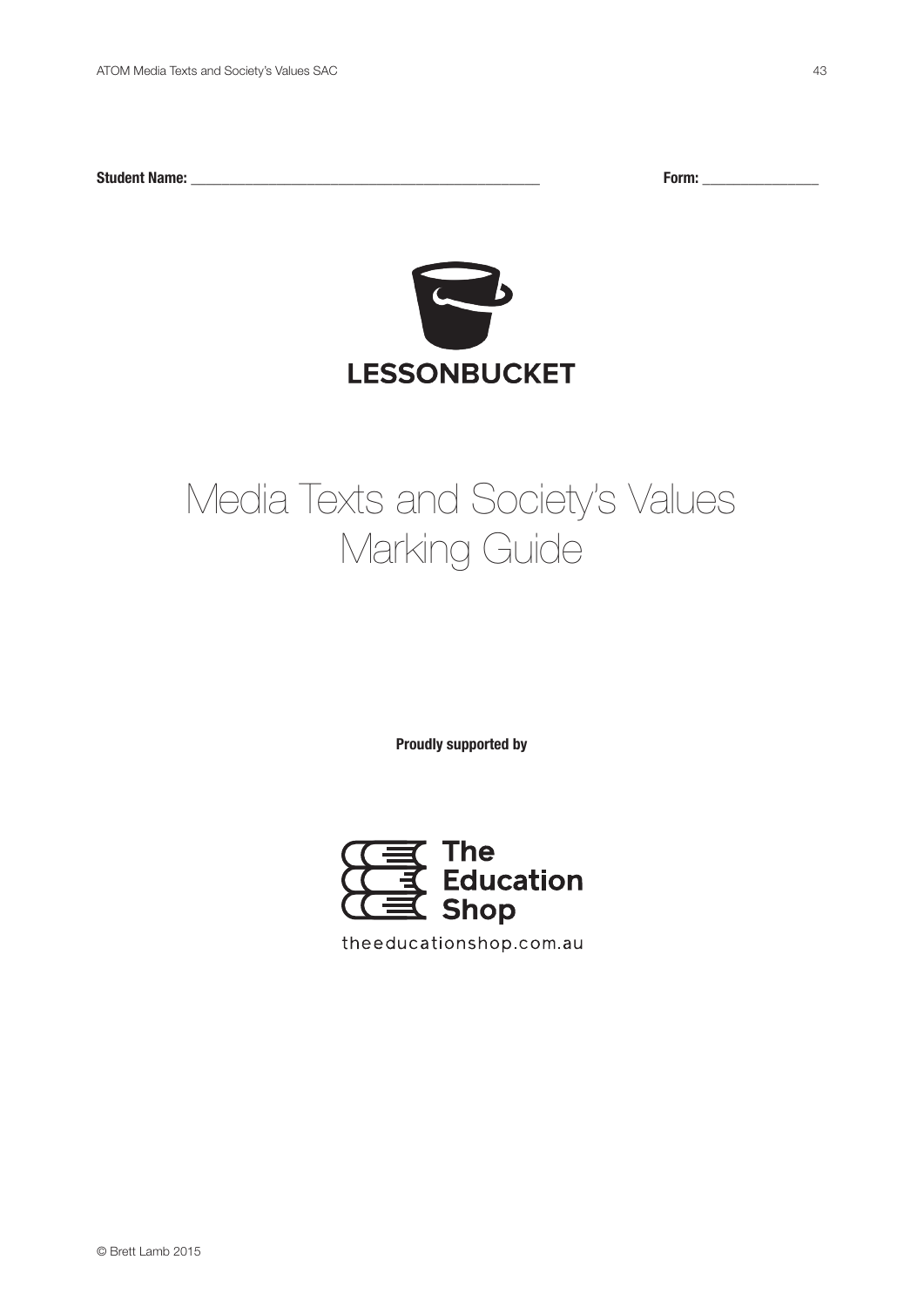**Student Name:** ______________________________________________ **Form:** ______________

LESSONBUCKET

# Media Texts and Society's Values Marking Guide

**Proudly supported by**

The Education Shop

theeducationshop.com.au

© Brett Lamb 2015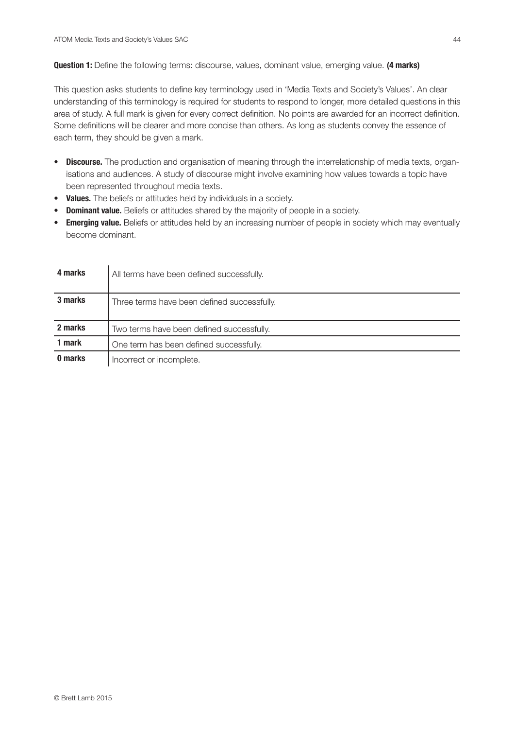**Question 1:** Define the following terms: discourse, values, dominant value, emerging value. **(4 marks)**

This question asks students to define key terminology used in 'Media Texts and Society's Values'. An clear understanding of this terminology is required for students to respond to longer, more detailed questions in this area of study. A full mark is given for every correct definition. No points are awarded for an incorrect definition. Some definitions will be clearer and more concise than others. As long as students convey the essence of each term, they should be given a mark.

- **Discourse.** The production and organisation of meaning through the interrelationship of media texts, organisations and audiences. A study of discourse might involve examining how values towards a topic have been represented throughout media texts.
- **Values.** The beliefs or attitudes held by individuals in a society.
- **Dominant value.** Beliefs or attitudes shared by the majority of people in a society.
- **Emerging value.** Beliefs or attitudes held by an increasing number of people in society which may eventually become dominant.

| Marks | Criteria |
|---|---|
| **4 marks** | All terms have been defined successfully. |
| **3 marks** | Three terms have been defined successfully. |
| **2 marks** | Two terms have been defined successfully. |
| **1 mark** | One term has been defined successfully. |
| **0 marks** | Incorrect or incomplete. |

© Brett Lamb 2015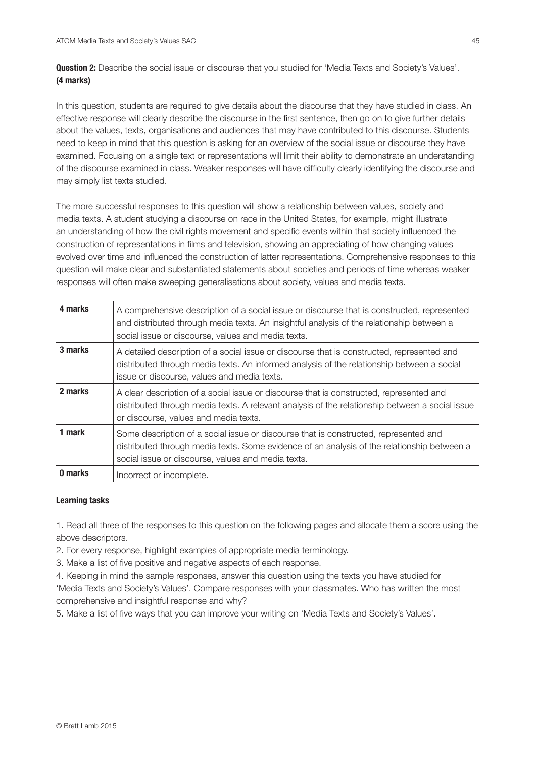**Question 2:** Describe the social issue or discourse that you studied for 'Media Texts and Society's Values'. **(4 marks)**

In this question, students are required to give details about the discourse that they have studied in class. An effective response will clearly describe the discourse in the first sentence, then go on to give further details about the values, texts, organisations and audiences that may have contributed to this discourse. Students need to keep in mind that this question is asking for an overview of the social issue or discourse they have examined. Focusing on a single text or representations will limit their ability to demonstrate an understanding of the discourse examined in class. Weaker responses will have difficulty clearly identifying the discourse and may simply list texts studied.

The more successful responses to this question will show a relationship between values, society and media texts. A student studying a discourse on race in the United States, for example, might illustrate an understanding of how the civil rights movement and specific events within that society influenced the construction of representations in films and television, showing an appreciating of how changing values evolved over time and influenced the construction of latter representations. Comprehensive responses to this question will make clear and substantiated statements about societies and periods of time whereas weaker responses will often make sweeping generalisations about society, values and media texts.

| | |
|---|---|
| **4 marks** | A comprehensive description of a social issue or discourse that is constructed, represented and distributed through media texts. An insightful analysis of the relationship between a social issue or discourse, values and media texts. |
| **3 marks** | A detailed description of a social issue or discourse that is constructed, represented and distributed through media texts. An informed analysis of the relationship between a social issue or discourse, values and media texts. |
| **2 marks** | A clear description of a social issue or discourse that is constructed, represented and distributed through media texts. A relevant analysis of the relationship between a social issue or discourse, values and media texts. |
| **1 mark** | Some description of a social issue or discourse that is constructed, represented and distributed through media texts. Some evidence of an analysis of the relationship between a social issue or discourse, values and media texts. |
| **0 marks** | Incorrect or incomplete. |

**Learning tasks**

1. Read all three of the responses to this question on the following pages and allocate them a score using the above descriptors.
2. For every response, highlight examples of appropriate media terminology.
3. Make a list of five positive and negative aspects of each response.
4. Keeping in mind the sample responses, answer this question using the texts you have studied for 'Media Texts and Society's Values'. Compare responses with your classmates. Who has written the most comprehensive and insightful response and why?
5. Make a list of five ways that you can improve your writing on 'Media Texts and Society's Values'.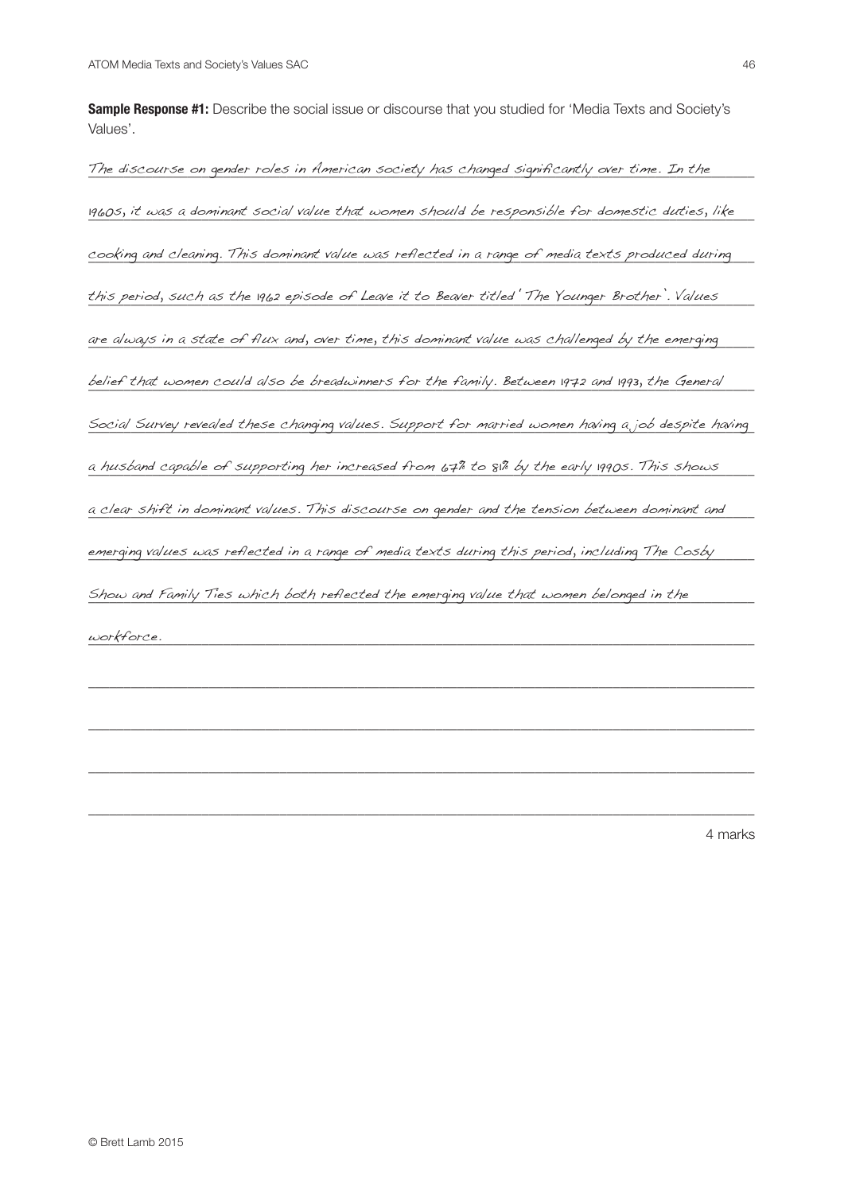**Sample Response #1:** Describe the social issue or discourse that you studied for 'Media Texts and Society's Values'.

The discourse on gender roles in American society has changed significantly over time. In the 1960s, it was a dominant social value that women should be responsible for domestic duties, like cooking and cleaning. This dominant value was reflected in a range of media texts produced during this period, such as the 1962 episode of Leave it to Beaver titled 'The Younger Brother'. Values are always in a state of flux and, over time, this dominant value was challenged by the emerging belief that women could also be breadwinners for the family. Between 1972 and 1993, the General Social Survey revealed these changing values. Support for married women having a job despite having a husband capable of supporting her increased from 67% to 81% by the early 1990s. This shows a clear shift in dominant values. This discourse on gender and the tension between dominant and emerging values was reflected in a range of media texts during this period, including The Cosby Show and Family Ties which both reflected the emerging value that women belonged in the workforce.

4 marks

© Brett Lamb 2015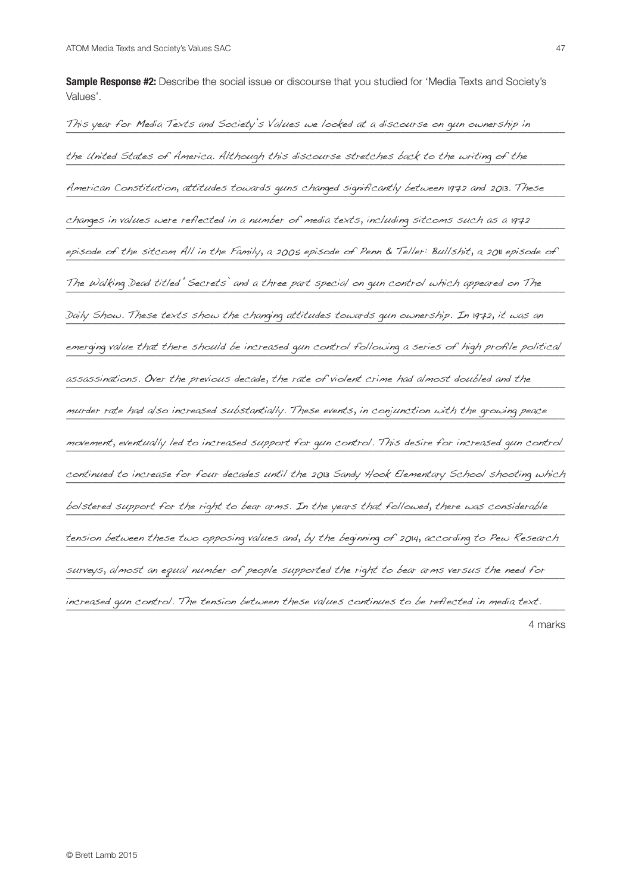**Sample Response #2:** Describe the social issue or discourse that you studied for 'Media Texts and Society's Values'.

*This year for Media Texts and Society's Values we looked at a discourse on gun ownership in the United States of America. Although this discourse stretches back to the writing of the American Constitution, attitudes towards guns changed significantly between 1972 and 2013. These changes in values were reflected in a number of media texts, including sitcoms such as a 1972 episode of the sitcom All in the Family, a 2005 episode of Penn & Teller: Bullshit, a 2011 episode of The Walking Dead titled 'Secrets' and a three part special on gun control which appeared on The Daily Show. These texts show the changing attitudes towards gun ownership. In 1972, it was an emerging value that there should be increased gun control following a series of high profile political assassinations. Over the previous decade, the rate of violent crime had almost doubled and the murder rate had also increased substantially. These events, in conjunction with the growing peace movement, eventually led to increased support for gun control. This desire for increased gun control continued to increase for four decades until the 2013 Sandy Hook Elementary School shooting which bolstered support for the right to bear arms. In the years that followed, there was considerable tension between these two opposing values and, by the beginning of 2014, according to Pew Research surveys, almost an equal number of people supported the right to bear arms versus the need for increased gun control. The tension between these values continues to be reflected in media text.*

4 marks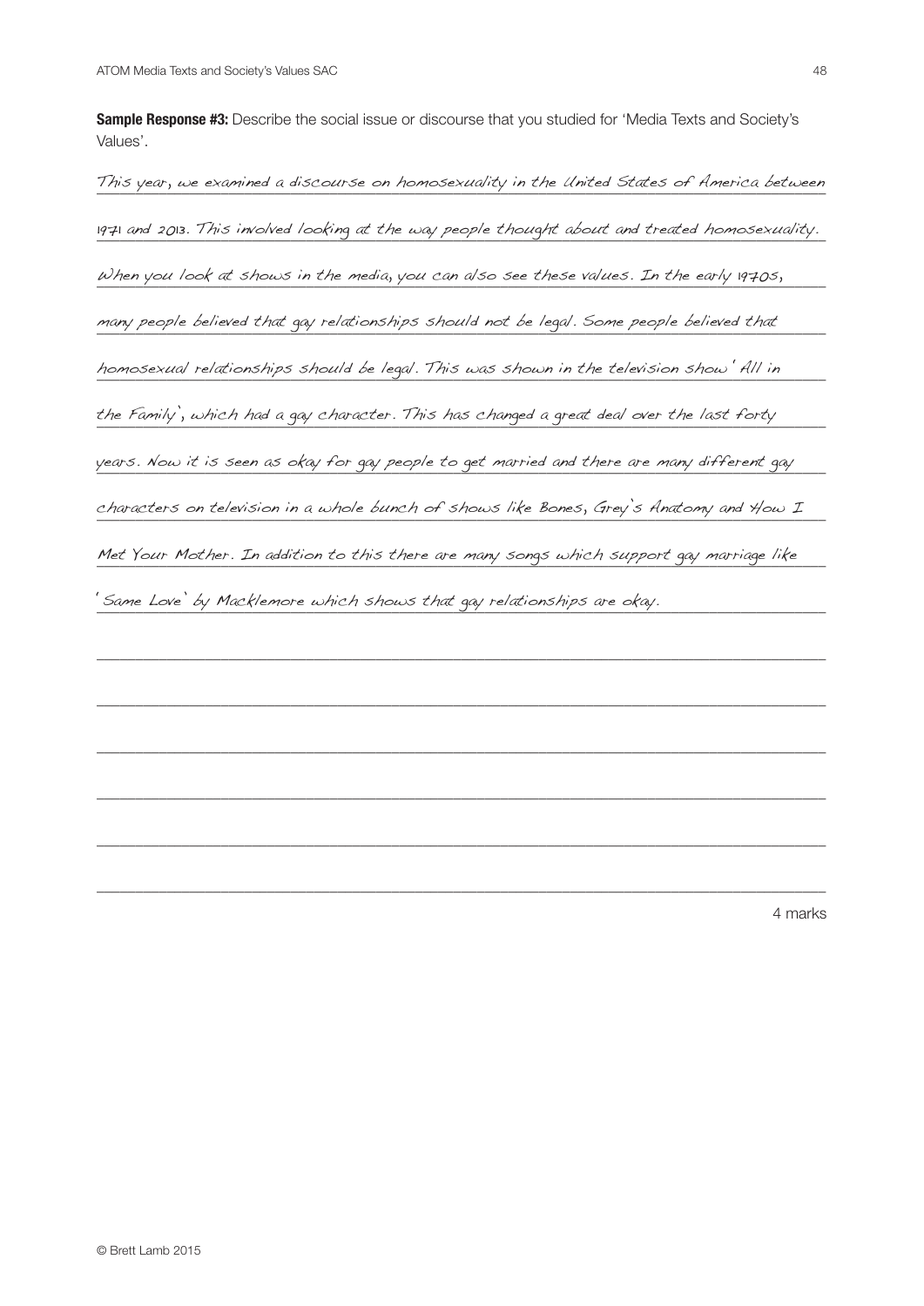**Sample Response #3:** Describe the social issue or discourse that you studied for 'Media Texts and Society's Values'.

This year, we examined a discourse on homosexuality in the United States of America between 1971 and 2013. This involved looking at the way people thought about and treated homosexuality. When you look at shows in the media, you can also see these values. In the early 1970s, many people believed that gay relationships should not be legal. Some people believed that homosexual relationships should be legal. This was shown in the television show 'All in the Family', which had a gay character. This has changed a great deal over the last forty years. Now it is seen as okay for gay people to get married and there are many different gay characters on television in a whole bunch of shows like Bones, Grey's Anatomy and How I Met Your Mother. In addition to this there are many songs which support gay marriage like 'Same Love' by Macklemore which shows that gay relationships are okay.

4 marks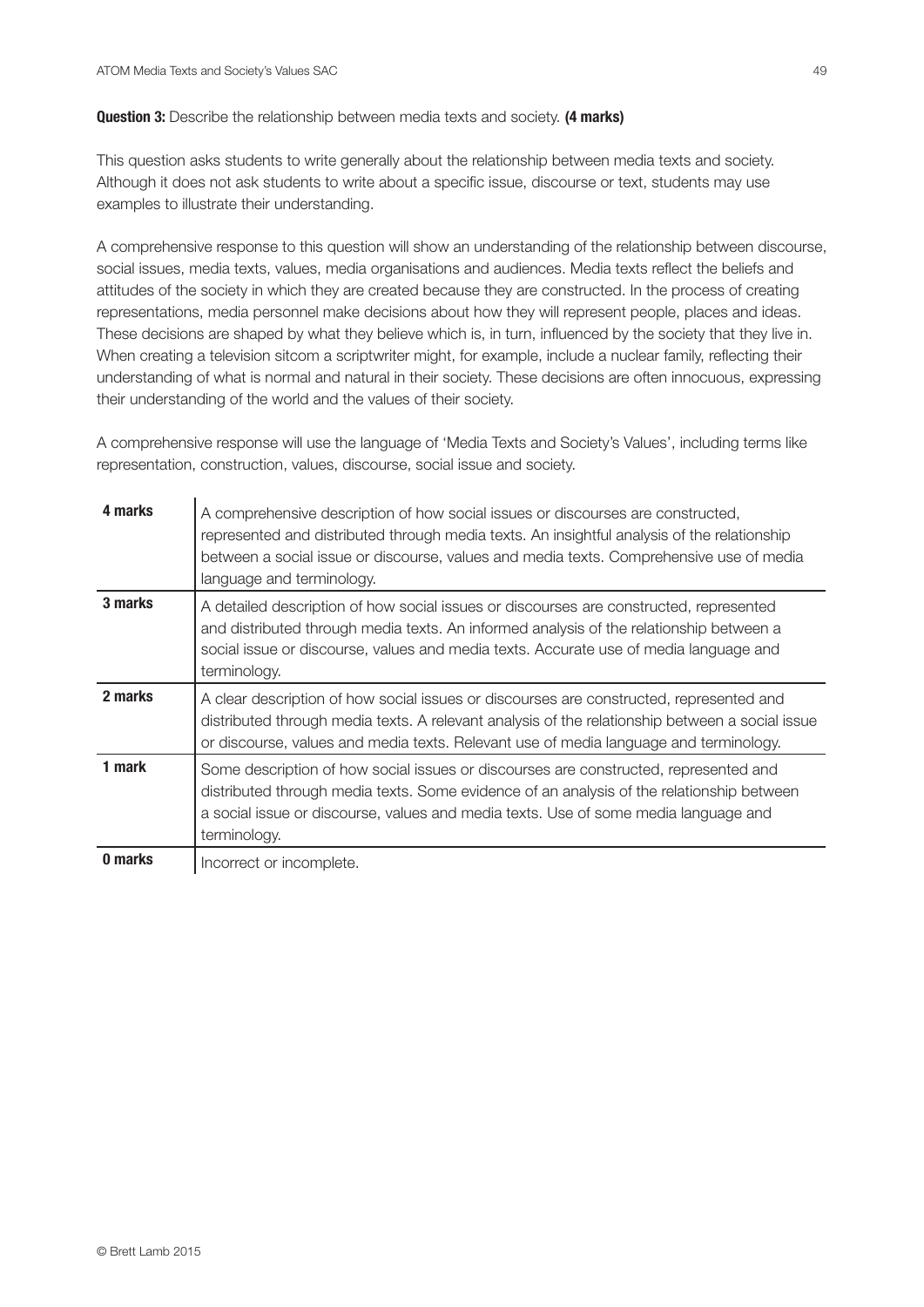**Question 3:** Describe the relationship between media texts and society. **(4 marks)**

This question asks students to write generally about the relationship between media texts and society. Although it does not ask students to write about a specific issue, discourse or text, students may use examples to illustrate their understanding.

A comprehensive response to this question will show an understanding of the relationship between discourse, social issues, media texts, values, media organisations and audiences. Media texts reflect the beliefs and attitudes of the society in which they are created because they are constructed. In the process of creating representations, media personnel make decisions about how they will represent people, places and ideas. These decisions are shaped by what they believe which is, in turn, influenced by the society that they live in. When creating a television sitcom a scriptwriter might, for example, include a nuclear family, reflecting their understanding of what is normal and natural in their society. These decisions are often innocuous, expressing their understanding of the world and the values of their society.

A comprehensive response will use the language of 'Media Texts and Society's Values', including terms like representation, construction, values, discourse, social issue and society.

| | |
|---|---|
| **4 marks** | A comprehensive description of how social issues or discourses are constructed, represented and distributed through media texts. An insightful analysis of the relationship between a social issue or discourse, values and media texts. Comprehensive use of media language and terminology. |
| **3 marks** | A detailed description of how social issues or discourses are constructed, represented and distributed through media texts. An informed analysis of the relationship between a social issue or discourse, values and media texts. Accurate use of media language and terminology. |
| **2 marks** | A clear description of how social issues or discourses are constructed, represented and distributed through media texts. A relevant analysis of the relationship between a social issue or discourse, values and media texts. Relevant use of media language and terminology. |
| **1 mark** | Some description of how social issues or discourses are constructed, represented and distributed through media texts. Some evidence of an analysis of the relationship between a social issue or discourse, values and media texts. Use of some media language and terminology. |
| **0 marks** | Incorrect or incomplete. |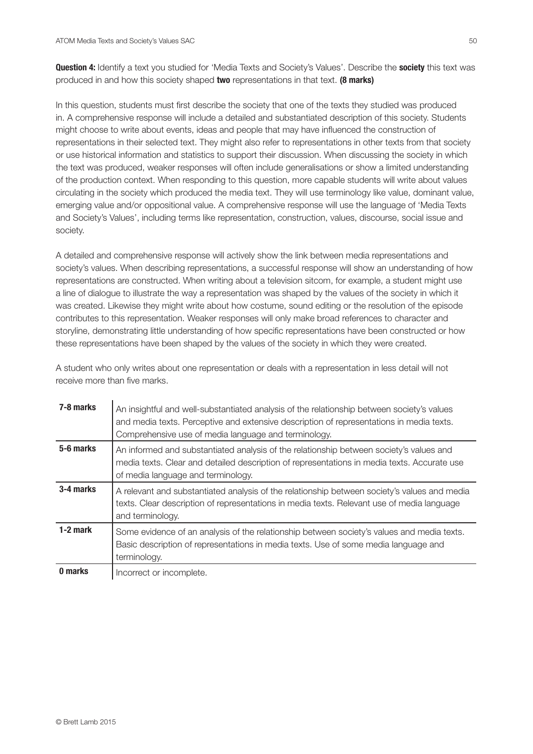**Question 4:** Identify a text you studied for 'Media Texts and Society's Values'. Describe the **society** this text was produced in and how this society shaped **two** representations in that text. **(8 marks)**

In this question, students must first describe the society that one of the texts they studied was produced in. A comprehensive response will include a detailed and substantiated description of this society. Students might choose to write about events, ideas and people that may have influenced the construction of representations in their selected text. They might also refer to representations in other texts from that society or use historical information and statistics to support their discussion. When discussing the society in which the text was produced, weaker responses will often include generalisations or show a limited understanding of the production context. When responding to this question, more capable students will write about values circulating in the society which produced the media text. They will use terminology like value, dominant value, emerging value and/or oppositional value. A comprehensive response will use the language of 'Media Texts and Society's Values', including terms like representation, construction, values, discourse, social issue and society.

A detailed and comprehensive response will actively show the link between media representations and society's values. When describing representations, a successful response will show an understanding of how representations are constructed. When writing about a television sitcom, for example, a student might use a line of dialogue to illustrate the way a representation was shaped by the values of the society in which it was created. Likewise they might write about how costume, sound editing or the resolution of the episode contributes to this representation. Weaker responses will only make broad references to character and storyline, demonstrating little understanding of how specific representations have been constructed or how these representations have been shaped by the values of the society in which they were created.

A student who only writes about one representation or deals with a representation in less detail will not receive more than five marks.

| | |
|---|---|
| **7-8 marks** | An insightful and well-substantiated analysis of the relationship between society's values and media texts. Perceptive and extensive description of representations in media texts. Comprehensive use of media language and terminology. |
| **5-6 marks** | An informed and substantiated analysis of the relationship between society's values and media texts. Clear and detailed description of representations in media texts. Accurate use of media language and terminology. |
| **3-4 marks** | A relevant and substantiated analysis of the relationship between society's values and media texts. Clear description of representations in media texts. Relevant use of media language and terminology. |
| **1-2 mark** | Some evidence of an analysis of the relationship between society's values and media texts. Basic description of representations in media texts. Use of some media language and terminology. |
| **0 marks** | Incorrect or incomplete. |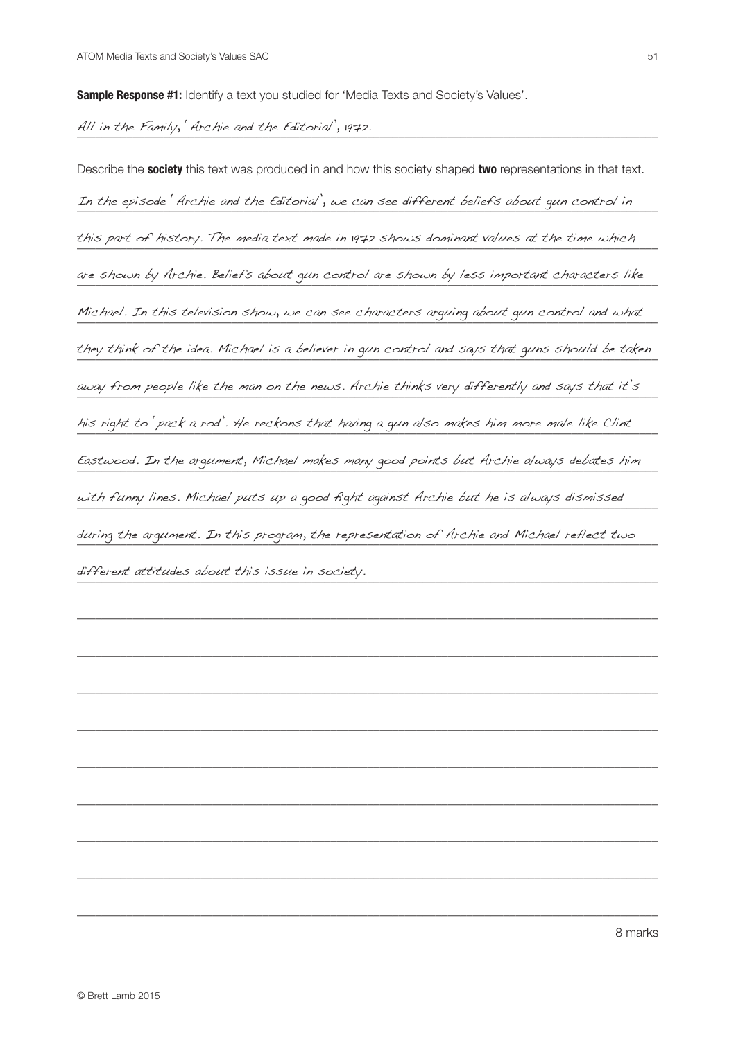**Sample Response #1:** Identify a text you studied for 'Media Texts and Society's Values'.

*All in the Family, 'Archie and the Editorial', 1972.*

Describe the **society** this text was produced in and how this society shaped **two** representations in that text.

*In the episode 'Archie and the Editorial', we can see different beliefs about gun control in this part of history. The media text made in 1972 shows dominant values at the time which are shown by Archie. Beliefs about gun control are shown by less important characters like Michael. In this television show, we can see characters arguing about gun control and what they think of the idea. Michael is a believer in gun control and says that guns should be taken away from people like the man on the news. Archie thinks very differently and says that it's his right to 'pack a rod'. He reckons that having a gun also makes him more male like Clint Eastwood. In the argument, Michael makes many good points but Archie always debates him with funny lines. Michael puts up a good fight against Archie but he is always dismissed during the argument. In this program, the representation of Archie and Michael reflect two different attitudes about this issue in society.*

8 marks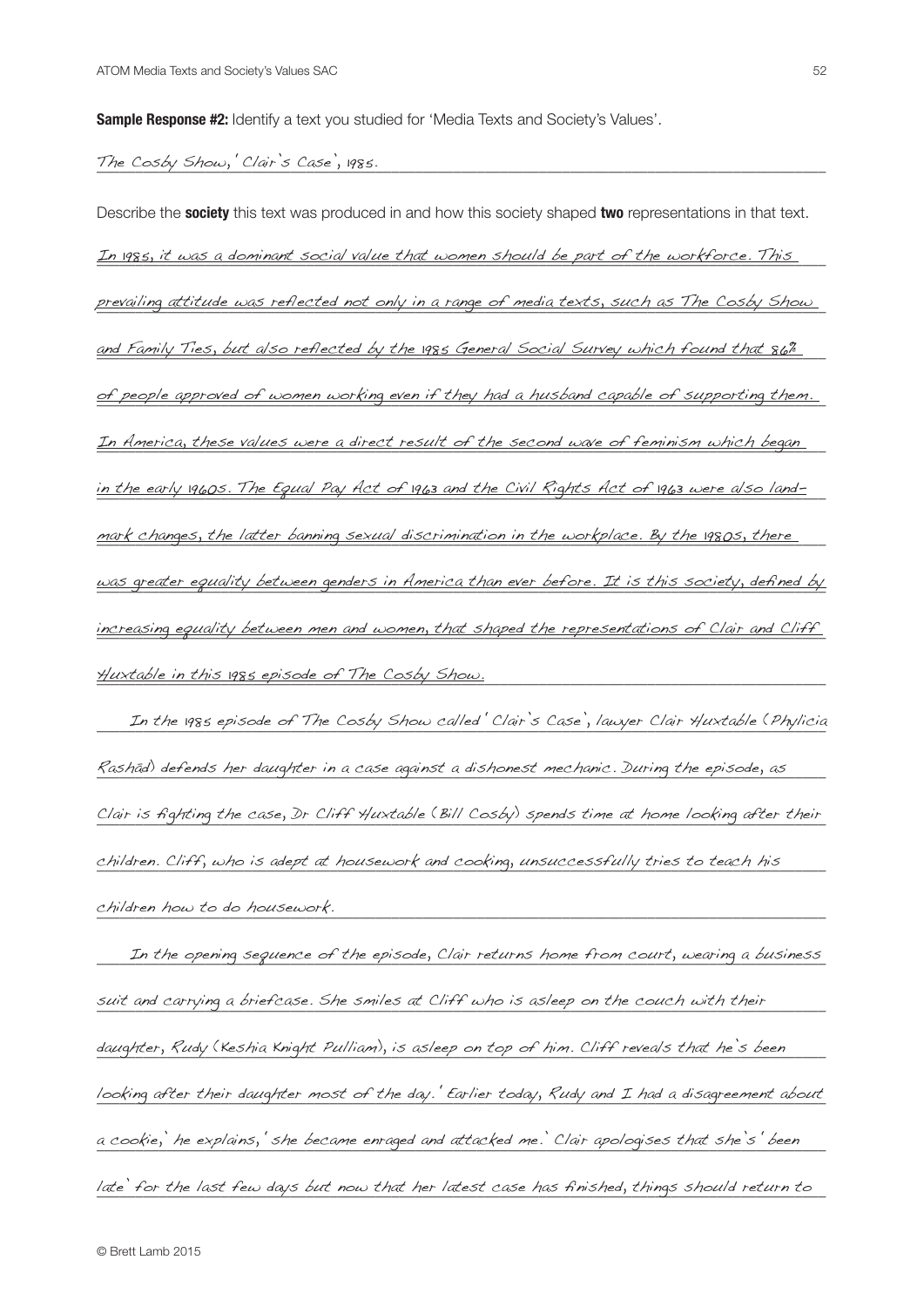**Sample Response #2:** Identify a text you studied for 'Media Texts and Society's Values'.

*The Cosby Show, 'Clair's Case', 1985.*

Describe the **society** this text was produced in and how this society shaped **two** representations in that text.

*In 1985, it was a dominant social value that women should be part of the workforce. This prevailing attitude was reflected not only in a range of media texts, such as The Cosby Show and Family Ties, but also reflected by the 1985 General Social Survey which found that 86% of people approved of women working even if they had a husband capable of supporting them. In America, these values were a direct result of the second wave of feminism which began in the early 1960s. The Equal Pay Act of 1963 and the Civil Rights Act of 1963 were also landmark changes, the latter banning sexual discrimination in the workplace. By the 1980s, there was greater equality between genders in America than ever before. It is this society, defined by increasing equality between men and women, that shaped the representations of Clair and Cliff Huxtable in this 1985 episode of The Cosby Show.*

*In the 1985 episode of The Cosby Show called 'Clair's Case', lawyer Clair Huxtable (Phylicia Rashād) defends her daughter in a case against a dishonest mechanic. During the episode, as Clair is fighting the case, Dr Cliff Huxtable (Bill Cosby) spends time at home looking after their children. Cliff, who is adept at housework and cooking, unsuccessfully tries to teach his children how to do housework.*

*In the opening sequence of the episode, Clair returns home from court, wearing a business suit and carrying a briefcase. She smiles at Cliff who is asleep on the couch with their daughter, Rudy (Keshia Knight Pulliam), is asleep on top of him. Cliff reveals that he's been looking after their daughter most of the day. 'Earlier today, Rudy and I had a disagreement about a cookie,' he explains, 'she became enraged and attacked me.' Clair apologises that she's 'been late' for the last few days but now that her latest case has finished, things should return to*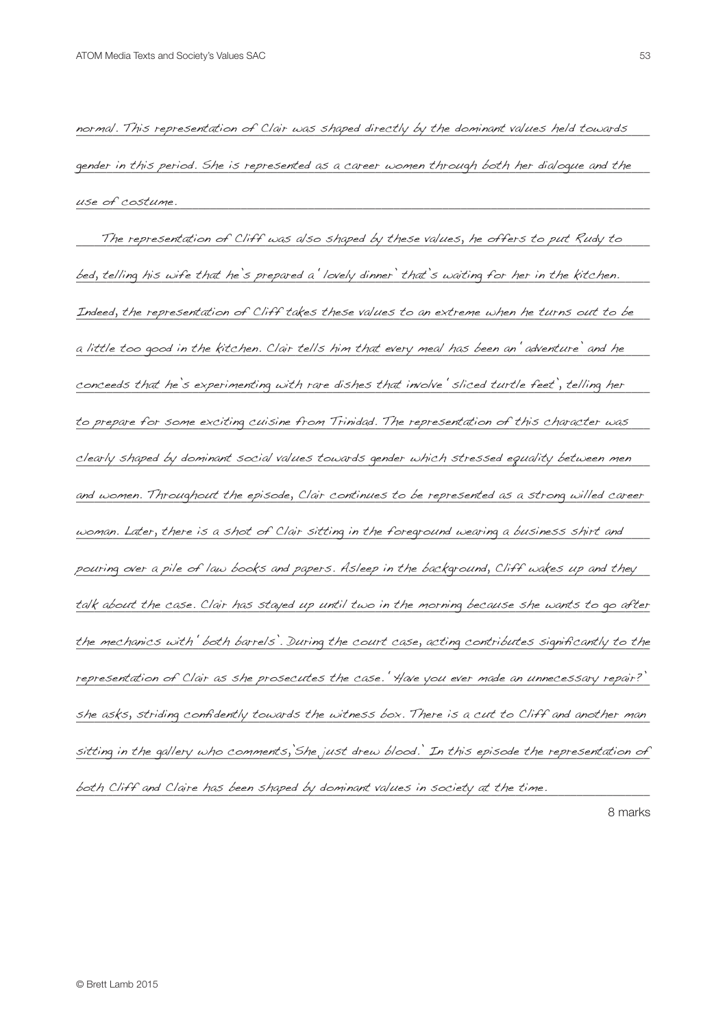normal. This representation of Clair was shaped directly by the dominant values held towards gender in this period. She is represented as a career women through both her dialogue and the use of costume.

The representation of Cliff was also shaped by these values, he offers to put Rudy to bed, telling his wife that he's prepared a 'lovely dinner' that's waiting for her in the kitchen. Indeed, the representation of Cliff takes these values to an extreme when he turns out to be a little too good in the kitchen. Clair tells him that every meal has been an 'adventure' and he conceeds that he's experimenting with rare dishes that involve 'sliced turtle feet', telling her to prepare for some exciting cuisine from Trinidad. The representation of this character was clearly shaped by dominant social values towards gender which stressed equality between men and women. Throughout the episode, Clair continues to be represented as a strong willed career woman. Later, there is a shot of Clair sitting in the foreground wearing a business shirt and pouring over a pile of law books and papers. Asleep in the background, Cliff wakes up and they talk about the case. Clair has stayed up until two in the morning because she wants to go after the mechanics with 'both barrels'. During the court case, acting contributes significantly to the representation of Clair as she prosecutes the case. 'Have you ever made an unnecessary repair?' she asks, striding confidently towards the witness box. There is a cut to Cliff and another man sitting in the gallery who comments, 'She just drew blood.' In this episode the representation of both Cliff and Claire has been shaped by dominant values in society at the time.

8 marks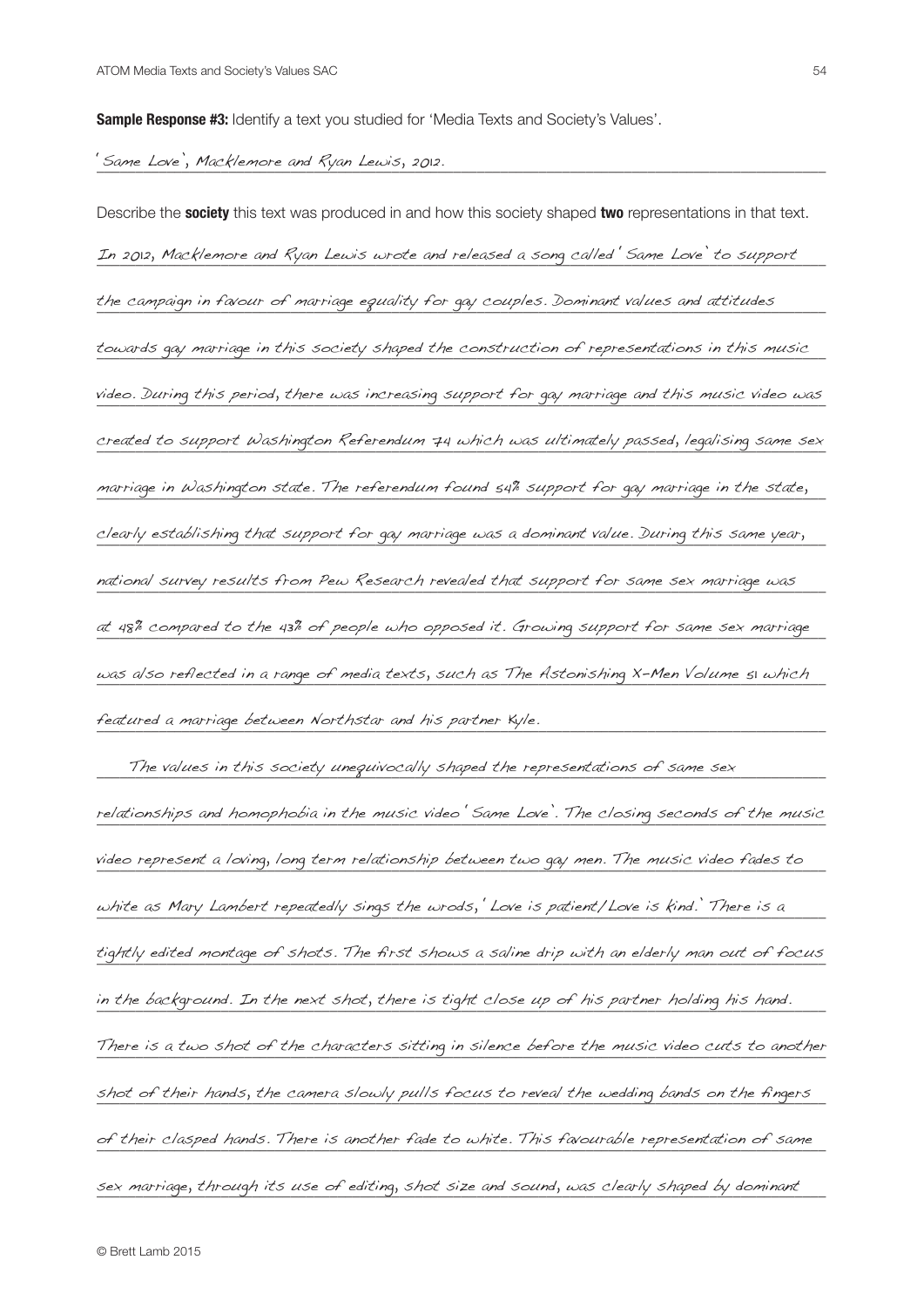**Sample Response #3:** Identify a text you studied for 'Media Texts and Society's Values'.

'Same Love', Macklemore and Ryan Lewis, 2012.

Describe the **society** this text was produced in and how this society shaped **two** representations in that text.

In 2012, Macklemore and Ryan Lewis wrote and released a song called 'Same Love' to support the campaign in favour of marriage equality for gay couples. Dominant values and attitudes towards gay marriage in this society shaped the construction of representations in this music video. During this period, there was increasing support for gay marriage and this music video was created to support Washington Referendum 74 which was ultimately passed, legalising same sex marriage in Washington state. The referendum found 54% support for gay marriage in the state, clearly establishing that support for gay marriage was a dominant value. During this same year, national survey results from Pew Research revealed that support for same sex marriage was at 48% compared to the 43% of people who opposed it. Growing support for same sex marriage was also reflected in a range of media texts, such as The Astonishing X-Men Volume 51 which featured a marriage between Northstar and his partner Kyle.

The values in this society unequivocally shaped the representations of same sex relationships and homophobia in the music video 'Same Love'. The closing seconds of the music video represent a loving, long term relationship between two gay men. The music video fades to white as Mary Lambert repeatedly sings the wrods, 'Love is patient/Love is kind.' There is a tightly edited montage of shots. The first shows a saline drip with an elderly man out of focus in the background. In the next shot, there is tight close up of his partner holding his hand. There is a two shot of the characters sitting in silence before the music video cuts to another shot of their hands, the camera slowly pulls focus to reveal the wedding bands on the fingers of their clasped hands. There is another fade to white. This favourable representation of same sex marriage, through its use of editing, shot size and sound, was clearly shaped by dominant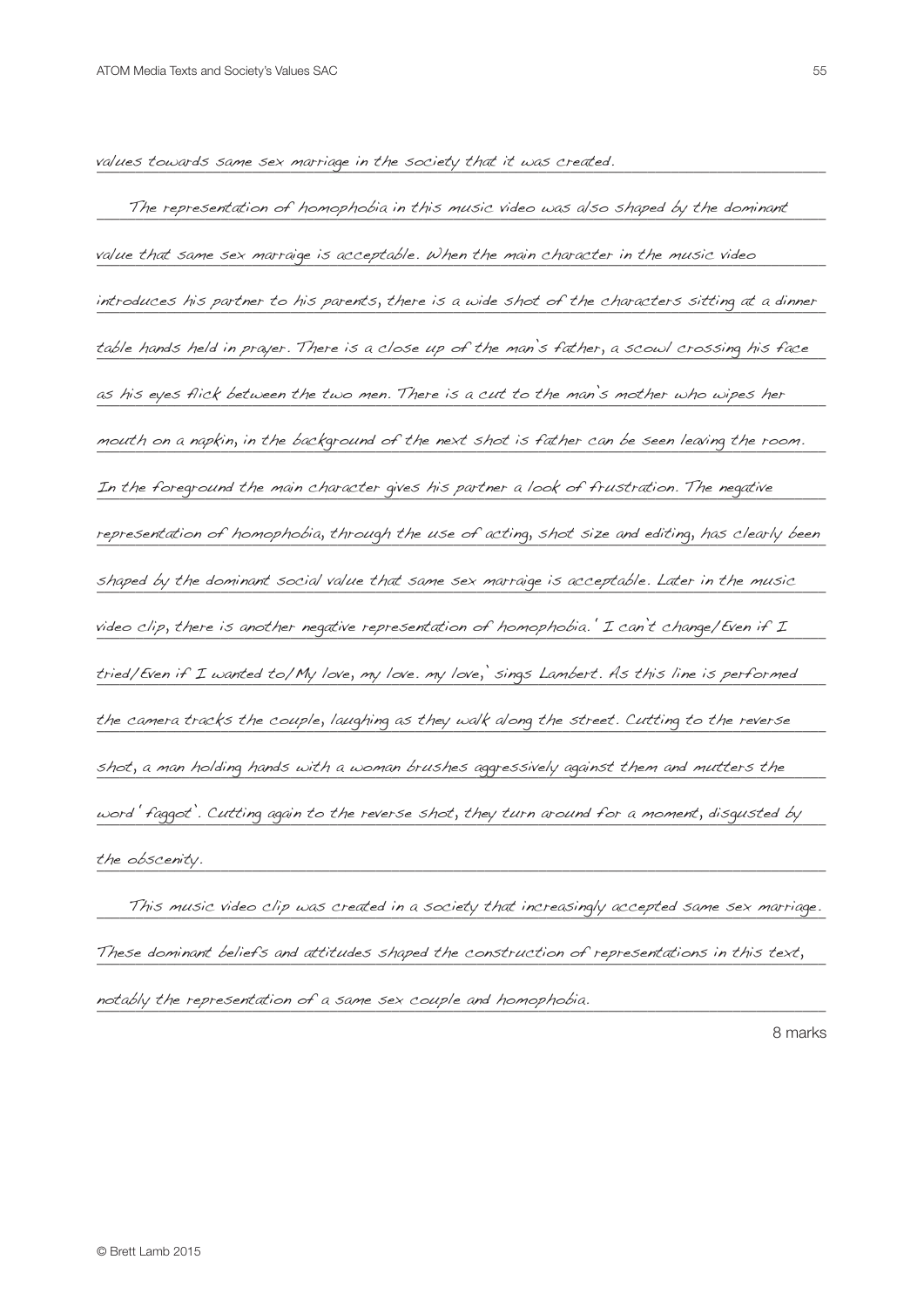values towards same sex marriage in the society that it was created.

The representation of homophobia in this music video was also shaped by the dominant value that same sex marraige is acceptable. When the main character in the music video introduces his partner to his parents, there is a wide shot of the characters sitting at a dinner table hands held in prayer. There is a close up of the man's father, a scowl crossing his face as his eyes flick between the two men. There is a cut to the man's mother who wipes her mouth on a napkin, in the background of the next shot is father can be seen leaving the room. In the foreground the main character gives his partner a look of frustration. The negative representation of homophobia, through the use of acting, shot size and editing, has clearly been shaped by the dominant social value that same sex marraige is acceptable. Later in the music video clip, there is another negative representation of homophobia. 'I can't change/Even if I tried/Even if I wanted to/My love, my love. my love,' sings Lambert. As this line is performed the camera tracks the couple, laughing as they walk along the street. Cutting to the reverse shot, a man holding hands with a woman brushes aggressively against them and mutters the word 'faggot'. Cutting again to the reverse shot, they turn around for a moment, disgusted by the obscenity.

This music video clip was created in a society that increasingly accepted same sex marriage. These dominant beliefs and attitudes shaped the construction of representations in this text, notably the representation of a same sex couple and homophobia.

8 marks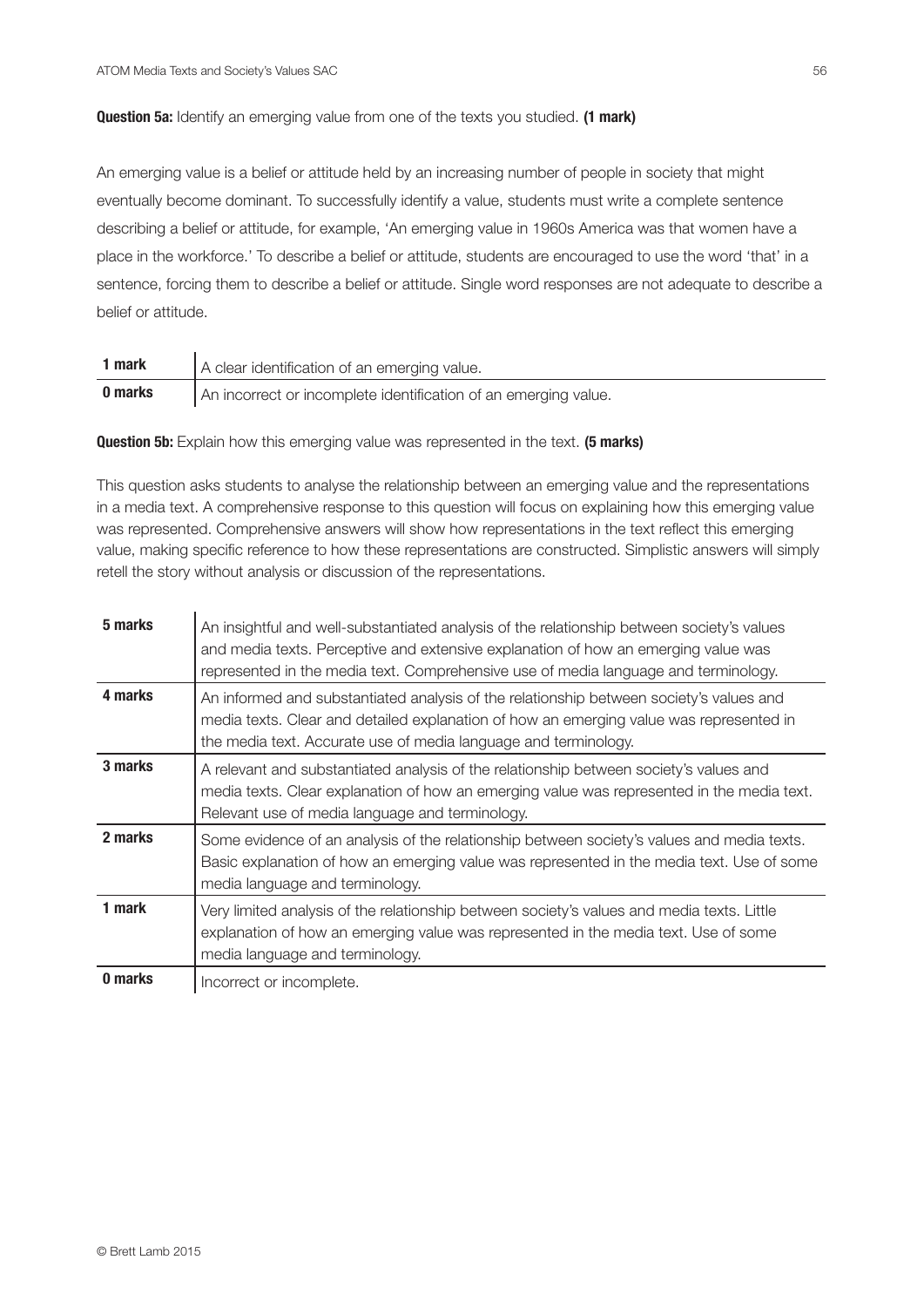**Question 5a:** Identify an emerging value from one of the texts you studied. **(1 mark)**

An emerging value is a belief or attitude held by an increasing number of people in society that might eventually become dominant. To successfully identify a value, students must write a complete sentence describing a belief or attitude, for example, 'An emerging value in 1960s America was that women have a place in the workforce.' To describe a belief or attitude, students are encouraged to use the word 'that' in a sentence, forcing them to describe a belief or attitude. Single word responses are not adequate to describe a belief or attitude.

| | |
|---|---|
| **1 mark** | A clear identification of an emerging value. |
| **0 marks** | An incorrect or incomplete identification of an emerging value. |

**Question 5b:** Explain how this emerging value was represented in the text. **(5 marks)**

This question asks students to analyse the relationship between an emerging value and the representations in a media text. A comprehensive response to this question will focus on explaining how this emerging value was represented. Comprehensive answers will show how representations in the text reflect this emerging value, making specific reference to how these representations are constructed. Simplistic answers will simply retell the story without analysis or discussion of the representations.

| | |
|---|---|
| **5 marks** | An insightful and well-substantiated analysis of the relationship between society's values and media texts. Perceptive and extensive explanation of how an emerging value was represented in the media text. Comprehensive use of media language and terminology. |
| **4 marks** | An informed and substantiated analysis of the relationship between society's values and media texts. Clear and detailed explanation of how an emerging value was represented in the media text. Accurate use of media language and terminology. |
| **3 marks** | A relevant and substantiated analysis of the relationship between society's values and media texts. Clear explanation of how an emerging value was represented in the media text. Relevant use of media language and terminology. |
| **2 marks** | Some evidence of an analysis of the relationship between society's values and media texts. Basic explanation of how an emerging value was represented in the media text. Use of some media language and terminology. |
| **1 mark** | Very limited analysis of the relationship between society's values and media texts. Little explanation of how an emerging value was represented in the media text. Use of some media language and terminology. |
| **0 marks** | Incorrect or incomplete. |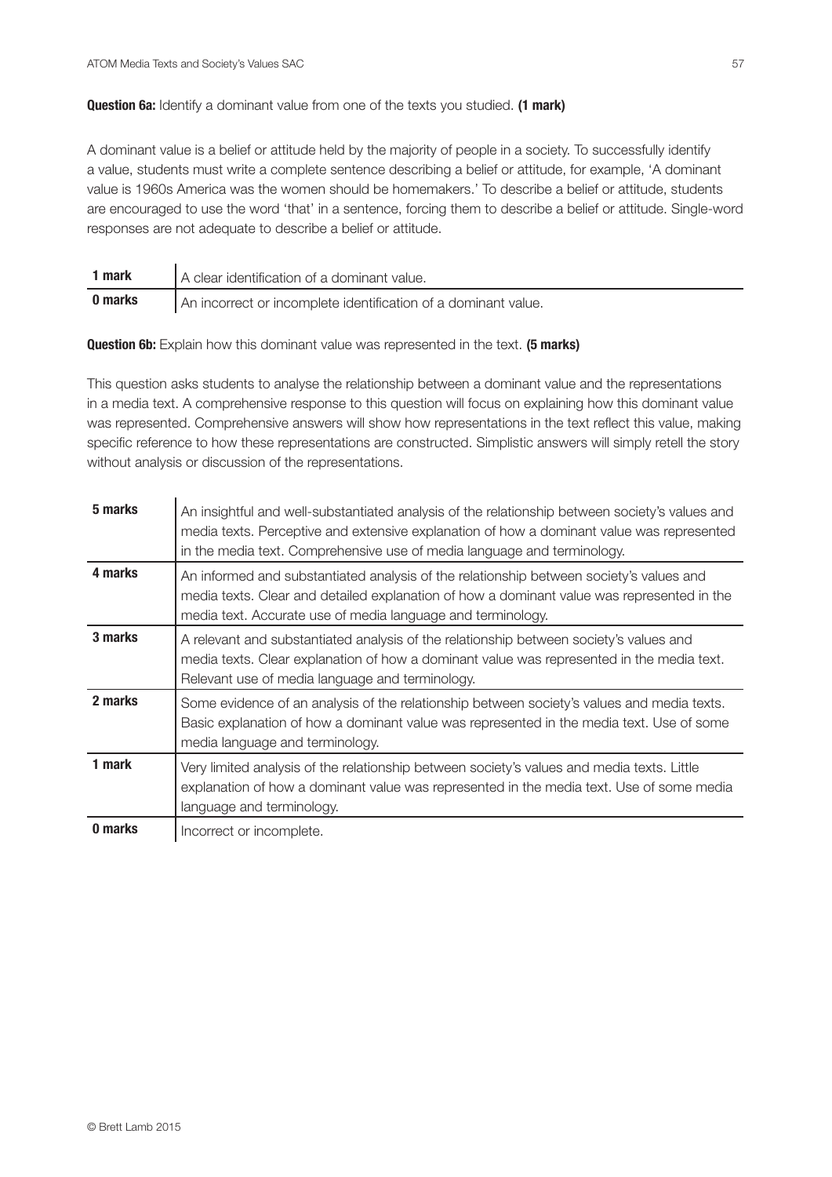**Question 6a:** Identify a dominant value from one of the texts you studied. **(1 mark)**

A dominant value is a belief or attitude held by the majority of people in a society. To successfully identify a value, students must write a complete sentence describing a belief or attitude, for example, 'A dominant value is 1960s America was the women should be homemakers.' To describe a belief or attitude, students are encouraged to use the word 'that' in a sentence, forcing them to describe a belief or attitude. Single-word responses are not adequate to describe a belief or attitude.

| **1 mark** | A clear identification of a dominant value. |
|---|---|
| **0 marks** | An incorrect or incomplete identification of a dominant value. |

**Question 6b:** Explain how this dominant value was represented in the text. **(5 marks)**

This question asks students to analyse the relationship between a dominant value and the representations in a media text. A comprehensive response to this question will focus on explaining how this dominant value was represented. Comprehensive answers will show how representations in the text reflect this value, making specific reference to how these representations are constructed. Simplistic answers will simply retell the story without analysis or discussion of the representations.

| **5 marks** | An insightful and well-substantiated analysis of the relationship between society's values and media texts. Perceptive and extensive explanation of how a dominant value was represented in the media text. Comprehensive use of media language and terminology. |
|---|---|
| **4 marks** | An informed and substantiated analysis of the relationship between society's values and media texts. Clear and detailed explanation of how a dominant value was represented in the media text. Accurate use of media language and terminology. |
| **3 marks** | A relevant and substantiated analysis of the relationship between society's values and media texts. Clear explanation of how a dominant value was represented in the media text. Relevant use of media language and terminology. |
| **2 marks** | Some evidence of an analysis of the relationship between society's values and media texts. Basic explanation of how a dominant value was represented in the media text. Use of some media language and terminology. |
| **1 mark** | Very limited analysis of the relationship between society's values and media texts. Little explanation of how a dominant value was represented in the media text. Use of some media language and terminology. |
| **0 marks** | Incorrect or incomplete. |

© Brett Lamb 2015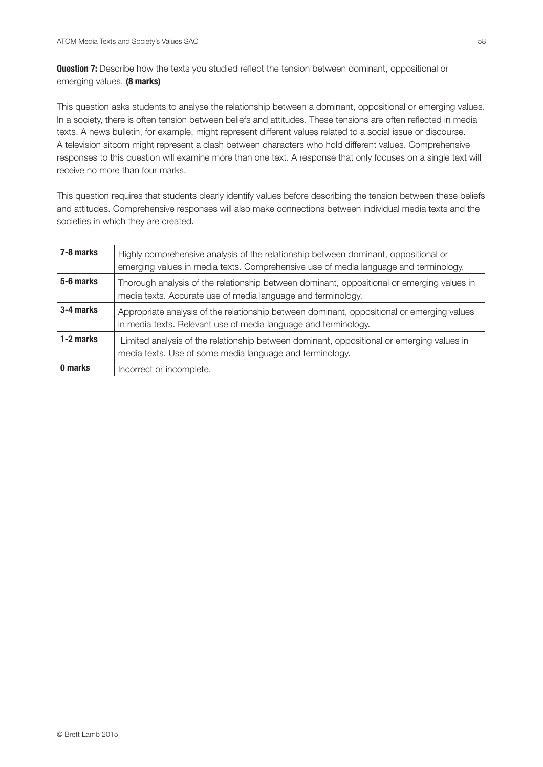**Question 7:** Describe how the texts you studied reflect the tension between dominant, oppositional or emerging values. **(8 marks)**

This question asks students to analyse the relationship between a dominant, oppositional or emerging values. In a society, there is often tension between beliefs and attitudes. These tensions are often reflected in media texts. A news bulletin, for example, might represent different values related to a social issue or discourse. A television sitcom might represent a clash between characters who hold different values. Comprehensive responses to this question will examine more than one text. A response that only focuses on a single text will receive no more than four marks.

This question requires that students clearly identify values before describing the tension between these beliefs and attitudes. Comprehensive responses will also make connections between individual media texts and the societies in which they are created.

| | |
|---|---|
| **7-8 marks** | Highly comprehensive analysis of the relationship between dominant, oppositional or emerging values in media texts. Comprehensive use of media language and terminology. |
| **5-6 marks** | Thorough analysis of the relationship between dominant, oppositional or emerging values in media texts. Accurate use of media language and terminology. |
| **3-4 marks** | Appropriate analysis of the relationship between dominant, oppositional or emerging values in media texts. Relevant use of media language and terminology. |
| **1-2 marks** | Limited analysis of the relationship between dominant, oppositional or emerging values in media texts. Use of some media language and terminology. |
| **0 marks** | Incorrect or incomplete. |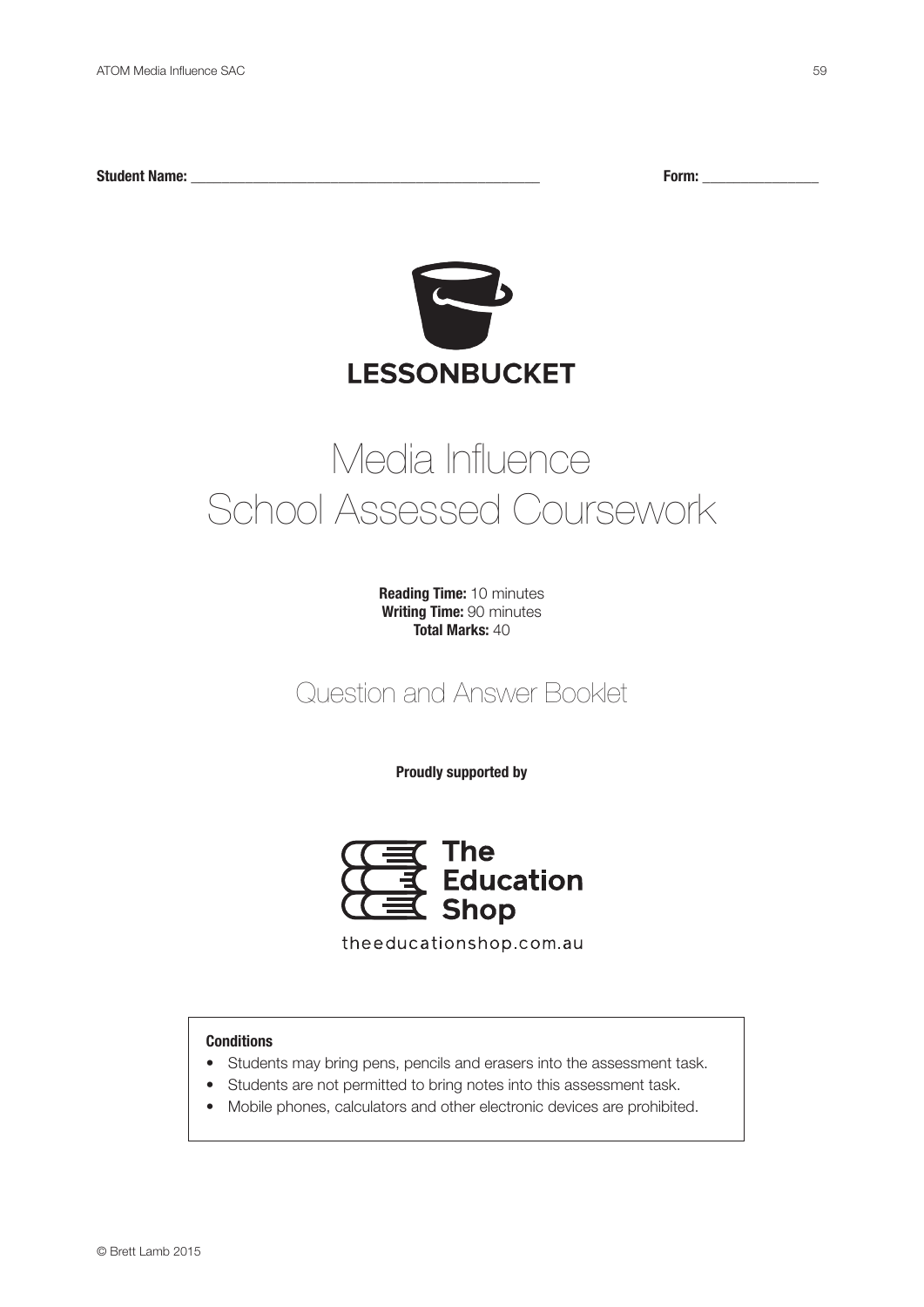**Student Name:** ______________________________________________ **Form:** _______________

**LESSONBUCKET**

# Media Influence
# School Assessed Coursework

**Reading Time:** 10 minutes
**Writing Time:** 90 minutes
**Total Marks:** 40

## Question and Answer Booklet

**Proudly supported by**

**The Education Shop**

theeducationshop.com.au

**Conditions**

- Students may bring pens, pencils and erasers into the assessment task.
- Students are not permitted to bring notes into this assessment task.
- Mobile phones, calculators and other electronic devices are prohibited.

© Brett Lamb 2015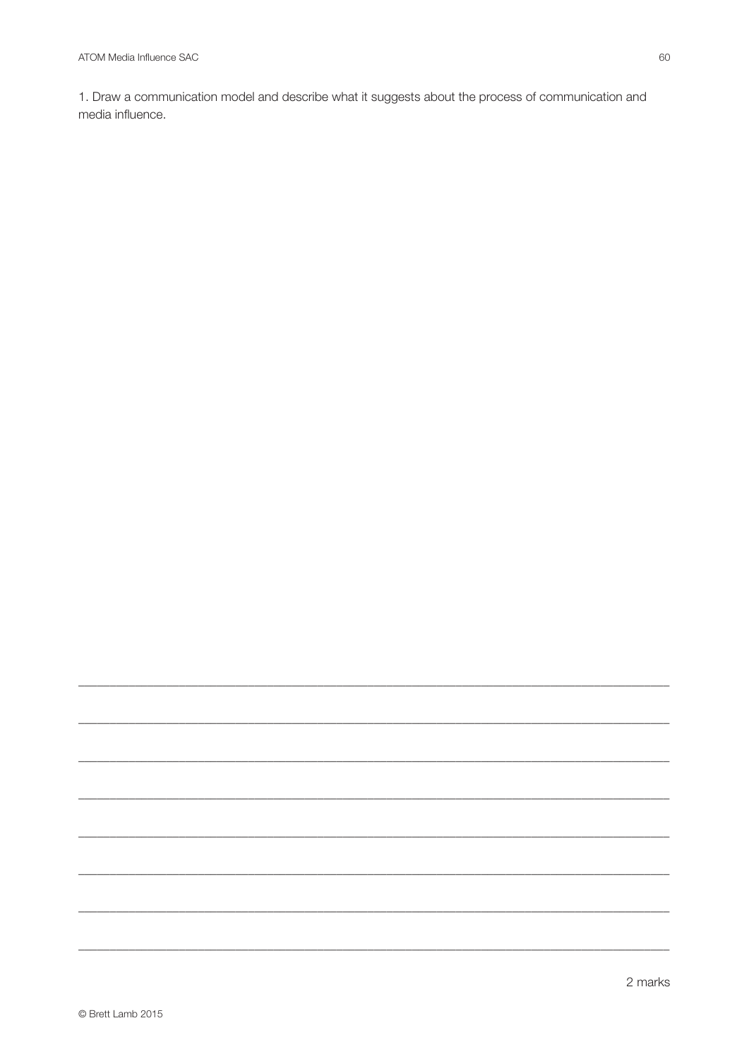1. Draw a communication model and describe what it suggests about the process of communication and media influence.

________________________________________________________________________________

________________________________________________________________________________

________________________________________________________________________________

________________________________________________________________________________

________________________________________________________________________________

________________________________________________________________________________

________________________________________________________________________________

________________________________________________________________________________

2 marks

© Brett Lamb 2015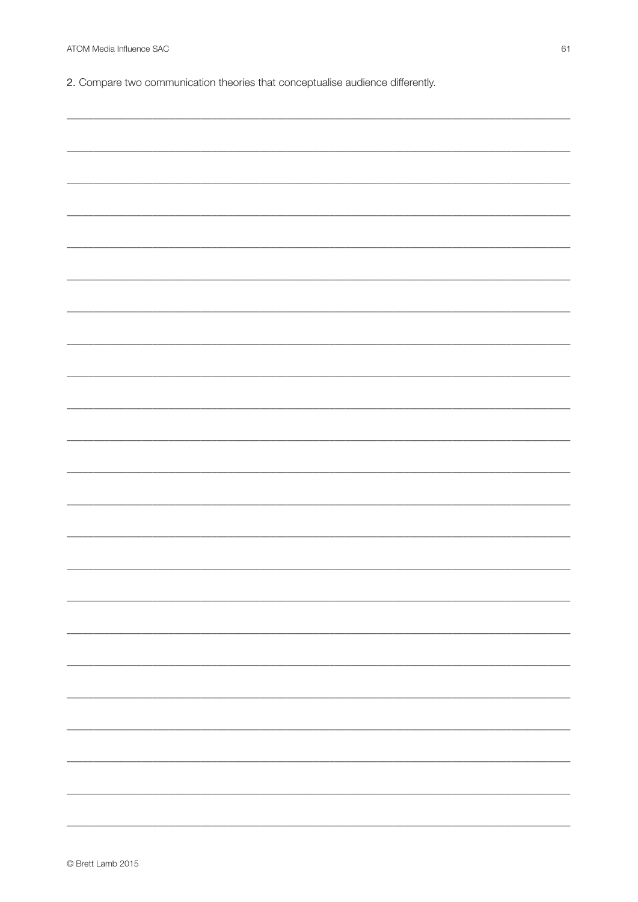2. Compare two communication theories that conceptualise audience differently.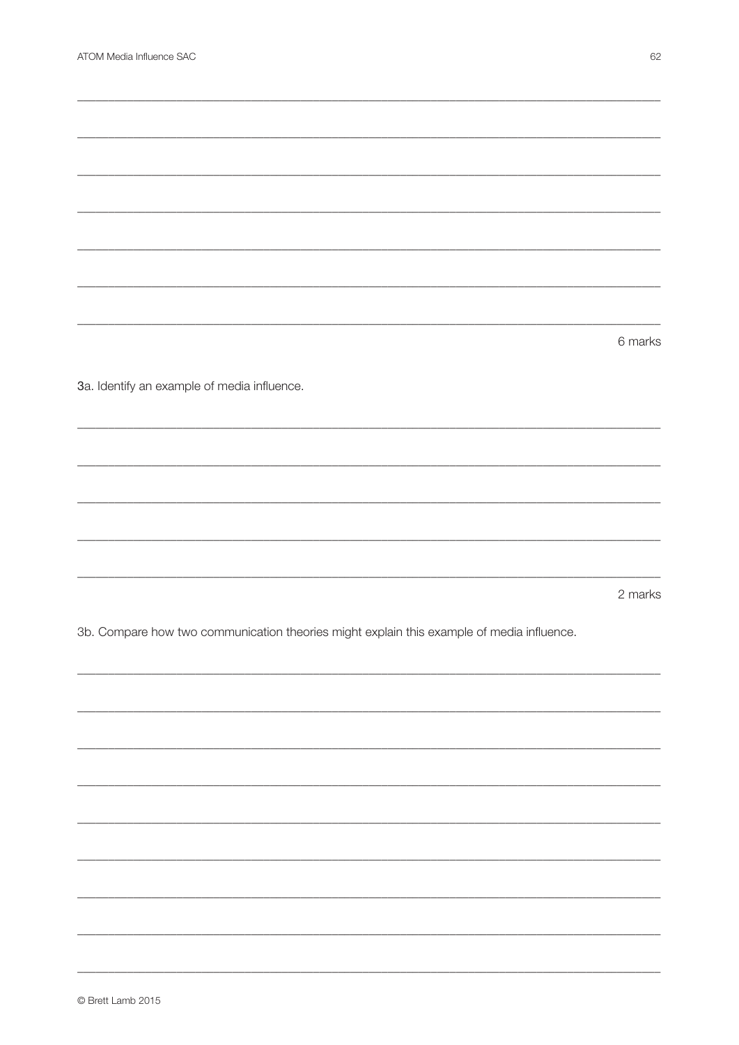6 marks

3a. Identify an example of media influence.

2 marks

3b. Compare how two communication theories might explain this example of media influence.

© Brett Lamb 2015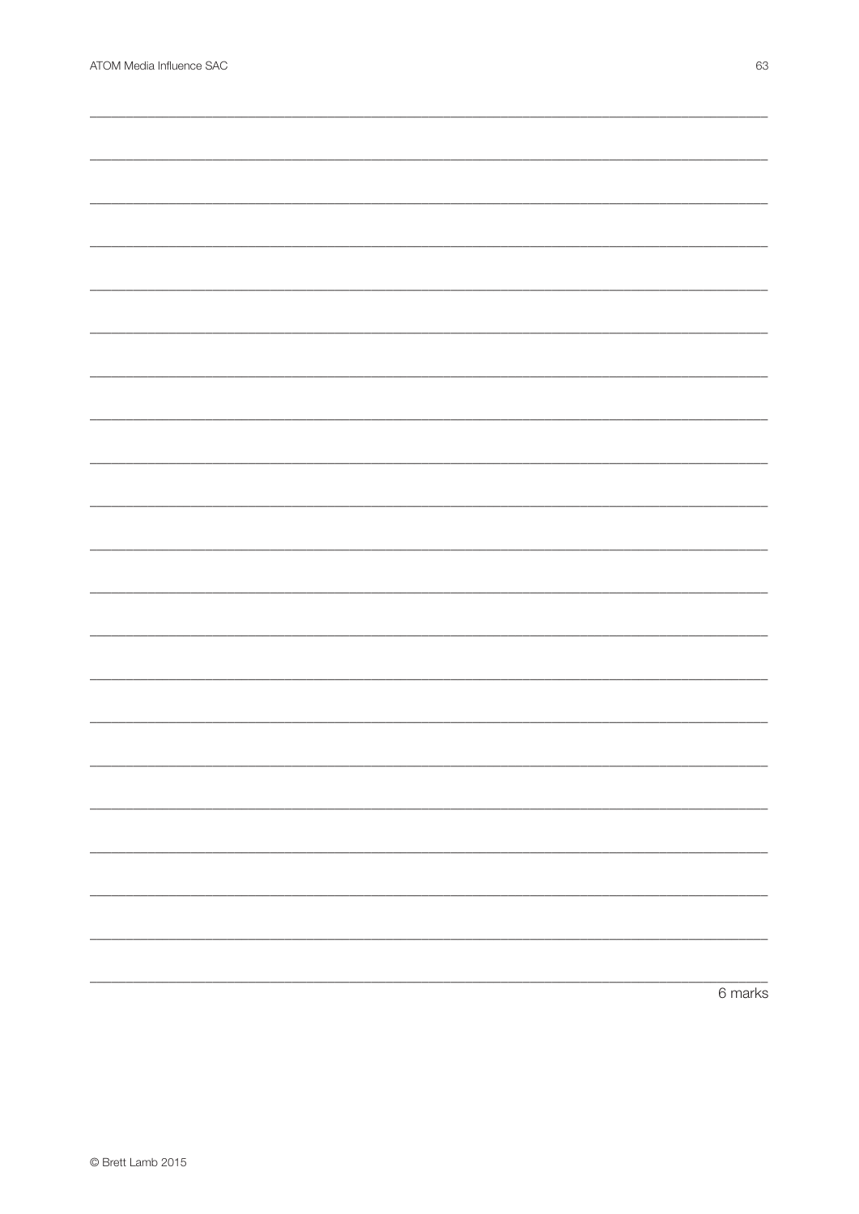6 marks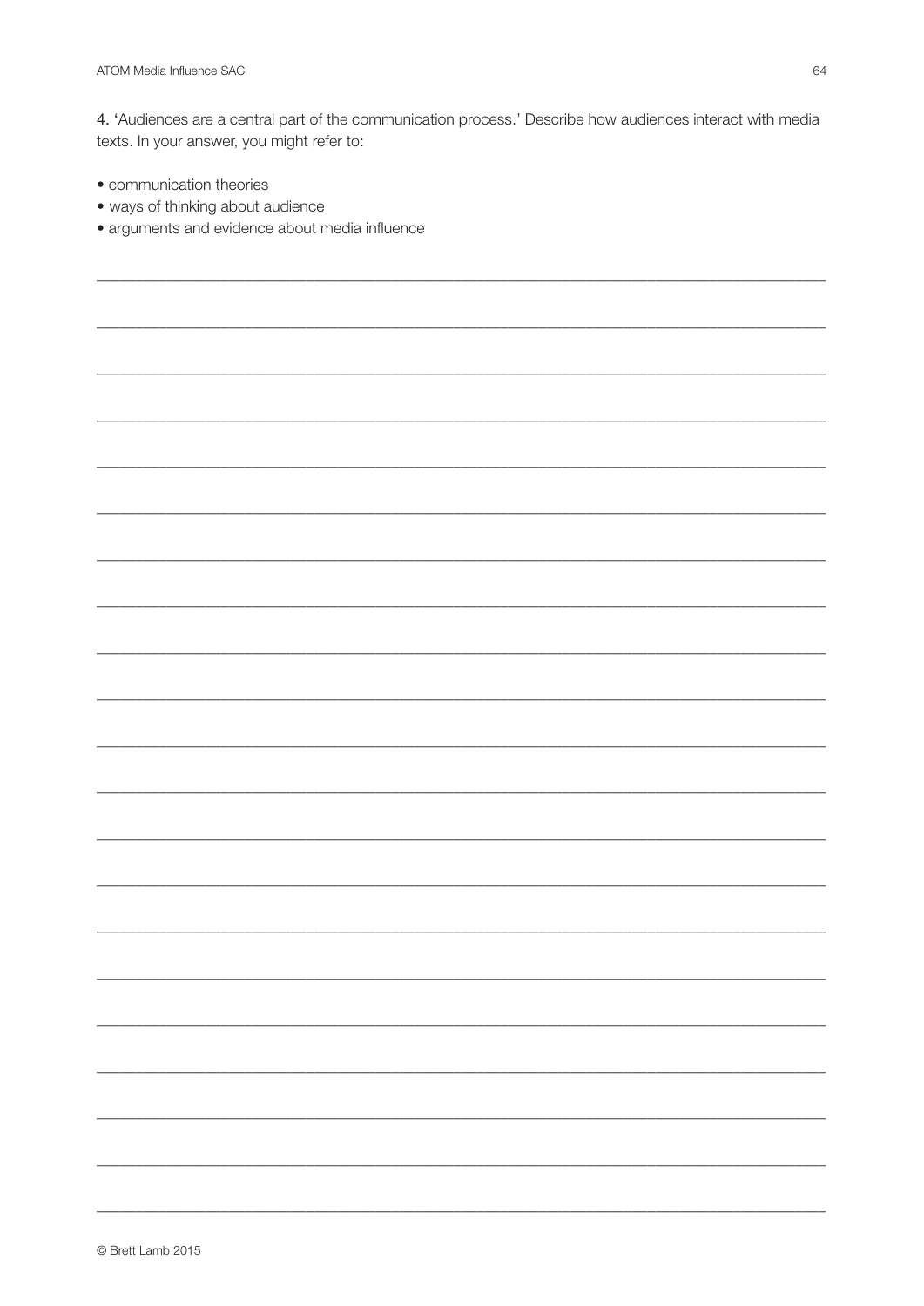4. 'Audiences are a central part of the communication process.' Describe how audiences interact with media texts. In your answer, you might refer to:

- communication theories
- ways of thinking about audience
- arguments and evidence about media influence

© Brett Lamb 2015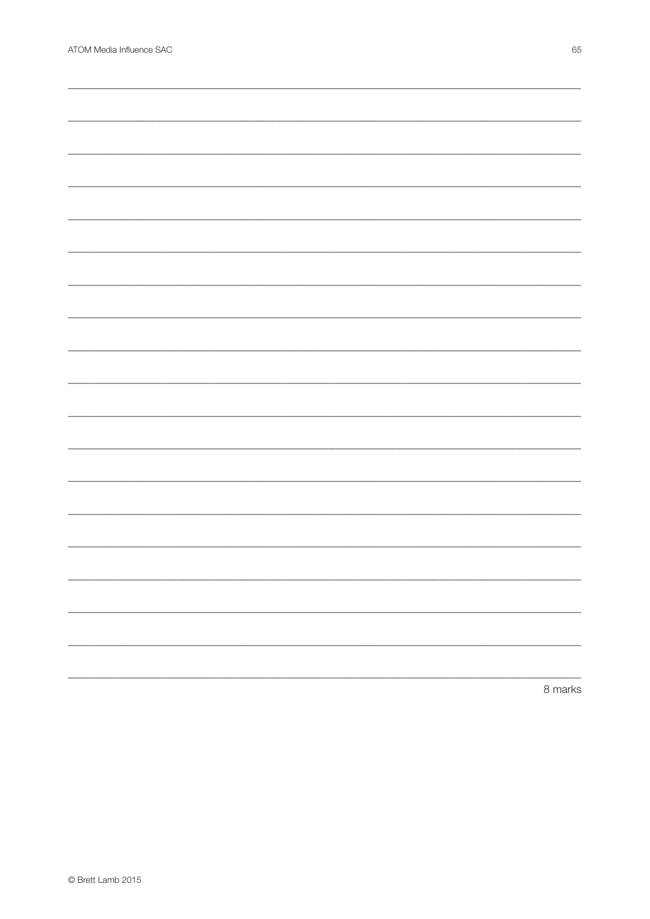\_\_\_\_\_\_\_\_\_\_\_\_\_\_\_\_\_\_\_\_\_\_\_\_\_\_\_\_\_\_\_\_\_\_\_\_\_\_\_\_\_\_\_\_\_\_\_\_\_\_\_\_\_\_\_\_\_\_\_\_\_\_\_\_\_\_\_\_\_\_\_\_\_\_\_\_\_\_

\_\_\_\_\_\_\_\_\_\_\_\_\_\_\_\_\_\_\_\_\_\_\_\_\_\_\_\_\_\_\_\_\_\_\_\_\_\_\_\_\_\_\_\_\_\_\_\_\_\_\_\_\_\_\_\_\_\_\_\_\_\_\_\_\_\_\_\_\_\_\_\_\_\_\_\_\_\_

\_\_\_\_\_\_\_\_\_\_\_\_\_\_\_\_\_\_\_\_\_\_\_\_\_\_\_\_\_\_\_\_\_\_\_\_\_\_\_\_\_\_\_\_\_\_\_\_\_\_\_\_\_\_\_\_\_\_\_\_\_\_\_\_\_\_\_\_\_\_\_\_\_\_\_\_\_\_

\_\_\_\_\_\_\_\_\_\_\_\_\_\_\_\_\_\_\_\_\_\_\_\_\_\_\_\_\_\_\_\_\_\_\_\_\_\_\_\_\_\_\_\_\_\_\_\_\_\_\_\_\_\_\_\_\_\_\_\_\_\_\_\_\_\_\_\_\_\_\_\_\_\_\_\_\_\_

\_\_\_\_\_\_\_\_\_\_\_\_\_\_\_\_\_\_\_\_\_\_\_\_\_\_\_\_\_\_\_\_\_\_\_\_\_\_\_\_\_\_\_\_\_\_\_\_\_\_\_\_\_\_\_\_\_\_\_\_\_\_\_\_\_\_\_\_\_\_\_\_\_\_\_\_\_\_

\_\_\_\_\_\_\_\_\_\_\_\_\_\_\_\_\_\_\_\_\_\_\_\_\_\_\_\_\_\_\_\_\_\_\_\_\_\_\_\_\_\_\_\_\_\_\_\_\_\_\_\_\_\_\_\_\_\_\_\_\_\_\_\_\_\_\_\_\_\_\_\_\_\_\_\_\_\_

\_\_\_\_\_\_\_\_\_\_\_\_\_\_\_\_\_\_\_\_\_\_\_\_\_\_\_\_\_\_\_\_\_\_\_\_\_\_\_\_\_\_\_\_\_\_\_\_\_\_\_\_\_\_\_\_\_\_\_\_\_\_\_\_\_\_\_\_\_\_\_\_\_\_\_\_\_\_

\_\_\_\_\_\_\_\_\_\_\_\_\_\_\_\_\_\_\_\_\_\_\_\_\_\_\_\_\_\_\_\_\_\_\_\_\_\_\_\_\_\_\_\_\_\_\_\_\_\_\_\_\_\_\_\_\_\_\_\_\_\_\_\_\_\_\_\_\_\_\_\_\_\_\_\_\_\_

\_\_\_\_\_\_\_\_\_\_\_\_\_\_\_\_\_\_\_\_\_\_\_\_\_\_\_\_\_\_\_\_\_\_\_\_\_\_\_\_\_\_\_\_\_\_\_\_\_\_\_\_\_\_\_\_\_\_\_\_\_\_\_\_\_\_\_\_\_\_\_\_\_\_\_\_\_\_

\_\_\_\_\_\_\_\_\_\_\_\_\_\_\_\_\_\_\_\_\_\_\_\_\_\_\_\_\_\_\_\_\_\_\_\_\_\_\_\_\_\_\_\_\_\_\_\_\_\_\_\_\_\_\_\_\_\_\_\_\_\_\_\_\_\_\_\_\_\_\_\_\_\_\_\_\_\_

\_\_\_\_\_\_\_\_\_\_\_\_\_\_\_\_\_\_\_\_\_\_\_\_\_\_\_\_\_\_\_\_\_\_\_\_\_\_\_\_\_\_\_\_\_\_\_\_\_\_\_\_\_\_\_\_\_\_\_\_\_\_\_\_\_\_\_\_\_\_\_\_\_\_\_\_\_\_

\_\_\_\_\_\_\_\_\_\_\_\_\_\_\_\_\_\_\_\_\_\_\_\_\_\_\_\_\_\_\_\_\_\_\_\_\_\_\_\_\_\_\_\_\_\_\_\_\_\_\_\_\_\_\_\_\_\_\_\_\_\_\_\_\_\_\_\_\_\_\_\_\_\_\_\_\_\_

\_\_\_\_\_\_\_\_\_\_\_\_\_\_\_\_\_\_\_\_\_\_\_\_\_\_\_\_\_\_\_\_\_\_\_\_\_\_\_\_\_\_\_\_\_\_\_\_\_\_\_\_\_\_\_\_\_\_\_\_\_\_\_\_\_\_\_\_\_\_\_\_\_\_\_\_\_\_

\_\_\_\_\_\_\_\_\_\_\_\_\_\_\_\_\_\_\_\_\_\_\_\_\_\_\_\_\_\_\_\_\_\_\_\_\_\_\_\_\_\_\_\_\_\_\_\_\_\_\_\_\_\_\_\_\_\_\_\_\_\_\_\_\_\_\_\_\_\_\_\_\_\_\_\_\_\_

\_\_\_\_\_\_\_\_\_\_\_\_\_\_\_\_\_\_\_\_\_\_\_\_\_\_\_\_\_\_\_\_\_\_\_\_\_\_\_\_\_\_\_\_\_\_\_\_\_\_\_\_\_\_\_\_\_\_\_\_\_\_\_\_\_\_\_\_\_\_\_\_\_\_\_\_\_\_

\_\_\_\_\_\_\_\_\_\_\_\_\_\_\_\_\_\_\_\_\_\_\_\_\_\_\_\_\_\_\_\_\_\_\_\_\_\_\_\_\_\_\_\_\_\_\_\_\_\_\_\_\_\_\_\_\_\_\_\_\_\_\_\_\_\_\_\_\_\_\_\_\_\_\_\_\_\_

\_\_\_\_\_\_\_\_\_\_\_\_\_\_\_\_\_\_\_\_\_\_\_\_\_\_\_\_\_\_\_\_\_\_\_\_\_\_\_\_\_\_\_\_\_\_\_\_\_\_\_\_\_\_\_\_\_\_\_\_\_\_\_\_\_\_\_\_\_\_\_\_\_\_\_\_\_\_

\_\_\_\_\_\_\_\_\_\_\_\_\_\_\_\_\_\_\_\_\_\_\_\_\_\_\_\_\_\_\_\_\_\_\_\_\_\_\_\_\_\_\_\_\_\_\_\_\_\_\_\_\_\_\_\_\_\_\_\_\_\_\_\_\_\_\_\_\_\_\_\_\_\_\_\_\_\_

\_\_\_\_\_\_\_\_\_\_\_\_\_\_\_\_\_\_\_\_\_\_\_\_\_\_\_\_\_\_\_\_\_\_\_\_\_\_\_\_\_\_\_\_\_\_\_\_\_\_\_\_\_\_\_\_\_\_\_\_\_\_\_\_\_\_\_\_\_\_\_\_\_\_\_\_\_\_

8 marks

© Brett Lamb 2015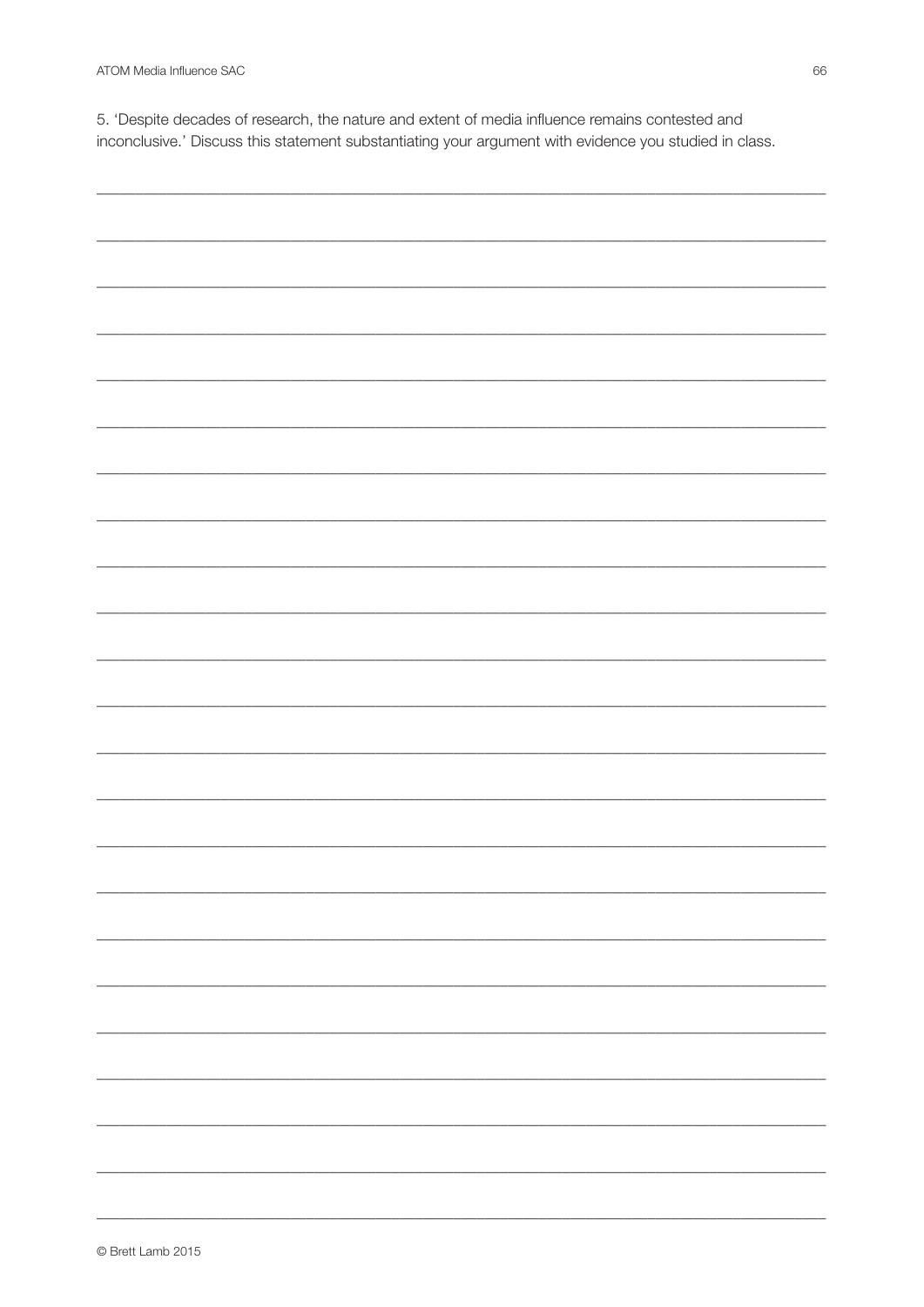5. 'Despite decades of research, the nature and extent of media influence remains contested and inconclusive.' Discuss this statement substantiating your argument with evidence you studied in class.

© Brett Lamb 2015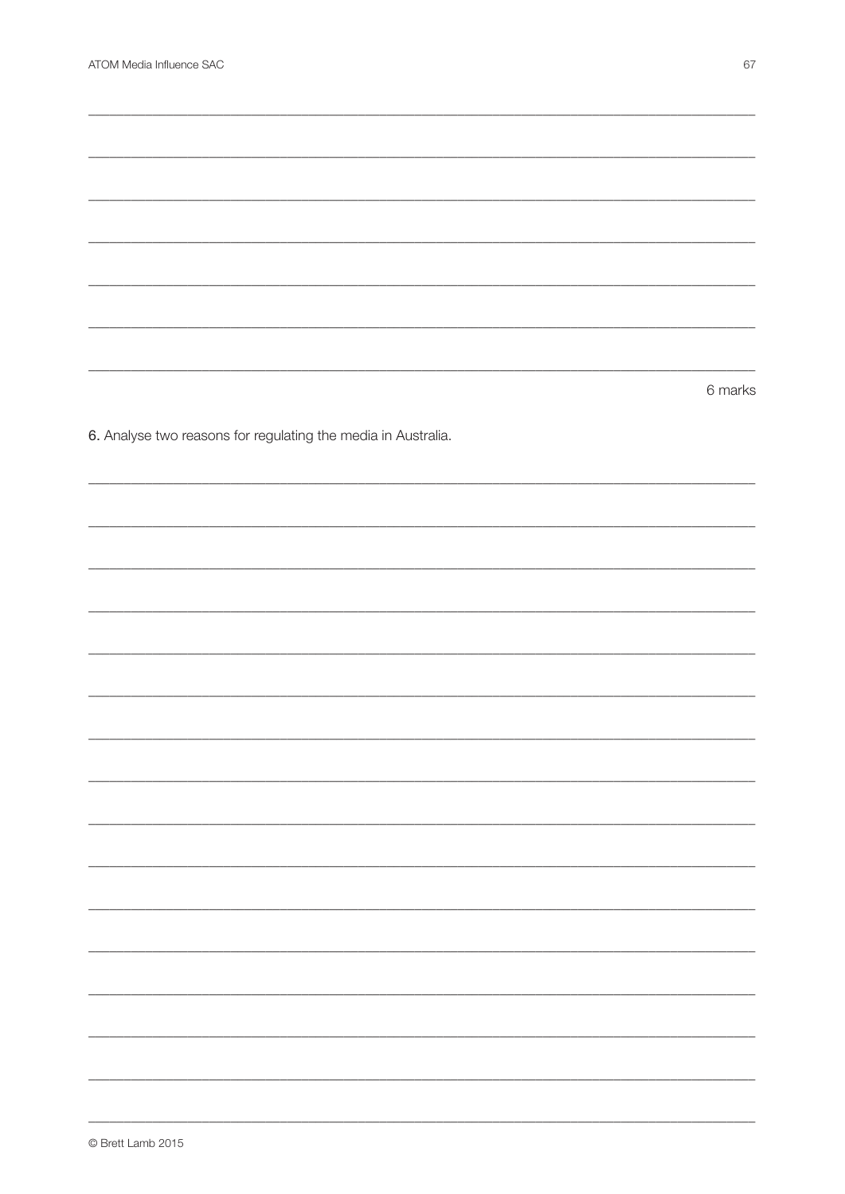6 marks

**6.** Analyse two reasons for regulating the media in Australia.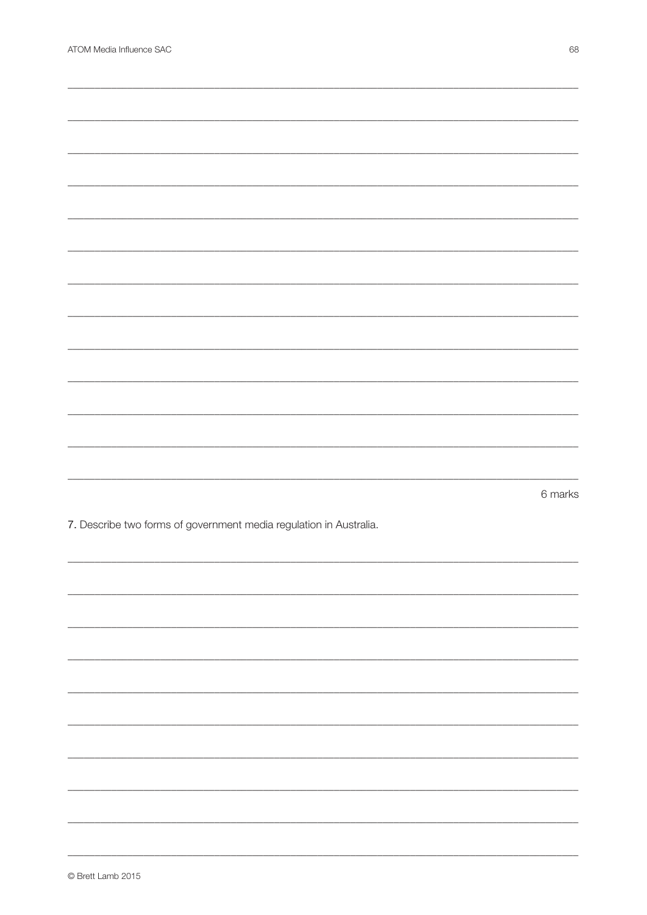6 marks

7. Describe two forms of government media regulation in Australia.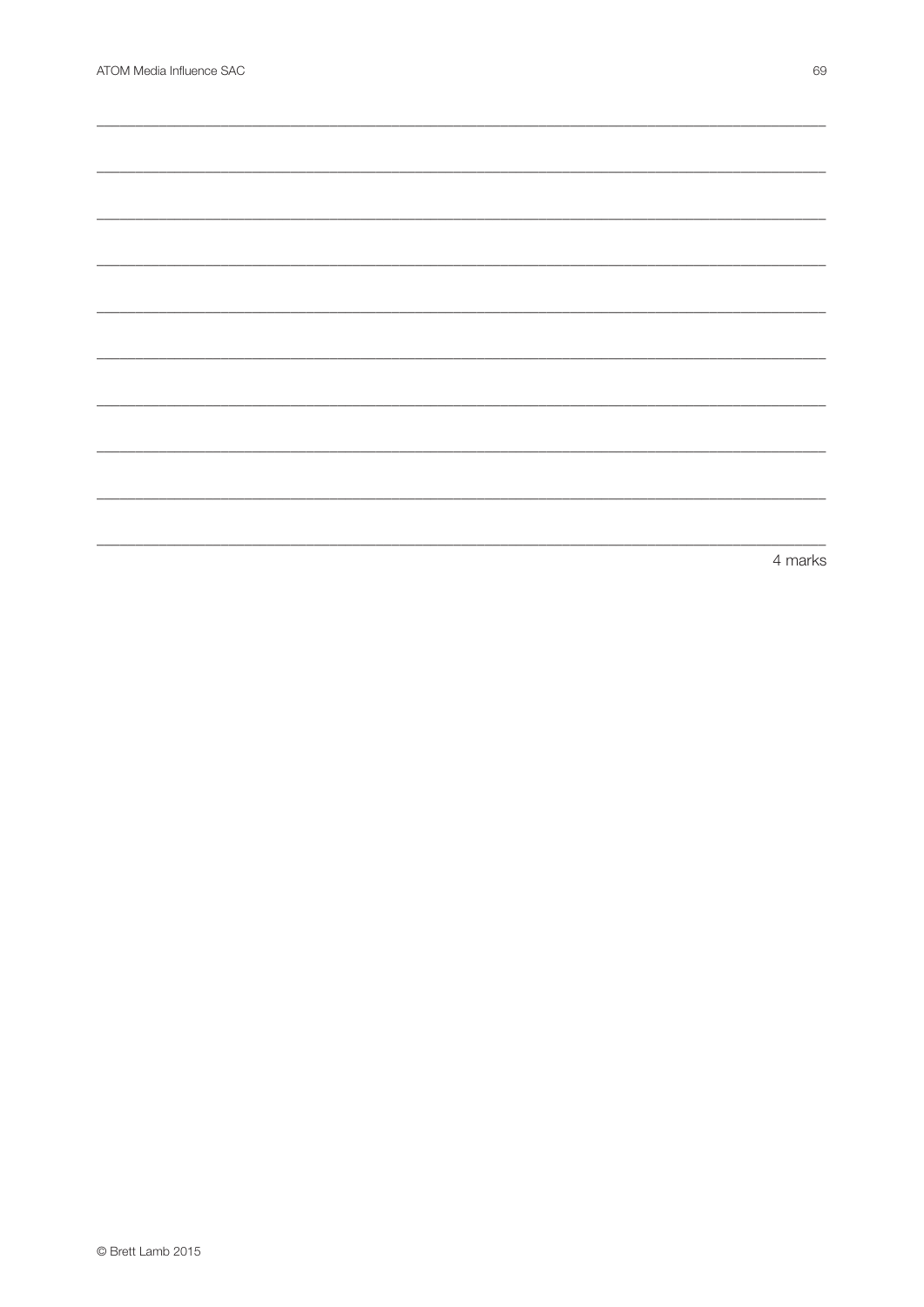4 marks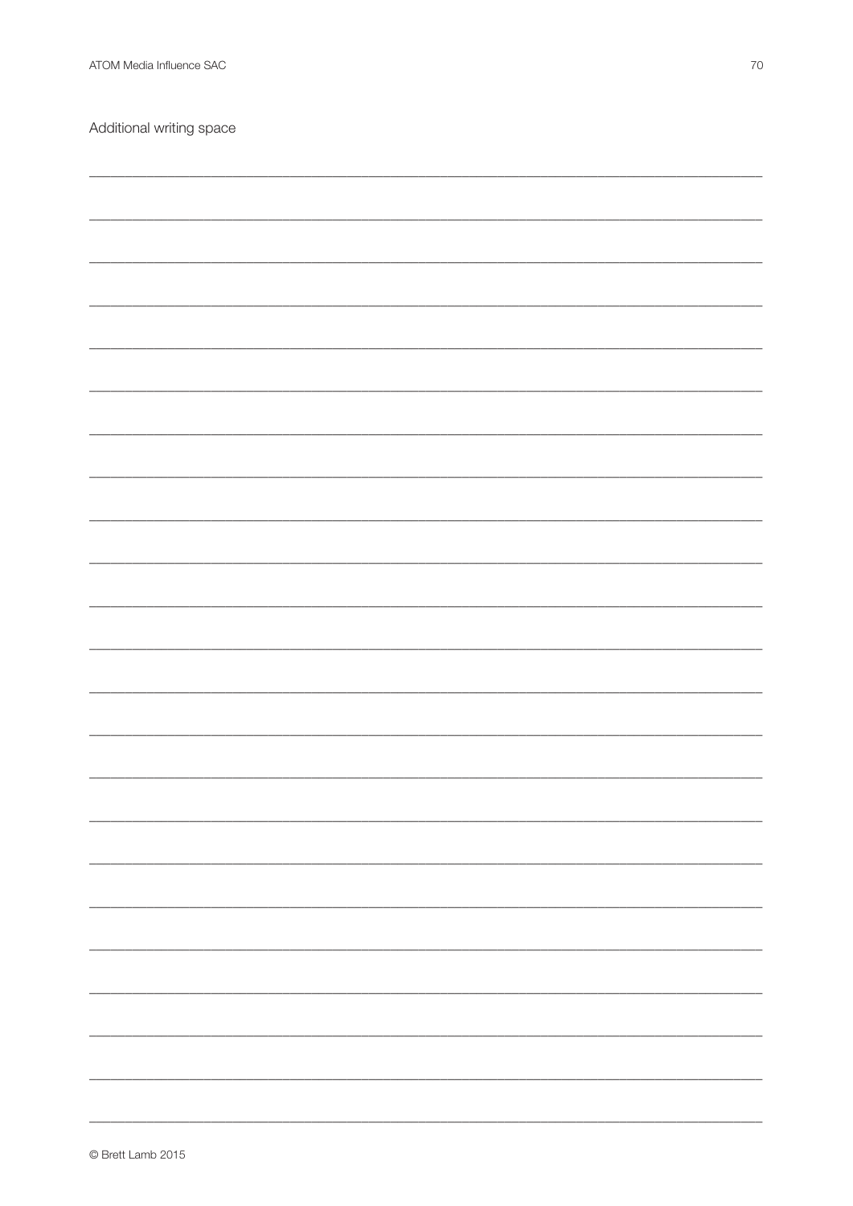Additional writing space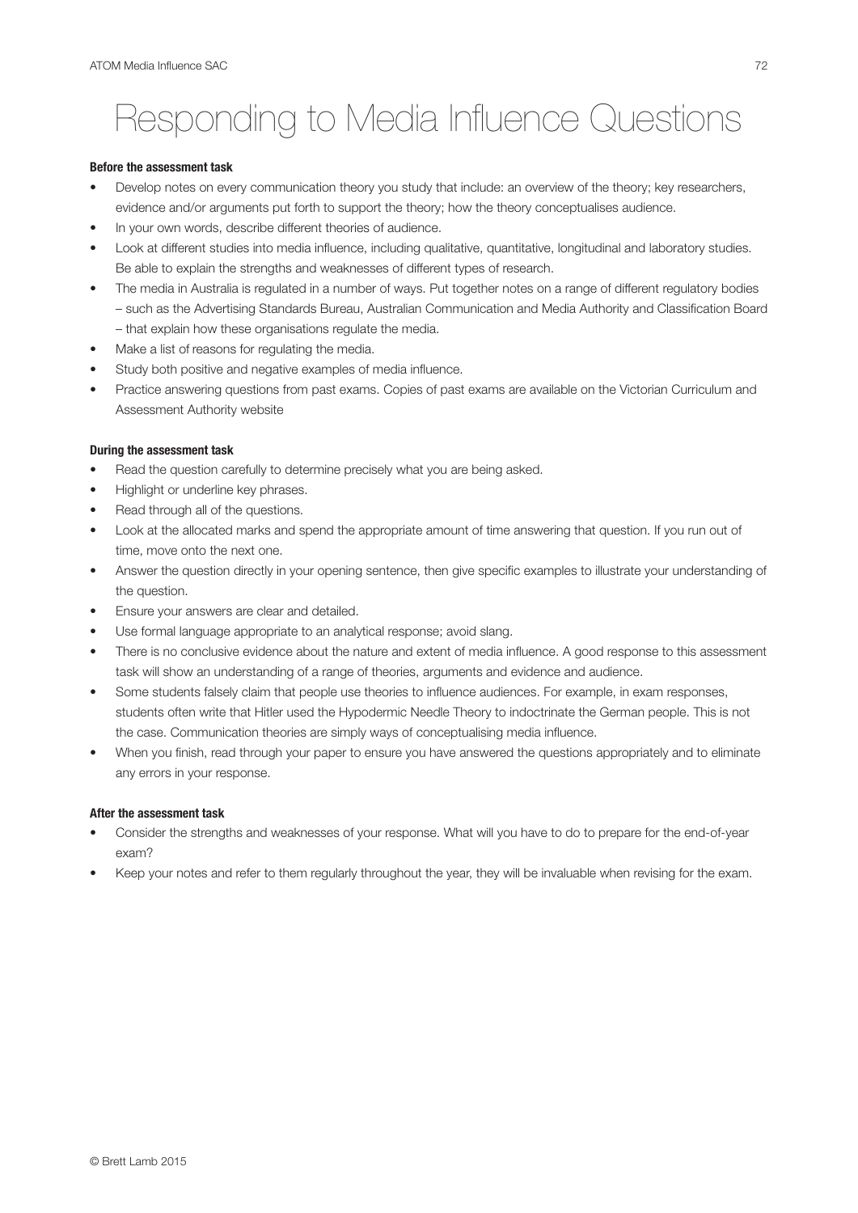# Responding to Media Influence Questions

**Before the assessment task**

- Develop notes on every communication theory you study that include: an overview of the theory; key researchers, evidence and/or arguments put forth to support the theory; how the theory conceptualises audience.
- In your own words, describe different theories of audience.
- Look at different studies into media influence, including qualitative, quantitative, longitudinal and laboratory studies. Be able to explain the strengths and weaknesses of different types of research.
- The media in Australia is regulated in a number of ways. Put together notes on a range of different regulatory bodies – such as the Advertising Standards Bureau, Australian Communication and Media Authority and Classification Board – that explain how these organisations regulate the media.
- Make a list of reasons for regulating the media.
- Study both positive and negative examples of media influence.
- Practice answering questions from past exams. Copies of past exams are available on the Victorian Curriculum and Assessment Authority website

**During the assessment task**

- Read the question carefully to determine precisely what you are being asked.
- Highlight or underline key phrases.
- Read through all of the questions.
- Look at the allocated marks and spend the appropriate amount of time answering that question. If you run out of time, move onto the next one.
- Answer the question directly in your opening sentence, then give specific examples to illustrate your understanding of the question.
- Ensure your answers are clear and detailed.
- Use formal language appropriate to an analytical response; avoid slang.
- There is no conclusive evidence about the nature and extent of media influence. A good response to this assessment task will show an understanding of a range of theories, arguments and evidence and audience.
- Some students falsely claim that people use theories to influence audiences. For example, in exam responses, students often write that Hitler used the Hypodermic Needle Theory to indoctrinate the German people. This is not the case. Communication theories are simply ways of conceptualising media influence.
- When you finish, read through your paper to ensure you have answered the questions appropriately and to eliminate any errors in your response.

**After the assessment task**

- Consider the strengths and weaknesses of your response. What will you have to do to prepare for the end-of-year exam?
- Keep your notes and refer to them regularly throughout the year, they will be invaluable when revising for the exam.

© Brett Lamb 2015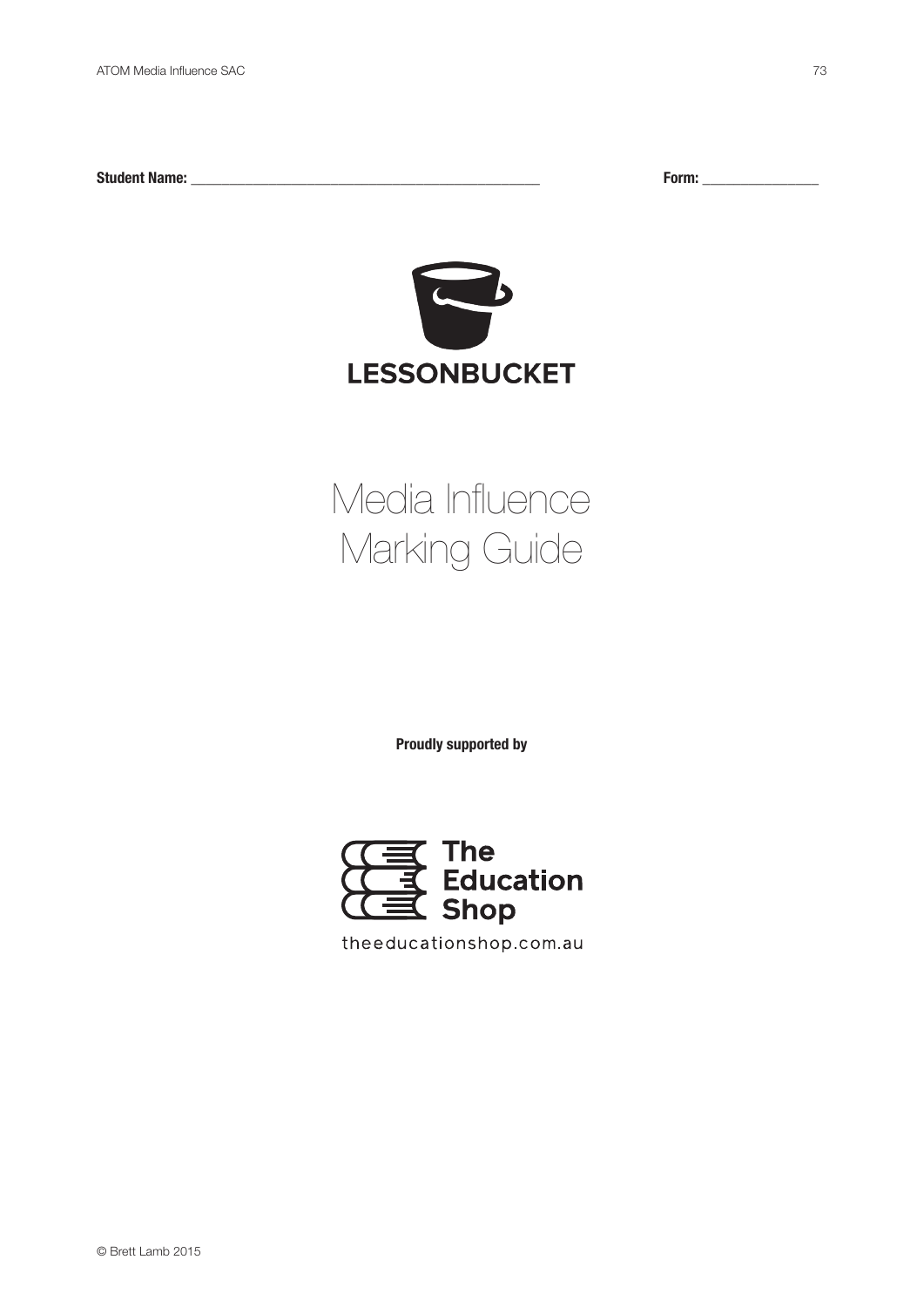**Student Name:** _______________________________________________ **Form:** _______________

**LESSONBUCKET**

# Media Influence Marking Guide

**Proudly supported by**

The Education Shop

theeducationshop.com.au

© Brett Lamb 2015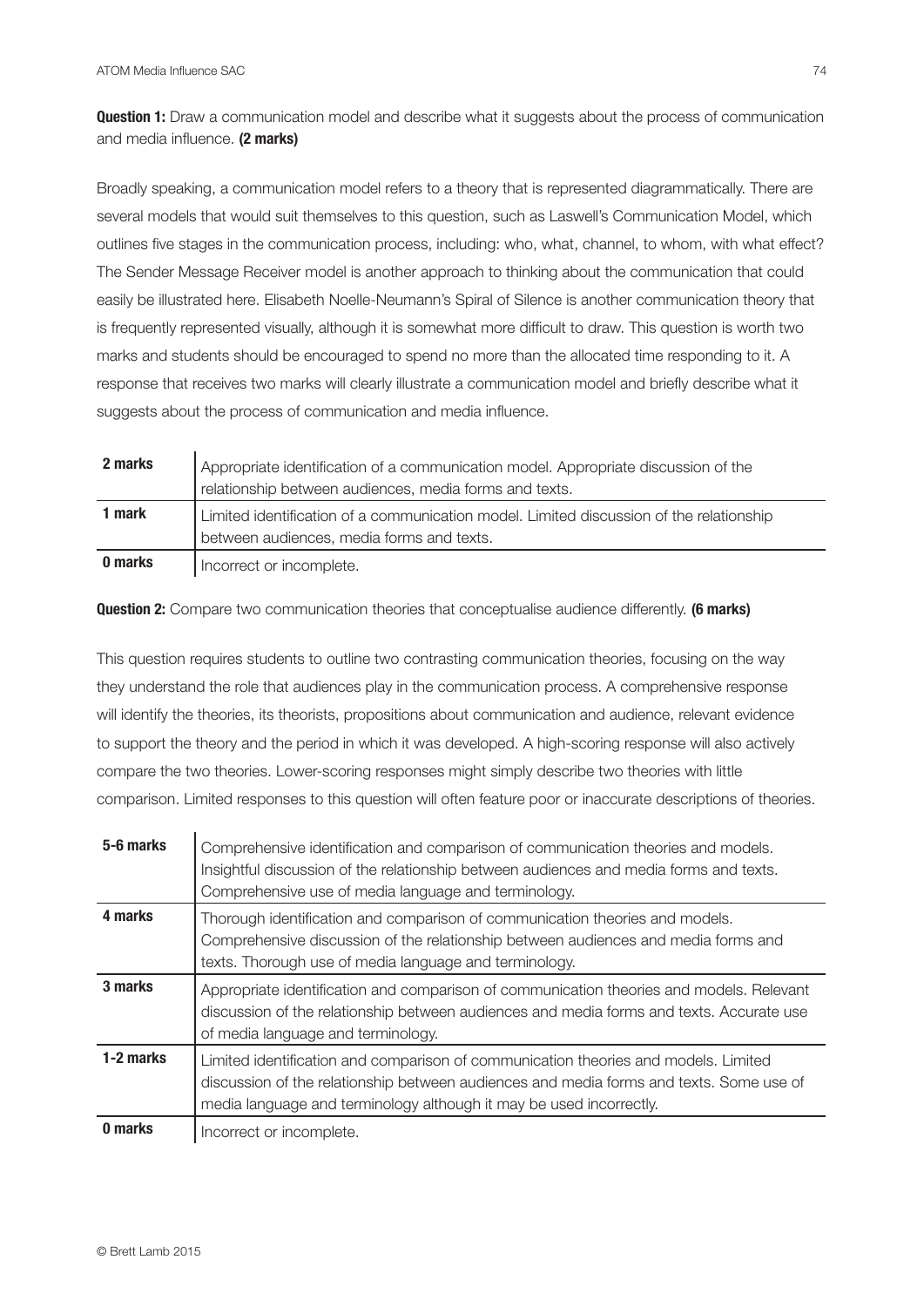**Question 1:** Draw a communication model and describe what it suggests about the process of communication and media influence. **(2 marks)**

Broadly speaking, a communication model refers to a theory that is represented diagrammatically. There are several models that would suit themselves to this question, such as Laswell's Communication Model, which outlines five stages in the communication process, including: who, what, channel, to whom, with what effect? The Sender Message Receiver model is another approach to thinking about the communication that could easily be illustrated here. Elisabeth Noelle-Neumann's Spiral of Silence is another communication theory that is frequently represented visually, although it is somewhat more difficult to draw. This question is worth two marks and students should be encouraged to spend no more than the allocated time responding to it. A response that receives two marks will clearly illustrate a communication model and briefly describe what it suggests about the process of communication and media influence.

| | |
|---|---|
| **2 marks** | Appropriate identification of a communication model. Appropriate discussion of the relationship between audiences, media forms and texts. |
| **1 mark** | Limited identification of a communication model. Limited discussion of the relationship between audiences, media forms and texts. |
| **0 marks** | Incorrect or incomplete. |

**Question 2:** Compare two communication theories that conceptualise audience differently. **(6 marks)**

This question requires students to outline two contrasting communication theories, focusing on the way they understand the role that audiences play in the communication process. A comprehensive response will identify the theories, its theorists, propositions about communication and audience, relevant evidence to support the theory and the period in which it was developed. A high-scoring response will also actively compare the two theories. Lower-scoring responses might simply describe two theories with little comparison. Limited responses to this question will often feature poor or inaccurate descriptions of theories.

| | |
|---|---|
| **5-6 marks** | Comprehensive identification and comparison of communication theories and models. Insightful discussion of the relationship between audiences and media forms and texts. Comprehensive use of media language and terminology. |
| **4 marks** | Thorough identification and comparison of communication theories and models. Comprehensive discussion of the relationship between audiences and media forms and texts. Thorough use of media language and terminology. |
| **3 marks** | Appropriate identification and comparison of communication theories and models. Relevant discussion of the relationship between audiences and media forms and texts. Accurate use of media language and terminology. |
| **1-2 marks** | Limited identification and comparison of communication theories and models. Limited discussion of the relationship between audiences and media forms and texts. Some use of media language and terminology although it may be used incorrectly. |
| **0 marks** | Incorrect or incomplete. |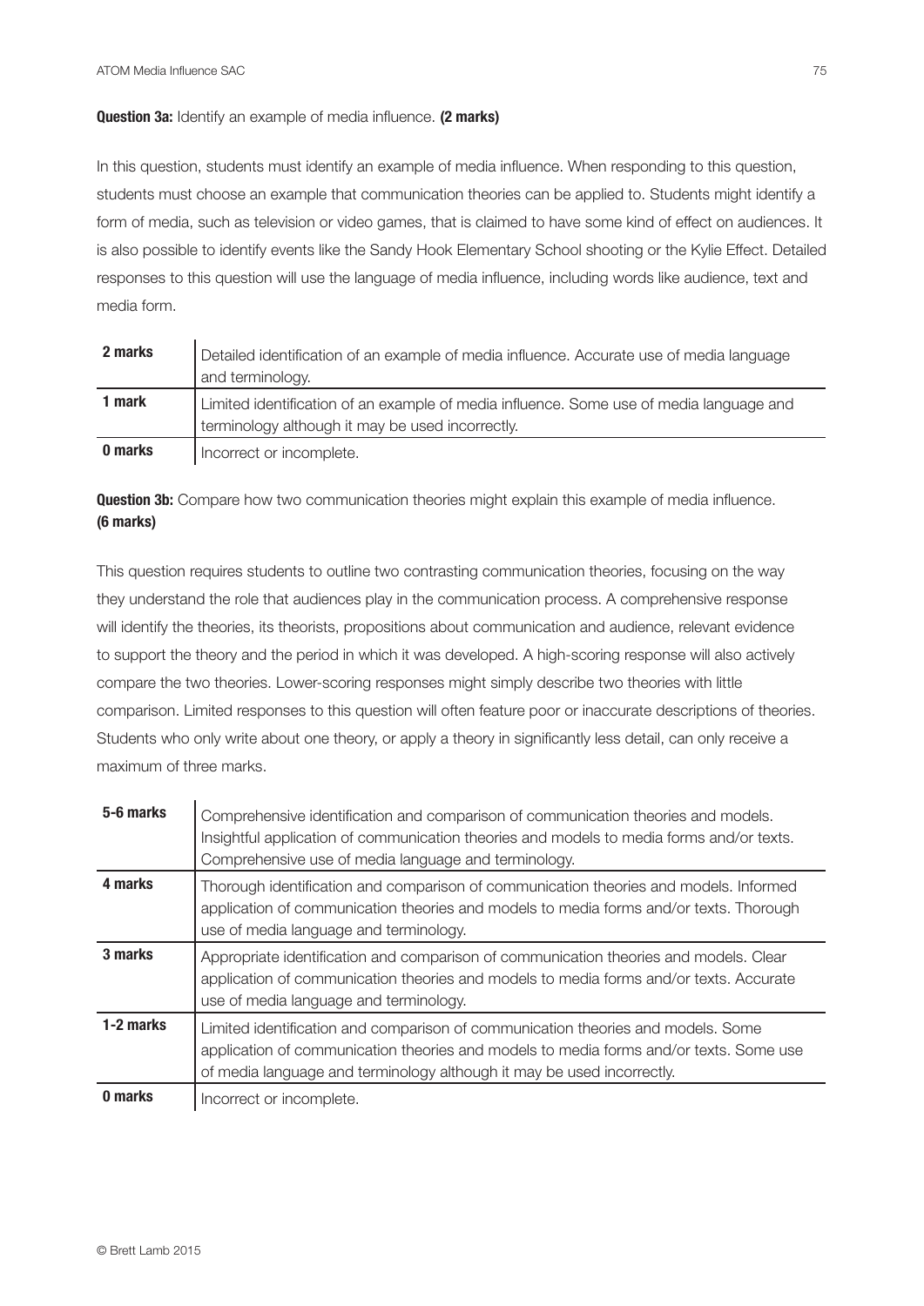**Question 3a:** Identify an example of media influence. **(2 marks)**

In this question, students must identify an example of media influence. When responding to this question, students must choose an example that communication theories can be applied to. Students might identify a form of media, such as television or video games, that is claimed to have some kind of effect on audiences. It is also possible to identify events like the Sandy Hook Elementary School shooting or the Kylie Effect. Detailed responses to this question will use the language of media influence, including words like audience, text and media form.

| | |
|---|---|
| **2 marks** | Detailed identification of an example of media influence. Accurate use of media language and terminology. |
| **1 mark** | Limited identification of an example of media influence. Some use of media language and terminology although it may be used incorrectly. |
| **0 marks** | Incorrect or incomplete. |

**Question 3b:** Compare how two communication theories might explain this example of media influence. **(6 marks)**

This question requires students to outline two contrasting communication theories, focusing on the way they understand the role that audiences play in the communication process. A comprehensive response will identify the theories, its theorists, propositions about communication and audience, relevant evidence to support the theory and the period in which it was developed. A high-scoring response will also actively compare the two theories. Lower-scoring responses might simply describe two theories with little comparison. Limited responses to this question will often feature poor or inaccurate descriptions of theories. Students who only write about one theory, or apply a theory in significantly less detail, can only receive a maximum of three marks.

| | |
|---|---|
| **5-6 marks** | Comprehensive identification and comparison of communication theories and models. Insightful application of communication theories and models to media forms and/or texts. Comprehensive use of media language and terminology. |
| **4 marks** | Thorough identification and comparison of communication theories and models. Informed application of communication theories and models to media forms and/or texts. Thorough use of media language and terminology. |
| **3 marks** | Appropriate identification and comparison of communication theories and models. Clear application of communication theories and models to media forms and/or texts. Accurate use of media language and terminology. |
| **1-2 marks** | Limited identification and comparison of communication theories and models. Some application of communication theories and models to media forms and/or texts. Some use of media language and terminology although it may be used incorrectly. |
| **0 marks** | Incorrect or incomplete. |

© Brett Lamb 2015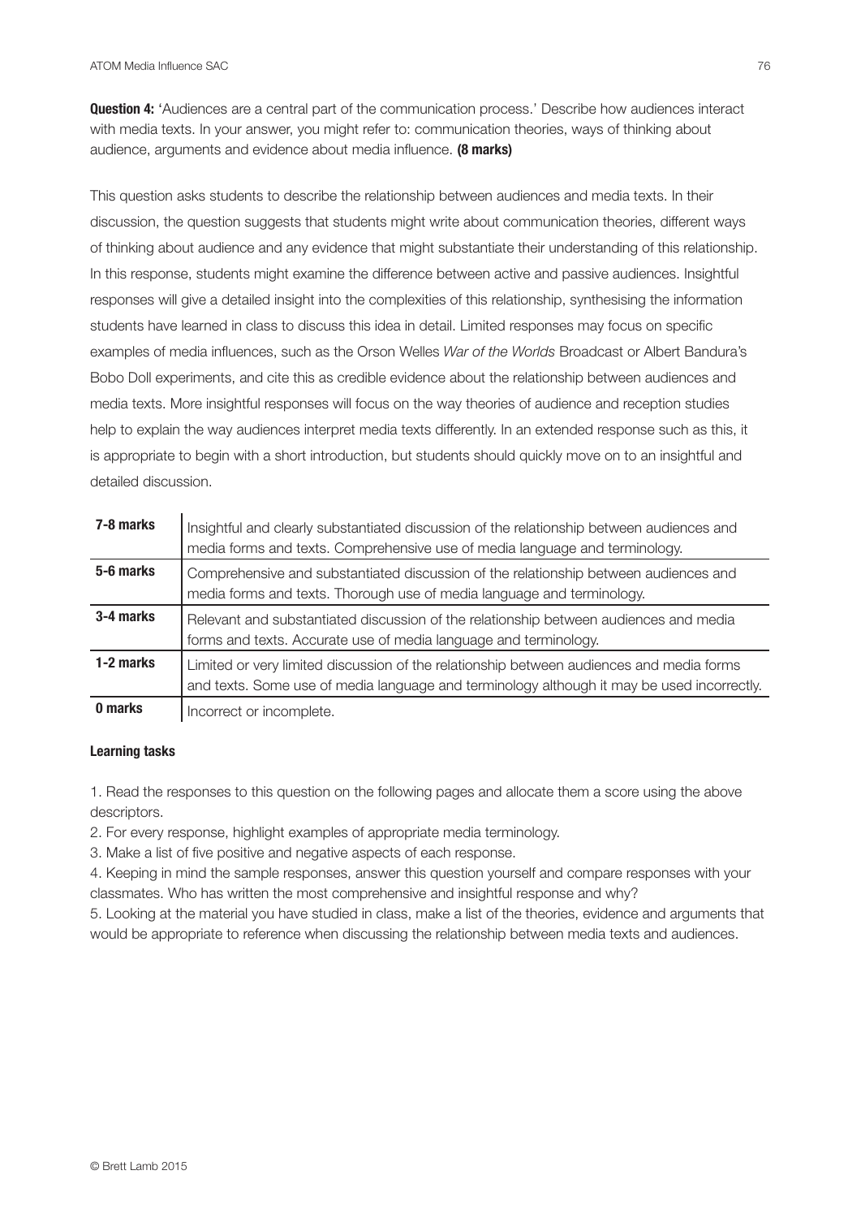**Question 4:** 'Audiences are a central part of the communication process.' Describe how audiences interact with media texts. In your answer, you might refer to: communication theories, ways of thinking about audience, arguments and evidence about media influence. **(8 marks)**

This question asks students to describe the relationship between audiences and media texts. In their discussion, the question suggests that students might write about communication theories, different ways of thinking about audience and any evidence that might substantiate their understanding of this relationship. In this response, students might examine the difference between active and passive audiences. Insightful responses will give a detailed insight into the complexities of this relationship, synthesising the information students have learned in class to discuss this idea in detail. Limited responses may focus on specific examples of media influences, such as the Orson Welles *War of the Worlds* Broadcast or Albert Bandura's Bobo Doll experiments, and cite this as credible evidence about the relationship between audiences and media texts. More insightful responses will focus on the way theories of audience and reception studies help to explain the way audiences interpret media texts differently. In an extended response such as this, it is appropriate to begin with a short introduction, but students should quickly move on to an insightful and detailed discussion.

| Marks | Descriptor |
|---|---|
| **7-8 marks** | Insightful and clearly substantiated discussion of the relationship between audiences and media forms and texts. Comprehensive use of media language and terminology. |
| **5-6 marks** | Comprehensive and substantiated discussion of the relationship between audiences and media forms and texts. Thorough use of media language and terminology. |
| **3-4 marks** | Relevant and substantiated discussion of the relationship between audiences and media forms and texts. Accurate use of media language and terminology. |
| **1-2 marks** | Limited or very limited discussion of the relationship between audiences and media forms and texts. Some use of media language and terminology although it may be used incorrectly. |
| **0 marks** | Incorrect or incomplete. |

**Learning tasks**

1. Read the responses to this question on the following pages and allocate them a score using the above descriptors.
2. For every response, highlight examples of appropriate media terminology.
3. Make a list of five positive and negative aspects of each response.
4. Keeping in mind the sample responses, answer this question yourself and compare responses with your classmates. Who has written the most comprehensive and insightful response and why?
5. Looking at the material you have studied in class, make a list of the theories, evidence and arguments that would be appropriate to reference when discussing the relationship between media texts and audiences.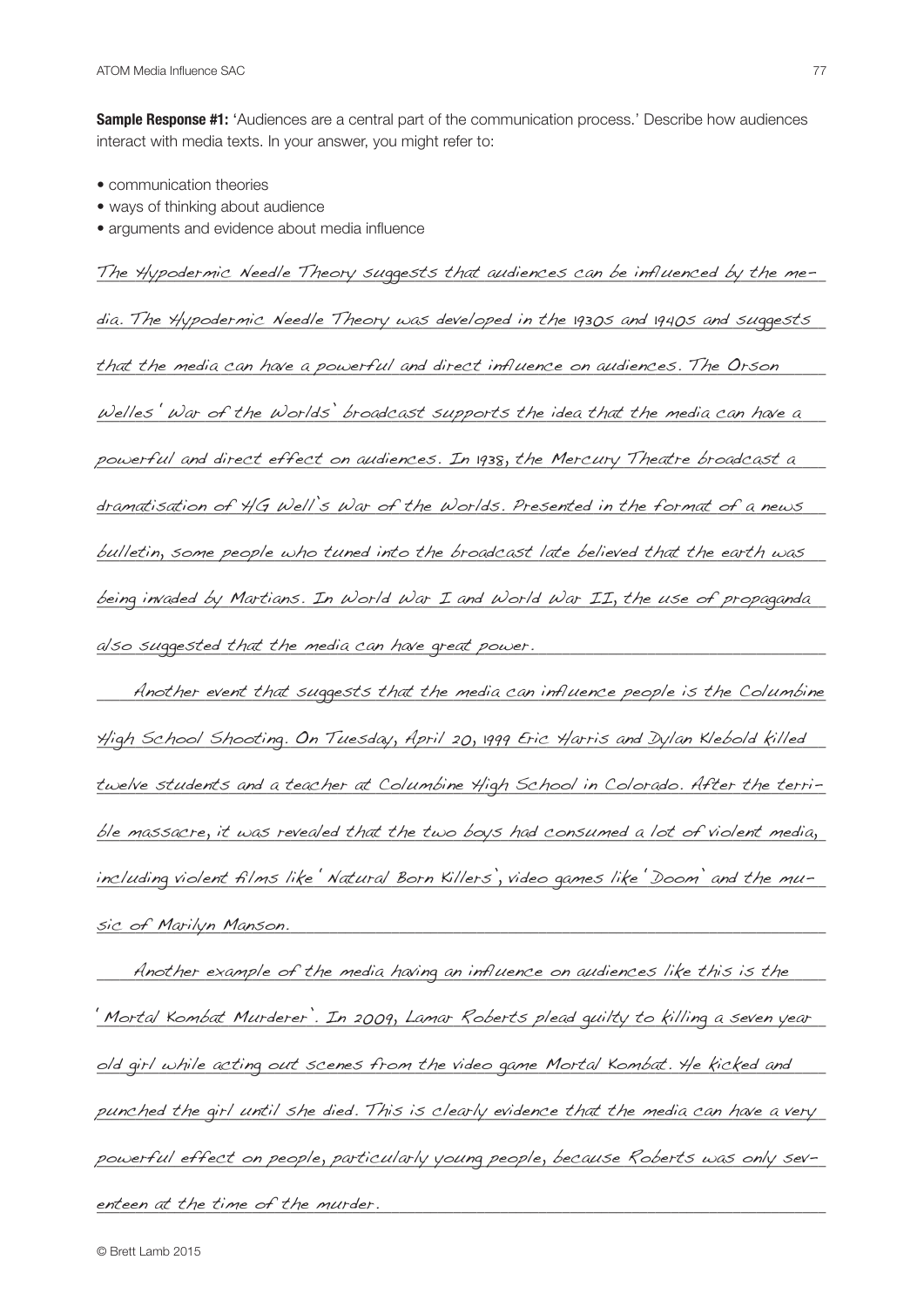**Sample Response #1:** 'Audiences are a central part of the communication process.' Describe how audiences interact with media texts. In your answer, you might refer to:

- communication theories
- ways of thinking about audience
- arguments and evidence about media influence

The Hypodermic Needle Theory suggests that audiences can be influenced by the media. The Hypodermic Needle Theory was developed in the 1930s and 1940s and suggests that the media can have a powerful and direct influence on audiences. The Orson Welles' War of the Worlds' broadcast supports the idea that the media can have a powerful and direct effect on audiences. In 1938, the Mercury Theatre broadcast a dramatisation of HG Well's War of the Worlds. Presented in the format of a news bulletin, some people who tuned into the broadcast late believed that the earth was being invaded by Martians. In World War I and World War II, the use of propaganda also suggested that the media can have great power.

Another event that suggests that the media can influence people is the Columbine High School Shooting. On Tuesday, April 20, 1999 Eric Harris and Dylan Klebold killed twelve students and a teacher at Columbine High School in Colorado. After the terrible massacre, it was revealed that the two boys had consumed a lot of violent media, including violent films like 'Natural Born Killers', video games like 'Doom' and the music of Marilyn Manson.

Another example of the media having an influence on audiences like this is the 'Mortal Kombat Murderer'. In 2009, Lamar Roberts plead guilty to killing a seven year old girl while acting out scenes from the video game Mortal Kombat. He kicked and punched the girl until she died. This is clearly evidence that the media can have a very powerful effect on people, particularly young people, because Roberts was only seventeen at the time of the murder.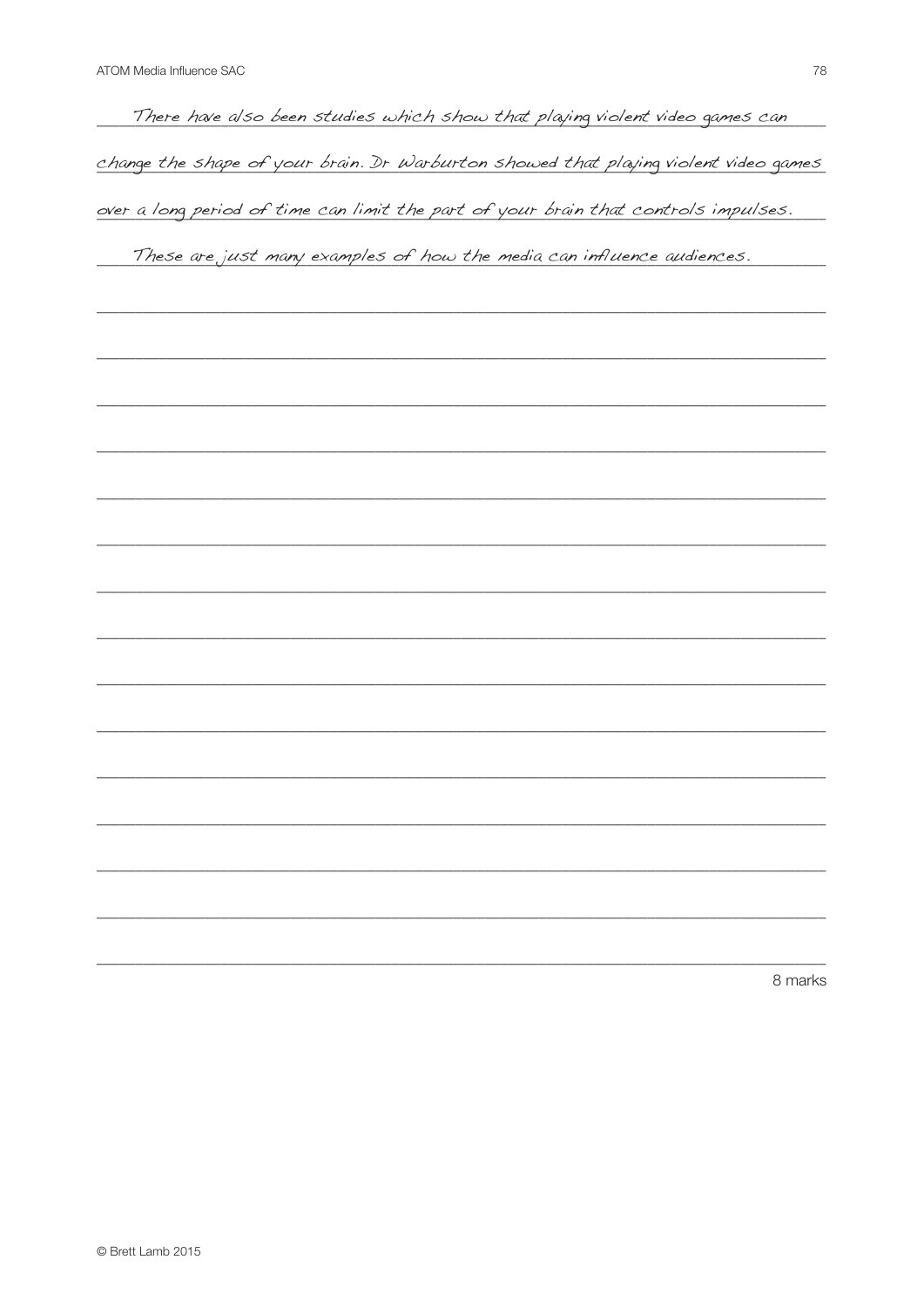There have also been studies which show that playing violent video games can change the shape of your brain. Dr Warburton showed that playing violent video games over a long period of time can limit the part of your brain that controls impulses.

These are just many examples of how the media can influence audiences.

8 marks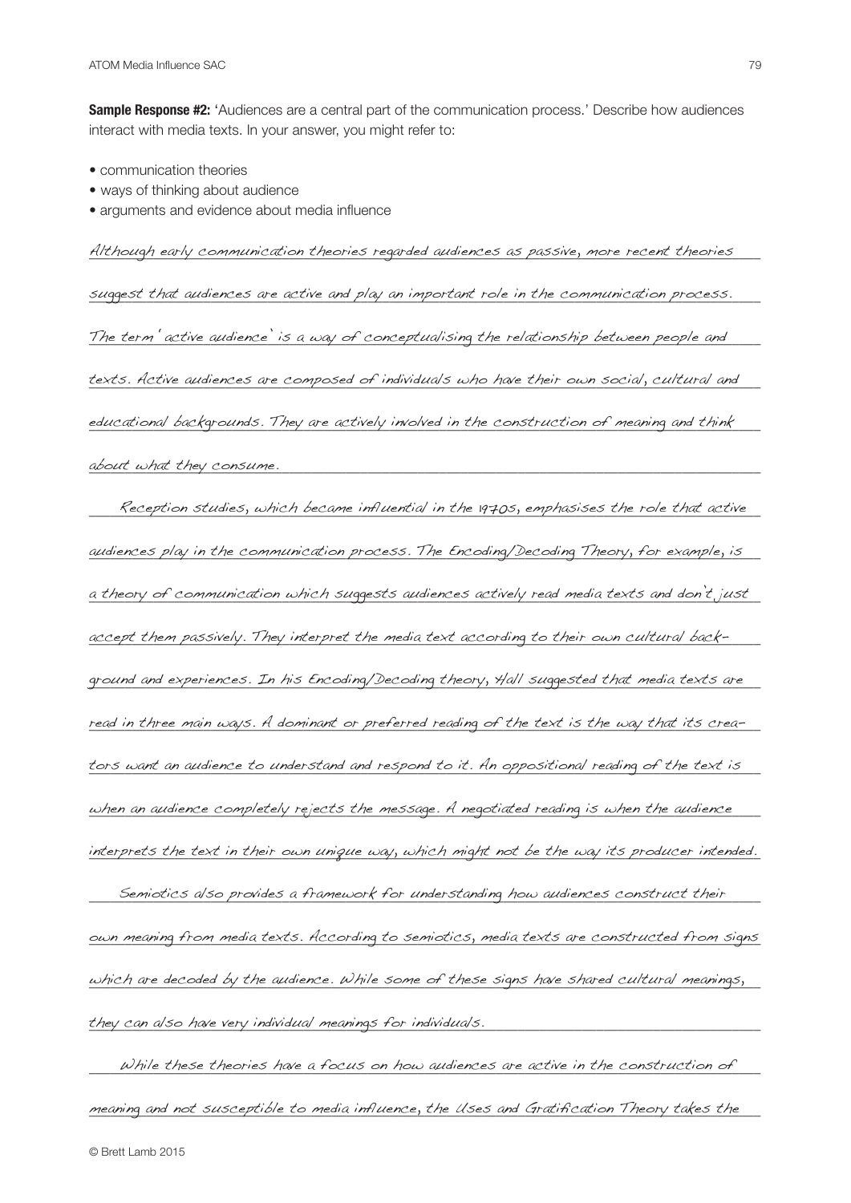**Sample Response #2:** 'Audiences are a central part of the communication process.' Describe how audiences interact with media texts. In your answer, you might refer to:

- communication theories
- ways of thinking about audience
- arguments and evidence about media influence

*Although early communication theories regarded audiences as passive, more recent theories suggest that audiences are active and play an important role in the communication process. The term 'active audience' is a way of conceptualising the relationship between people and texts. Active audiences are composed of individuals who have their own social, cultural and educational backgrounds. They are actively involved in the construction of meaning and think about what they consume.*

*Reception studies, which became influential in the 1970s, emphasises the role that active audiences play in the communication process. The Encoding/Decoding Theory, for example, is a theory of communication which suggests audiences actively read media texts and don't just accept them passively. They interpret the media text according to their own cultural background and experiences. In his Encoding/Decoding theory, Hall suggested that media texts are read in three main ways. A dominant or preferred reading of the text is the way that its creators want an audience to understand and respond to it. An oppositional reading of the text is when an audience completely rejects the message. A negotiated reading is when the audience interprets the text in their own unique way, which might not be the way its producer intended.*

*Semiotics also provides a framework for understanding how audiences construct their own meaning from media texts. According to semiotics, media texts are constructed from signs which are decoded by the audience. While some of these signs have shared cultural meanings, they can also have very individual meanings for individuals.*

*While these theories have a focus on how audiences are active in the construction of meaning and not susceptible to media influence, the Uses and Gratification Theory takes the*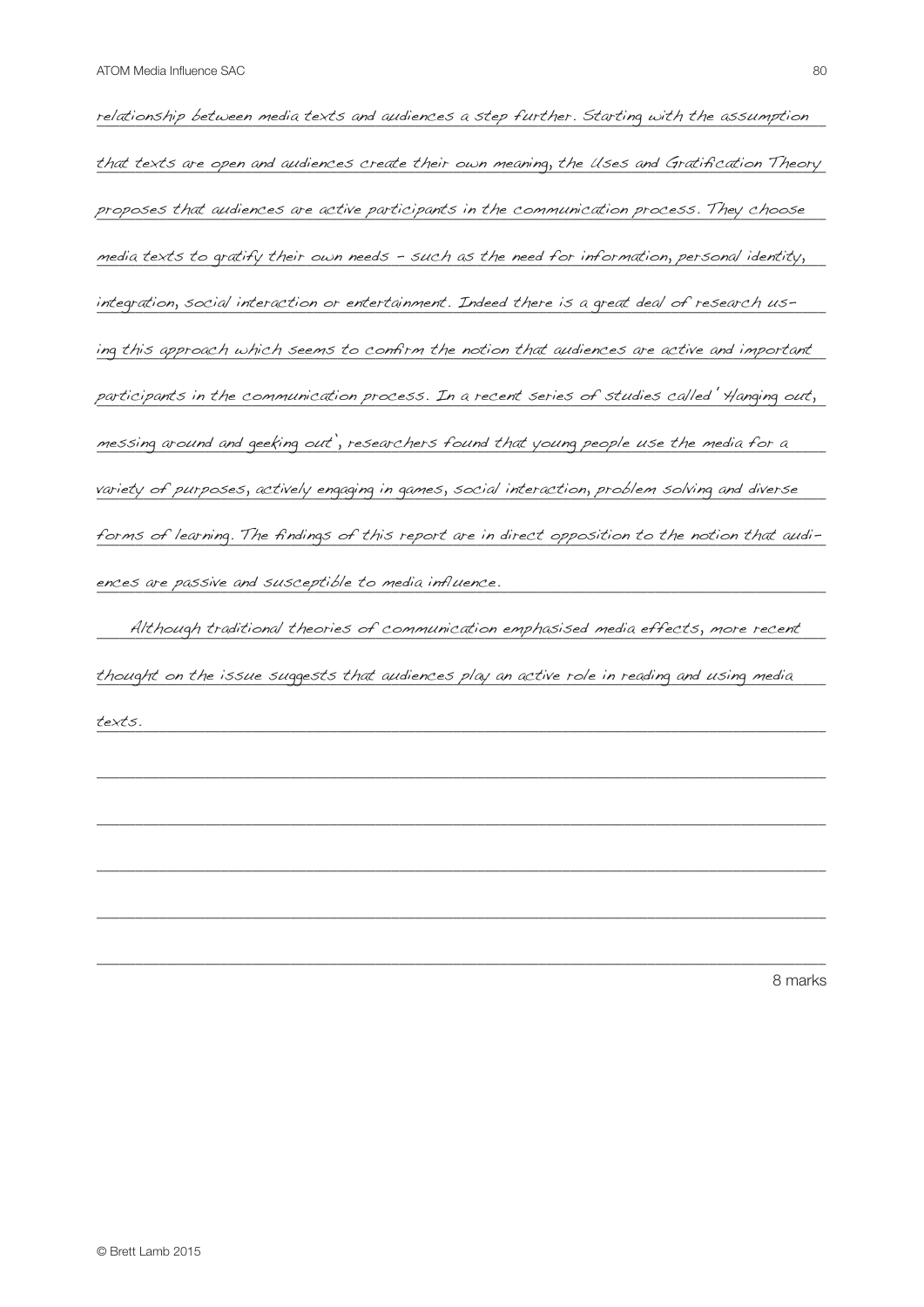relationship between media texts and audiences a step further. Starting with the assumption that texts are open and audiences create their own meaning, the Uses and Gratification Theory proposes that audiences are active participants in the communication process. They choose media texts to gratify their own needs – such as the need for information, personal identity, integration, social interaction or entertainment. Indeed there is a great deal of research using this approach which seems to confirm the notion that audiences are active and important participants in the communication process. In a recent series of studies called 'Hanging out, messing around and geeking out', researchers found that young people use the media for a variety of purposes, actively engaging in games, social interaction, problem solving and diverse forms of learning. The findings of this report are in direct opposition to the notion that audiences are passive and susceptible to media influence.

Although traditional theories of communication emphasised media effects, more recent thought on the issue suggests that audiences play an active role in reading and using media texts.

8 marks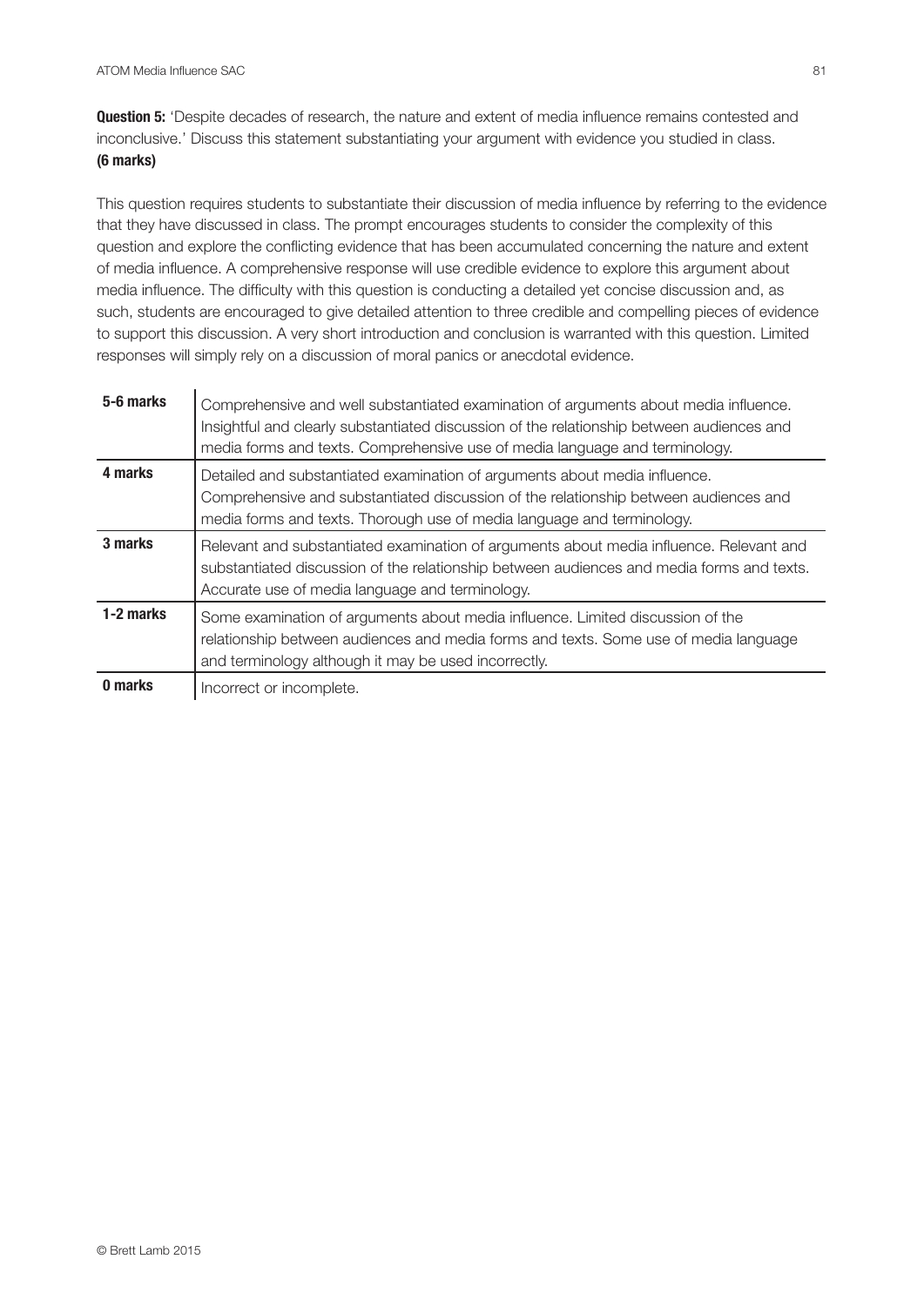**Question 5:** 'Despite decades of research, the nature and extent of media influence remains contested and inconclusive.' Discuss this statement substantiating your argument with evidence you studied in class. **(6 marks)**

This question requires students to substantiate their discussion of media influence by referring to the evidence that they have discussed in class. The prompt encourages students to consider the complexity of this question and explore the conflicting evidence that has been accumulated concerning the nature and extent of media influence. A comprehensive response will use credible evidence to explore this argument about media influence. The difficulty with this question is conducting a detailed yet concise discussion and, as such, students are encouraged to give detailed attention to three credible and compelling pieces of evidence to support this discussion. A very short introduction and conclusion is warranted with this question. Limited responses will simply rely on a discussion of moral panics or anecdotal evidence.

| | |
|---|---|
| **5-6 marks** | Comprehensive and well substantiated examination of arguments about media influence. Insightful and clearly substantiated discussion of the relationship between audiences and media forms and texts. Comprehensive use of media language and terminology. |
| **4 marks** | Detailed and substantiated examination of arguments about media influence. Comprehensive and substantiated discussion of the relationship between audiences and media forms and texts. Thorough use of media language and terminology. |
| **3 marks** | Relevant and substantiated examination of arguments about media influence. Relevant and substantiated discussion of the relationship between audiences and media forms and texts. Accurate use of media language and terminology. |
| **1-2 marks** | Some examination of arguments about media influence. Limited discussion of the relationship between audiences and media forms and texts. Some use of media language and terminology although it may be used incorrectly. |
| **0 marks** | Incorrect or incomplete. |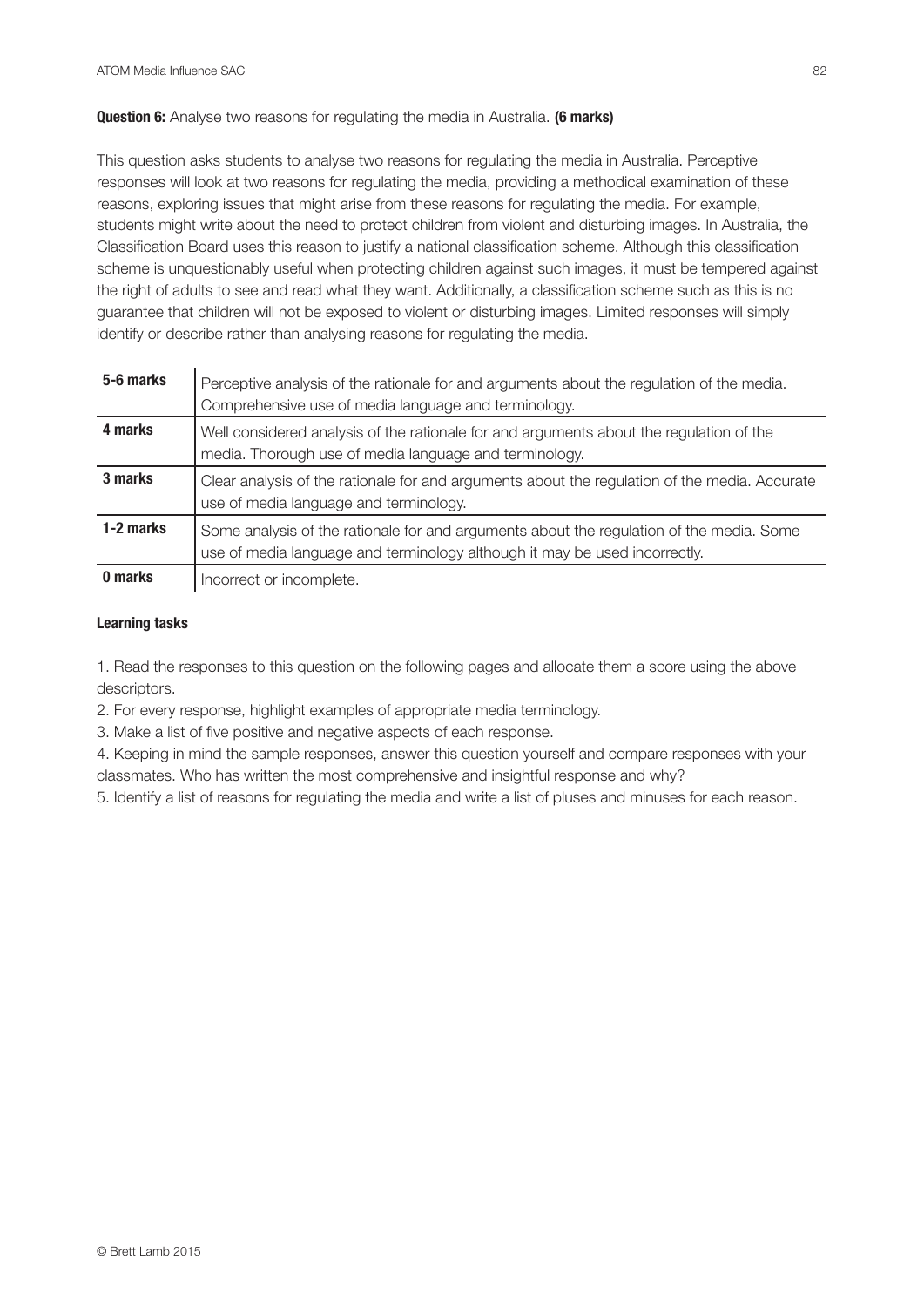**Question 6:** Analyse two reasons for regulating the media in Australia. **(6 marks)**

This question asks students to analyse two reasons for regulating the media in Australia. Perceptive responses will look at two reasons for regulating the media, providing a methodical examination of these reasons, exploring issues that might arise from these reasons for regulating the media. For example, students might write about the need to protect children from violent and disturbing images. In Australia, the Classification Board uses this reason to justify a national classification scheme. Although this classification scheme is unquestionably useful when protecting children against such images, it must be tempered against the right of adults to see and read what they want. Additionally, a classification scheme such as this is no guarantee that children will not be exposed to violent or disturbing images. Limited responses will simply identify or describe rather than analysing reasons for regulating the media.

| | |
|---|---|
| **5-6 marks** | Perceptive analysis of the rationale for and arguments about the regulation of the media. Comprehensive use of media language and terminology. |
| **4 marks** | Well considered analysis of the rationale for and arguments about the regulation of the media. Thorough use of media language and terminology. |
| **3 marks** | Clear analysis of the rationale for and arguments about the regulation of the media. Accurate use of media language and terminology. |
| **1-2 marks** | Some analysis of the rationale for and arguments about the regulation of the media. Some use of media language and terminology although it may be used incorrectly. |
| **0 marks** | Incorrect or incomplete. |

**Learning tasks**

1. Read the responses to this question on the following pages and allocate them a score using the above descriptors.
2. For every response, highlight examples of appropriate media terminology.
3. Make a list of five positive and negative aspects of each response.
4. Keeping in mind the sample responses, answer this question yourself and compare responses with your classmates. Who has written the most comprehensive and insightful response and why?
5. Identify a list of reasons for regulating the media and write a list of pluses and minuses for each reason.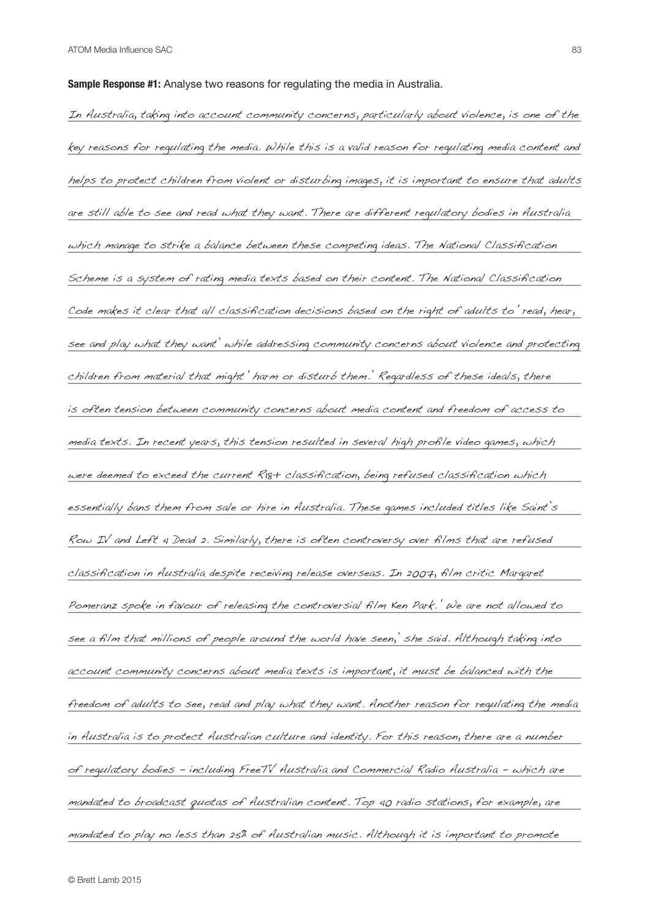**Sample Response #1:** Analyse two reasons for regulating the media in Australia.

In Australia, taking into account community concerns, particularly about violence, is one of the key reasons for regulating the media. While this is a valid reason for regulating media content and helps to protect children from violent or disturbing images, it is important to ensure that adults are still able to see and read what they want. There are different regulatory bodies in Australia which manage to strike a balance between these competing ideas. The National Classification Scheme is a system of rating media texts based on their content. The National Classification Code makes it clear that all classification decisions based on the right of adults to 'read, hear, see and play what they want' while addressing community concerns about violence and protecting children from material that might 'harm or disturb them.' Regardless of these ideals, there is often tension between community concerns about media content and freedom of access to media texts. In recent years, this tension resulted in several high profile video games, which were deemed to exceed the current R18+ classification, being refused classification which essentially bans them from sale or hire in Australia. These games included titles like Saint's Row IV and Left 4 Dead 2. Similarly, there is often controversy over films that are refused classification in Australia despite receiving release overseas. In 2007, film critic Margaret Pomeranz spoke in favour of releasing the controversial film Ken Park. 'We are not allowed to see a film that millions of people around the world have seen,' she said. Although taking into account community concerns about media texts is important, it must be balanced with the freedom of adults to see, read and play what they want. Another reason for regulating the media in Australia is to protect Australian culture and identity. For this reason, there are a number of regulatory bodies – including FreeTV Australia and Commercial Radio Australia – which are mandated to broadcast quotas of Australian content. Top 40 radio stations, for example, are mandated to play no less than 25% of Australian music. Although it is important to promote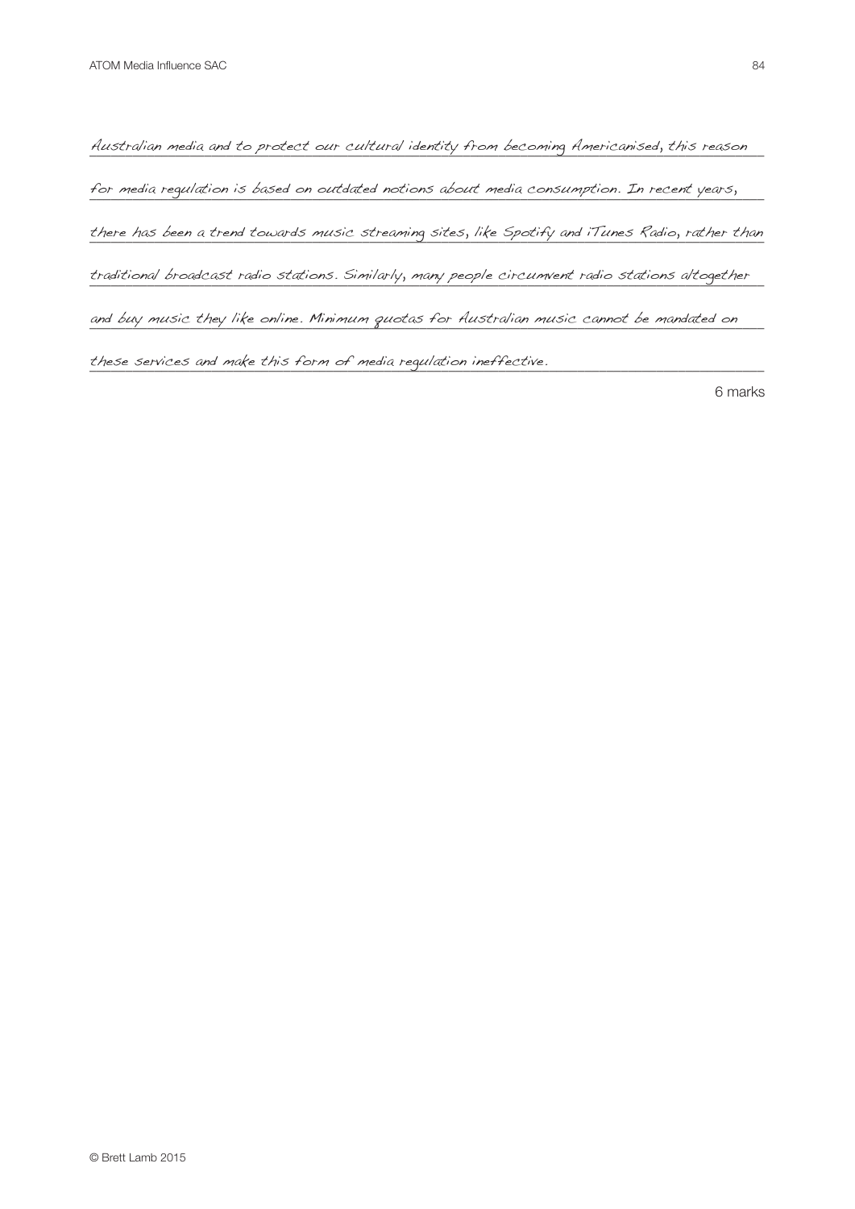Australian media and to protect our cultural identity from becoming Americanised, this reason for media regulation is based on outdated notions about media consumption. In recent years, there has been a trend towards music streaming sites, like Spotify and iTunes Radio, rather than traditional broadcast radio stations. Similarly, many people circumvent radio stations altogether and buy music they like online. Minimum quotas for Australian music cannot be mandated on these services and make this form of media regulation ineffective.

6 marks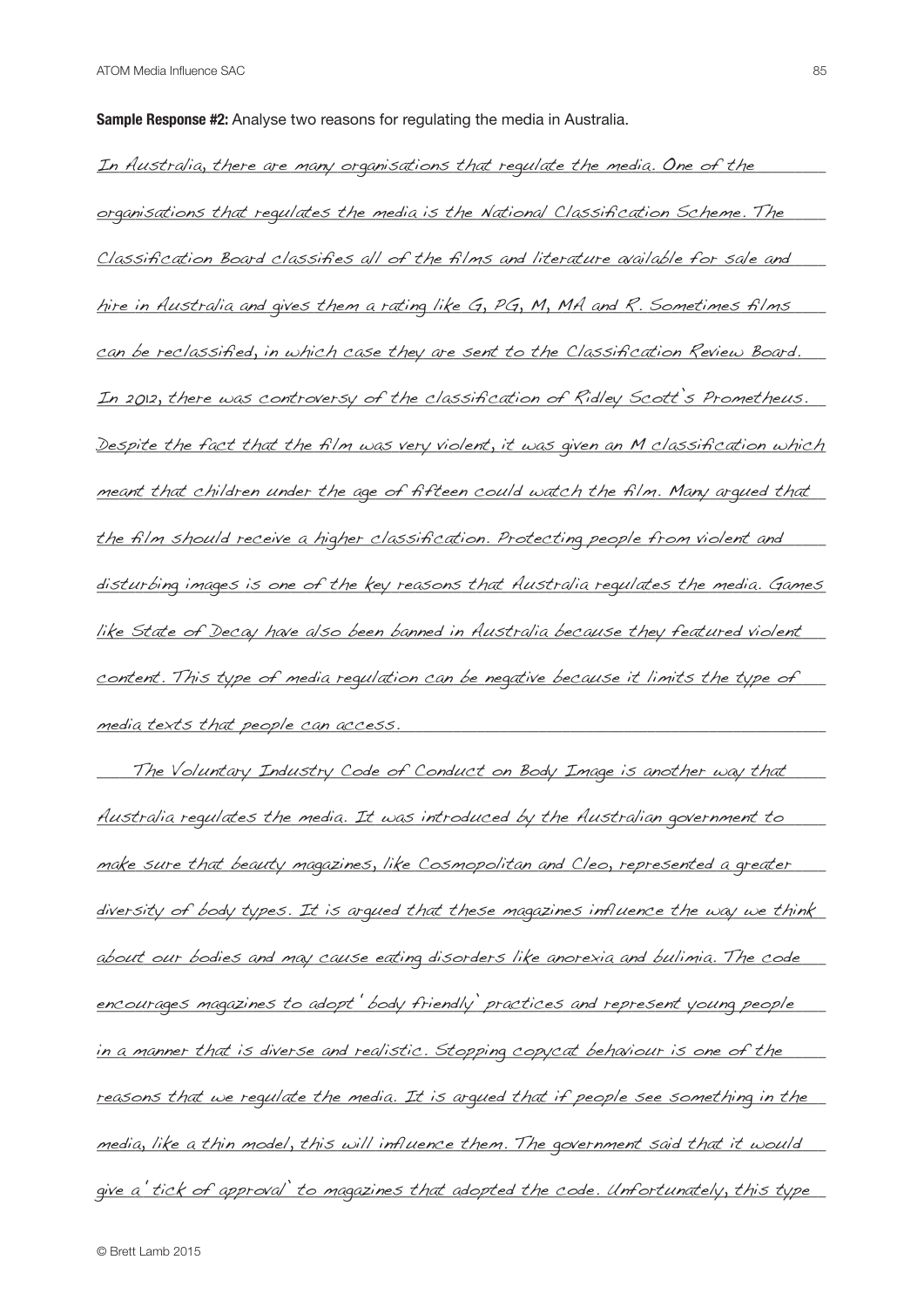**Sample Response #2:** Analyse two reasons for regulating the media in Australia.

In Australia, there are many organisations that regulate the media. One of the organisations that regulates the media is the National Classification Scheme. The Classification Board classifies all of the films and literature available for sale and hire in Australia and gives them a rating like G, PG, M, MA and R. Sometimes films can be reclassified, in which case they are sent to the Classification Review Board. In 2012, there was controversy of the classification of Ridley Scott's Prometheus. Despite the fact that the film was very violent, it was given an M classification which meant that children under the age of fifteen could watch the film. Many argued that the film should receive a higher classification. Protecting people from violent and disturbing images is one of the key reasons that Australia regulates the media. Games like State of Decay have also been banned in Australia because they featured violent content. This type of media regulation can be negative because it limits the type of media texts that people can access.

The Voluntary Industry Code of Conduct on Body Image is another way that Australia regulates the media. It was introduced by the Australian government to make sure that beauty magazines, like Cosmopolitan and Cleo, represented a greater diversity of body types. It is argued that these magazines influence the way we think about our bodies and may cause eating disorders like anorexia and bulimia. The code encourages magazines to adopt 'body friendly' practices and represent young people in a manner that is diverse and realistic. Stopping copycat behaviour is one of the reasons that we regulate the media. It is argued that if people see something in the media, like a thin model, this will influence them. The government said that it would give a 'tick of approval' to magazines that adopted the code. Unfortunately, this type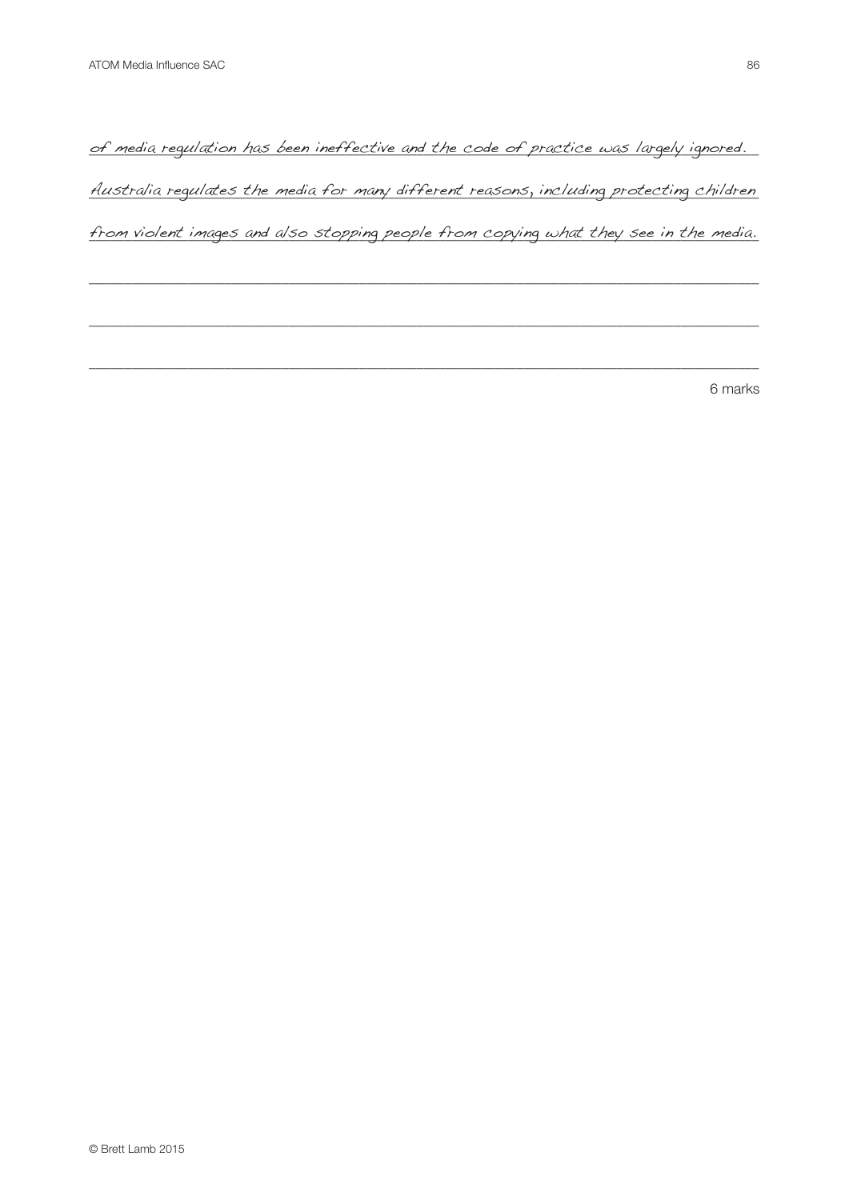of media regulation has been ineffective and the code of practice was largely ignored. Australia regulates the media for many different reasons, including protecting children from violent images and also stopping people from copying what they see in the media.

_______________________________________________________________________________

_______________________________________________________________________________

_______________________________________________________________________________

6 marks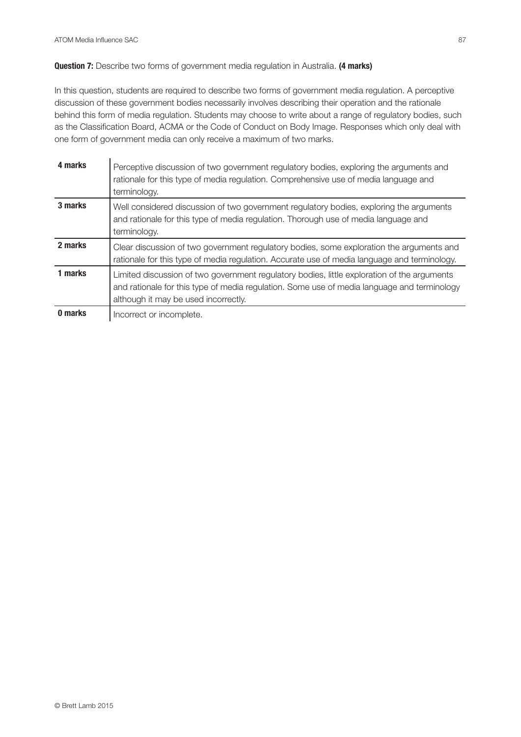**Question 7:** Describe two forms of government media regulation in Australia. **(4 marks)**

In this question, students are required to describe two forms of government media regulation. A perceptive discussion of these government bodies necessarily involves describing their operation and the rationale behind this form of media regulation. Students may choose to write about a range of regulatory bodies, such as the Classification Board, ACMA or the Code of Conduct on Body Image. Responses which only deal with one form of government media can only receive a maximum of two marks.

| | |
|---|---|
| **4 marks** | Perceptive discussion of two government regulatory bodies, exploring the arguments and rationale for this type of media regulation. Comprehensive use of media language and terminology. |
| **3 marks** | Well considered discussion of two government regulatory bodies, exploring the arguments and rationale for this type of media regulation. Thorough use of media language and terminology. |
| **2 marks** | Clear discussion of two government regulatory bodies, some exploration the arguments and rationale for this type of media regulation. Accurate use of media language and terminology. |
| **1 marks** | Limited discussion of two government regulatory bodies, little exploration of the arguments and rationale for this type of media regulation. Some use of media language and terminology although it may be used incorrectly. |
| **0 marks** | Incorrect or incomplete. |

© Brett Lamb 2015